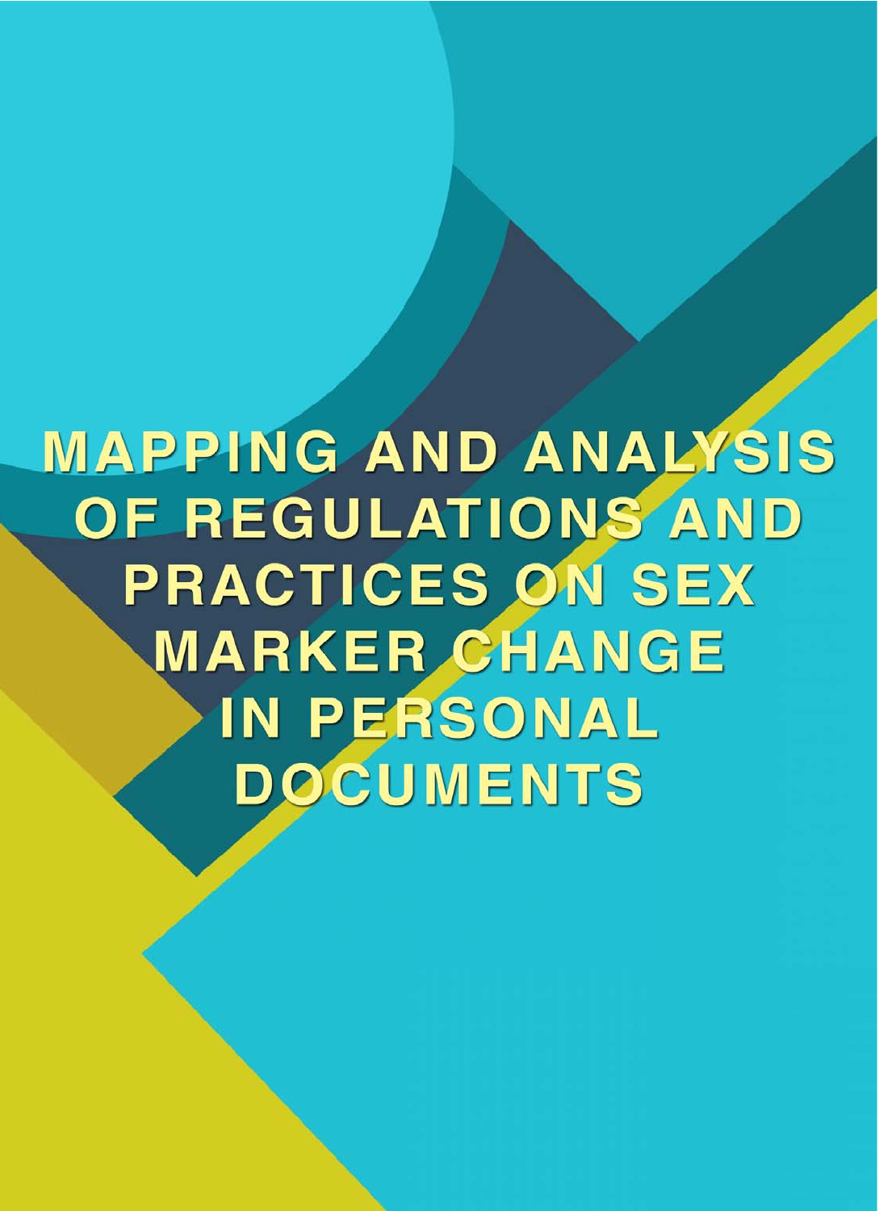# MAPPING AND ANALYSIS OF REGULATIONS AND PRACTICES ON SEX MARKER CHANGE IN PERSONAL DOCUMENTS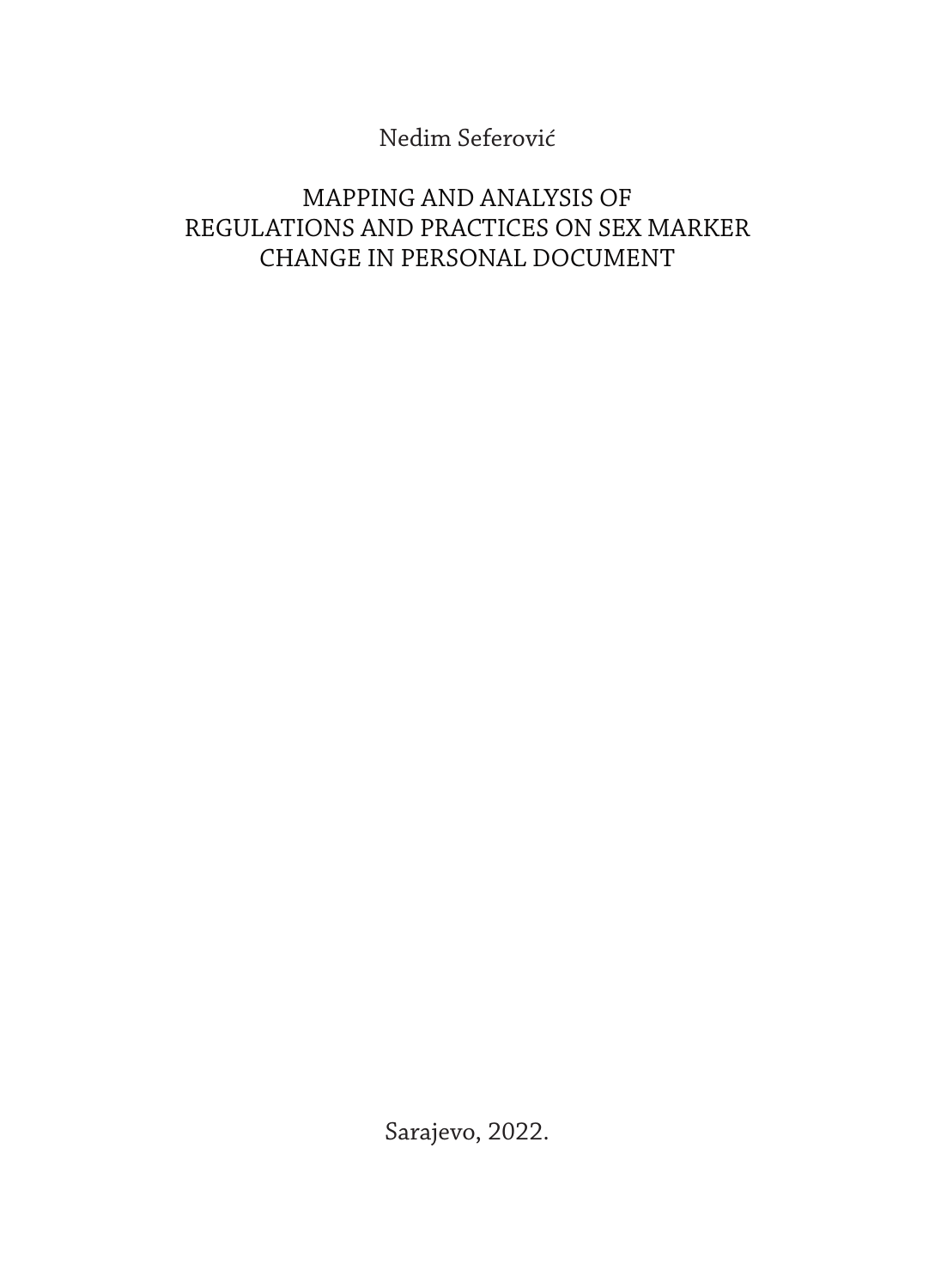Nedim Seferović

# MAPPING AND ANALYSIS OF REGULATIONS AND PRACTICES ON SEX MARKER CHANGE IN PERSONAL DOCUMENT

Sarajevo, 2022.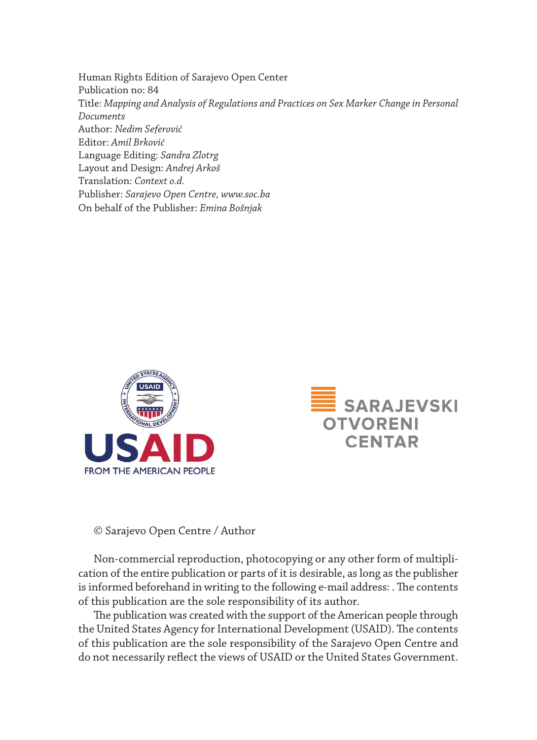Human Rights Edition of Sarajevo Open Center
Publication no: 84
Title: *Mapping and Analysis of Regulations and Practices on Sex Marker Change in Personal Documents*
Author: *Nedim Seferović*
Editor: *Amil Brković*
Language Editing: *Sandra Zlotrg*
Layout and Design: *Andrej Arkoš*
Translation: *Context o.d.*
Publisher: *Sarajevo Open Centre, www.soc.ba*
On behalf of the Publisher: *Emina Bošnjak*

© Sarajevo Open Centre / Author

Non-commercial reproduction, photocopying or any other form of multiplication of the entire publication or parts of it is desirable, as long as the publisher is informed beforehand in writing to the following e-mail address: . The contents of this publication are the sole responsibility of its author.

The publication was created with the support of the American people through the United States Agency for International Development (USAID). The contents of this publication are the sole responsibility of the Sarajevo Open Centre and do not necessarily reflect the views of USAID or the United States Government.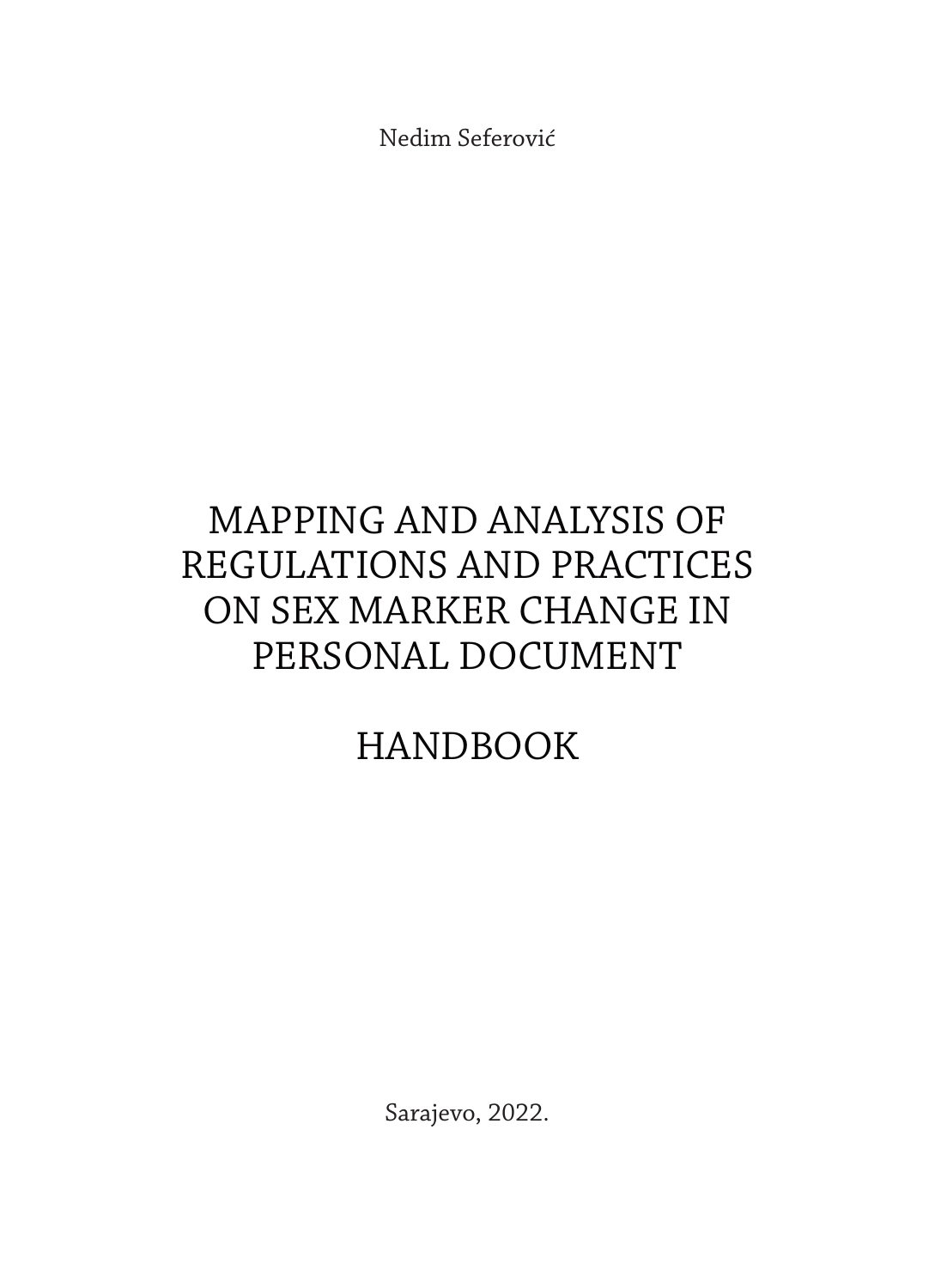Nedim Seferović

# MAPPING AND ANALYSIS OF REGULATIONS AND PRACTICES ON SEX MARKER CHANGE IN PERSONAL DOCUMENT

# HANDBOOK

Sarajevo, 2022.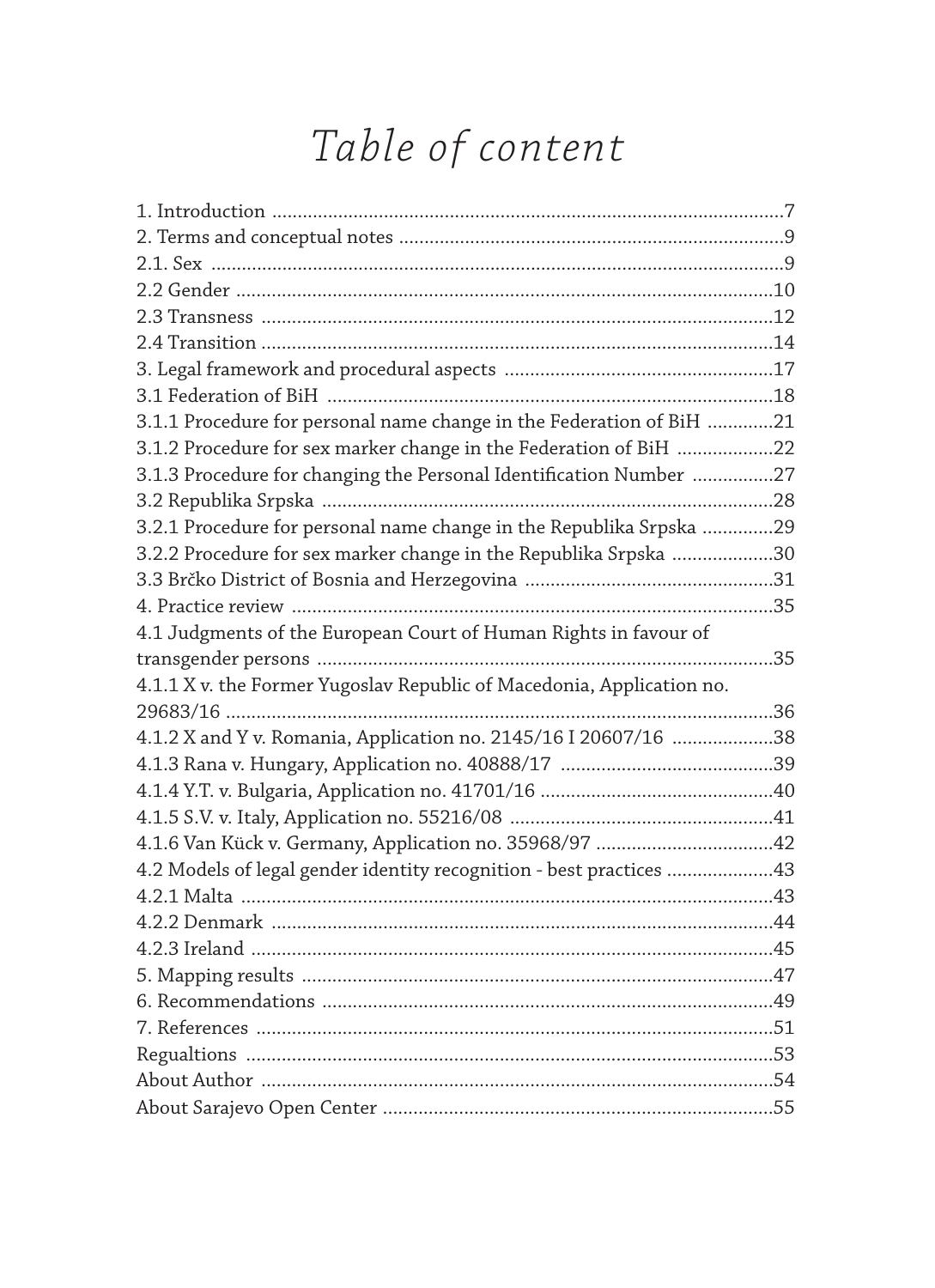# Table of content

1. Introduction ....................................................................................................7
2. Terms and conceptual notes ...........................................................................9
2.1. Sex ..................................................................................................................9
2.2 Gender ...........................................................................................................10
2.3 Transness .....................................................................................................12
2.4 Transition .....................................................................................................14
3. Legal framework and procedural aspects .....................................................17
3.1 Federation of BiH .........................................................................................18
3.1.1 Procedure for personal name change in the Federation of BiH .............21
3.1.2 Procedure for sex marker change in the Federation of BiH ...................22
3.1.3 Procedure for changing the Personal Identification Number ................27
3.2 Republika Srpska ..........................................................................................28
3.2.1 Procedure for personal name change in the Republika Srpska ..............29
3.2.2 Procedure for sex marker change in the Republika Srpska ....................30
3.3 Brčko District of Bosnia and Herzegovina .................................................31
4. Practice review ...............................................................................................35
4.1 Judgments of the European Court of Human Rights in favour of transgender persons ..........................................................................................35
4.1.1 X v. the Former Yugoslav Republic of Macedonia, Application no. 29683/16 ..............................................................................................................36
4.1.2 X and Y v. Romania, Application no. 2145/16 I 20607/16 ....................38
4.1.3 Rana v. Hungary, Application no. 40888/17 ..........................................39
4.1.4 Y.T. v. Bulgaria, Application no. 41701/16 ..............................................40
4.1.5 S.V. v. Italy, Application no. 55216/08 ....................................................41
4.1.6 Van Kück v. Germany, Application no. 35968/97 ...................................42
4.2 Models of legal gender identity recognition - best practices .....................43
4.2.1 Malta ..........................................................................................................43
4.2.2 Denmark ....................................................................................................44
4.2.3 Ireland .......................................................................................................45
5. Mapping results .............................................................................................47
6. Recommendations .........................................................................................49
7. References ......................................................................................................51
Regualtions ........................................................................................................53
About Author .....................................................................................................54
About Sarajevo Open Center .............................................................................55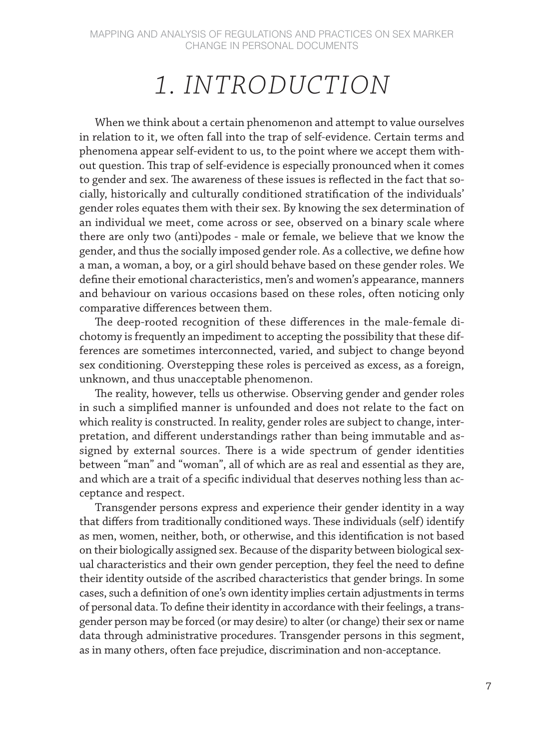# 1. INTRODUCTION

When we think about a certain phenomenon and attempt to value ourselves in relation to it, we often fall into the trap of self-evidence. Certain terms and phenomena appear self-evident to us, to the point where we accept them without question. This trap of self-evidence is especially pronounced when it comes to gender and sex. The awareness of these issues is reflected in the fact that socially, historically and culturally conditioned stratification of the individuals' gender roles equates them with their sex. By knowing the sex determination of an individual we meet, come across or see, observed on a binary scale where there are only two (anti)podes - male or female, we believe that we know the gender, and thus the socially imposed gender role. As a collective, we define how a man, a woman, a boy, or a girl should behave based on these gender roles. We define their emotional characteristics, men's and women's appearance, manners and behaviour on various occasions based on these roles, often noticing only comparative differences between them.

The deep-rooted recognition of these differences in the male-female dichotomy is frequently an impediment to accepting the possibility that these differences are sometimes interconnected, varied, and subject to change beyond sex conditioning. Overstepping these roles is perceived as excess, as a foreign, unknown, and thus unacceptable phenomenon.

The reality, however, tells us otherwise. Observing gender and gender roles in such a simplified manner is unfounded and does not relate to the fact on which reality is constructed. In reality, gender roles are subject to change, interpretation, and different understandings rather than being immutable and assigned by external sources. There is a wide spectrum of gender identities between "man" and "woman", all of which are as real and essential as they are, and which are a trait of a specific individual that deserves nothing less than acceptance and respect.

Transgender persons express and experience their gender identity in a way that differs from traditionally conditioned ways. These individuals (self) identify as men, women, neither, both, or otherwise, and this identification is not based on their biologically assigned sex. Because of the disparity between biological sexual characteristics and their own gender perception, they feel the need to define their identity outside of the ascribed characteristics that gender brings. In some cases, such a definition of one's own identity implies certain adjustments in terms of personal data. To define their identity in accordance with their feelings, a transgender person may be forced (or may desire) to alter (or change) their sex or name data through administrative procedures. Transgender persons in this segment, as in many others, often face prejudice, discrimination and non-acceptance.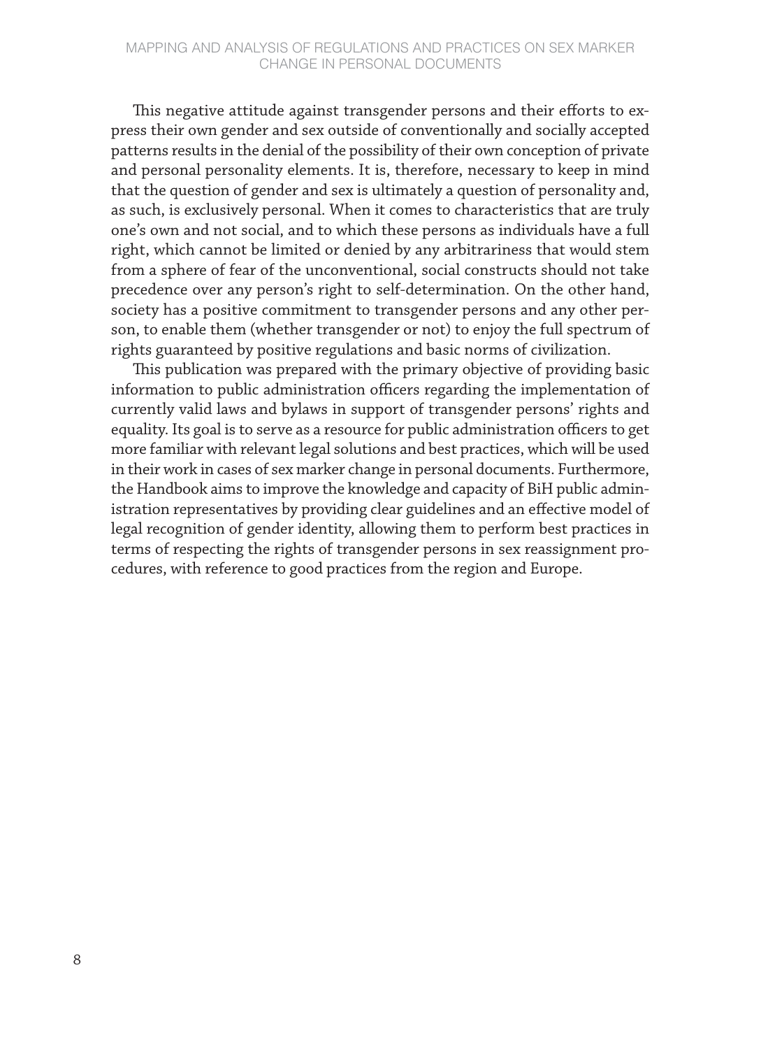This negative attitude against transgender persons and their efforts to express their own gender and sex outside of conventionally and socially accepted patterns results in the denial of the possibility of their own conception of private and personal personality elements. It is, therefore, necessary to keep in mind that the question of gender and sex is ultimately a question of personality and, as such, is exclusively personal. When it comes to characteristics that are truly one's own and not social, and to which these persons as individuals have a full right, which cannot be limited or denied by any arbitrariness that would stem from a sphere of fear of the unconventional, social constructs should not take precedence over any person's right to self-determination. On the other hand, society has a positive commitment to transgender persons and any other person, to enable them (whether transgender or not) to enjoy the full spectrum of rights guaranteed by positive regulations and basic norms of civilization.

This publication was prepared with the primary objective of providing basic information to public administration officers regarding the implementation of currently valid laws and bylaws in support of transgender persons' rights and equality. Its goal is to serve as a resource for public administration officers to get more familiar with relevant legal solutions and best practices, which will be used in their work in cases of sex marker change in personal documents. Furthermore, the Handbook aims to improve the knowledge and capacity of BiH public administration representatives by providing clear guidelines and an effective model of legal recognition of gender identity, allowing them to perform best practices in terms of respecting the rights of transgender persons in sex reassignment procedures, with reference to good practices from the region and Europe.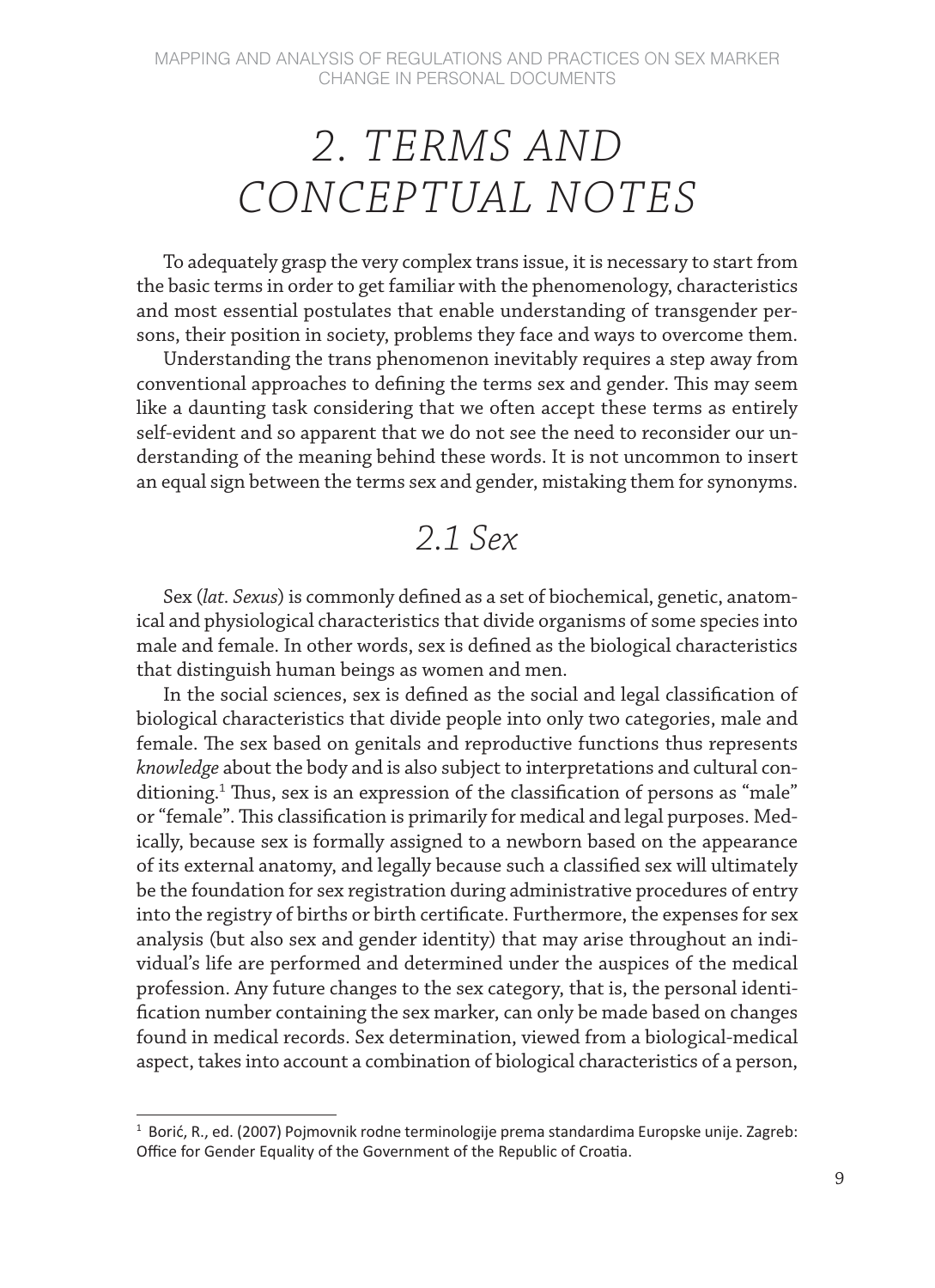# 2. TERMS AND CONCEPTUAL NOTES

To adequately grasp the very complex trans issue, it is necessary to start from the basic terms in order to get familiar with the phenomenology, characteristics and most essential postulates that enable understanding of transgender persons, their position in society, problems they face and ways to overcome them.

Understanding the trans phenomenon inevitably requires a step away from conventional approaches to defining the terms sex and gender. This may seem like a daunting task considering that we often accept these terms as entirely self-evident and so apparent that we do not see the need to reconsider our understanding of the meaning behind these words. It is not uncommon to insert an equal sign between the terms sex and gender, mistaking them for synonyms.

## 2.1 Sex

Sex (*lat. Sexus*) is commonly defined as a set of biochemical, genetic, anatomical and physiological characteristics that divide organisms of some species into male and female. In other words, sex is defined as the biological characteristics that distinguish human beings as women and men.

In the social sciences, sex is defined as the social and legal classification of biological characteristics that divide people into only two categories, male and female. The sex based on genitals and reproductive functions thus represents *knowledge* about the body and is also subject to interpretations and cultural conditioning.[1] Thus, sex is an expression of the classification of persons as "male" or "female". This classification is primarily for medical and legal purposes. Medically, because sex is formally assigned to a newborn based on the appearance of its external anatomy, and legally because such a classified sex will ultimately be the foundation for sex registration during administrative procedures of entry into the registry of births or birth certificate. Furthermore, the expenses for sex analysis (but also sex and gender identity) that may arise throughout an individual's life are performed and determined under the auspices of the medical profession. Any future changes to the sex category, that is, the personal identification number containing the sex marker, can only be made based on changes found in medical records. Sex determination, viewed from a biological-medical aspect, takes into account a combination of biological characteristics of a person,

---

[1] Borić, R., ed. (2007) Pojmovnik rodne terminologije prema standardima Europske unije. Zagreb: Office for Gender Equality of the Government of the Republic of Croatia.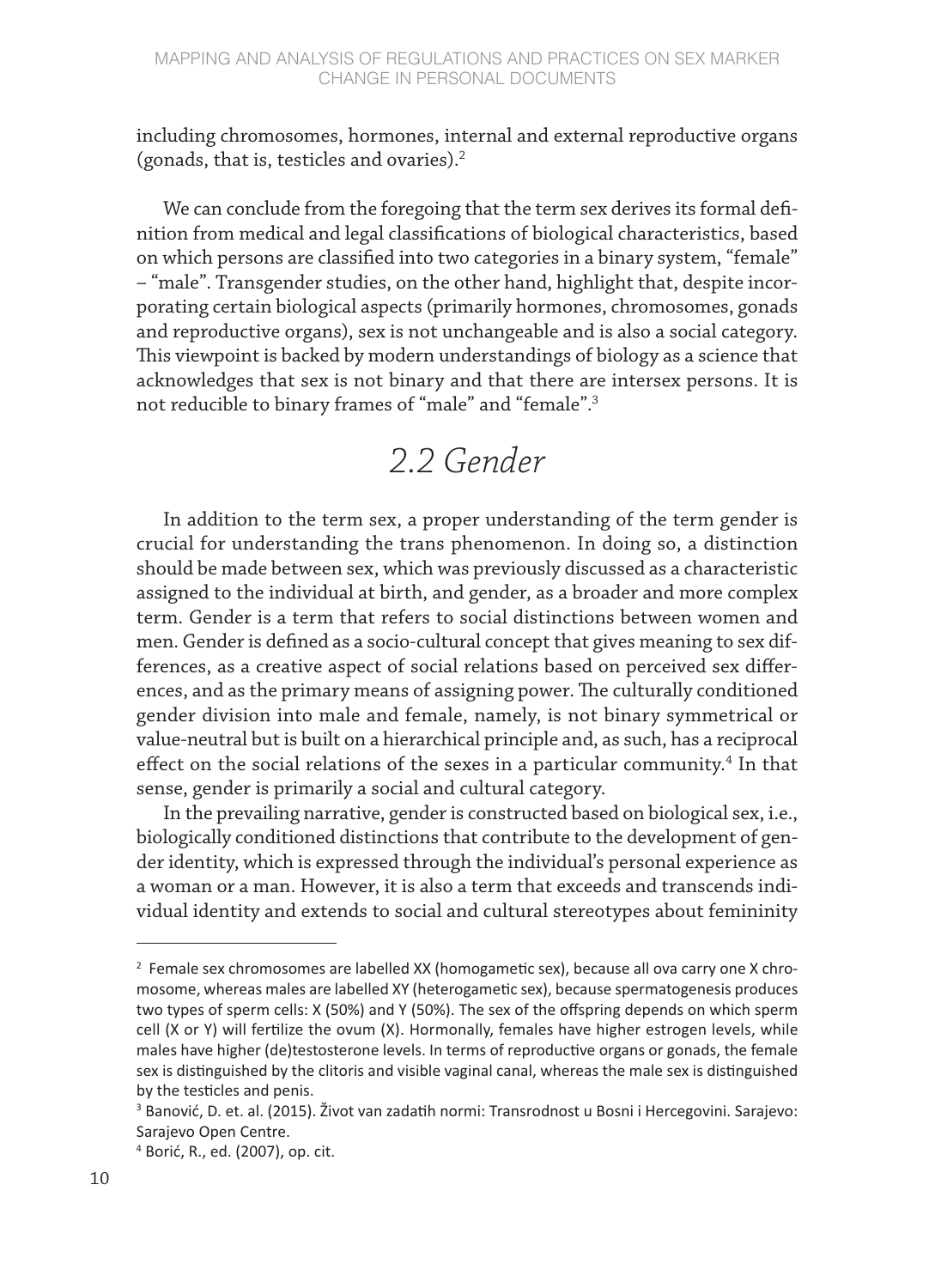including chromosomes, hormones, internal and external reproductive organs (gonads, that is, testicles and ovaries).[2]

We can conclude from the foregoing that the term sex derives its formal definition from medical and legal classifications of biological characteristics, based on which persons are classified into two categories in a binary system, "female" – "male". Transgender studies, on the other hand, highlight that, despite incorporating certain biological aspects (primarily hormones, chromosomes, gonads and reproductive organs), sex is not unchangeable and is also a social category. This viewpoint is backed by modern understandings of biology as a science that acknowledges that sex is not binary and that there are intersex persons. It is not reducible to binary frames of "male" and "female".[3]

## *2.2 Gender*

In addition to the term sex, a proper understanding of the term gender is crucial for understanding the trans phenomenon. In doing so, a distinction should be made between sex, which was previously discussed as a characteristic assigned to the individual at birth, and gender, as a broader and more complex term. Gender is a term that refers to social distinctions between women and men. Gender is defined as a socio-cultural concept that gives meaning to sex differences, as a creative aspect of social relations based on perceived sex differences, and as the primary means of assigning power. The culturally conditioned gender division into male and female, namely, is not binary symmetrical or value-neutral but is built on a hierarchical principle and, as such, has a reciprocal effect on the social relations of the sexes in a particular community.[4] In that sense, gender is primarily a social and cultural category.

In the prevailing narrative, gender is constructed based on biological sex, i.e., biologically conditioned distinctions that contribute to the development of gender identity, which is expressed through the individual's personal experience as a woman or a man. However, it is also a term that exceeds and transcends individual identity and extends to social and cultural stereotypes about femininity

---

[2] Female sex chromosomes are labelled XX (homogametic sex), because all ova carry one X chromosome, whereas males are labelled XY (heterogametic sex), because spermatogenesis produces two types of sperm cells: X (50%) and Y (50%). The sex of the offspring depends on which sperm cell (X or Y) will fertilize the ovum (X). Hormonally, females have higher estrogen levels, while males have higher (de)testosterone levels. In terms of reproductive organs or gonads, the female sex is distinguished by the clitoris and visible vaginal canal, whereas the male sex is distinguished by the testicles and penis.

[3] Banović, D. et. al. (2015). Život van zadatih normi: Transrodnost u Bosni i Hercegovini. Sarajevo: Sarajevo Open Centre.

[4] Borić, R., ed. (2007), op. cit.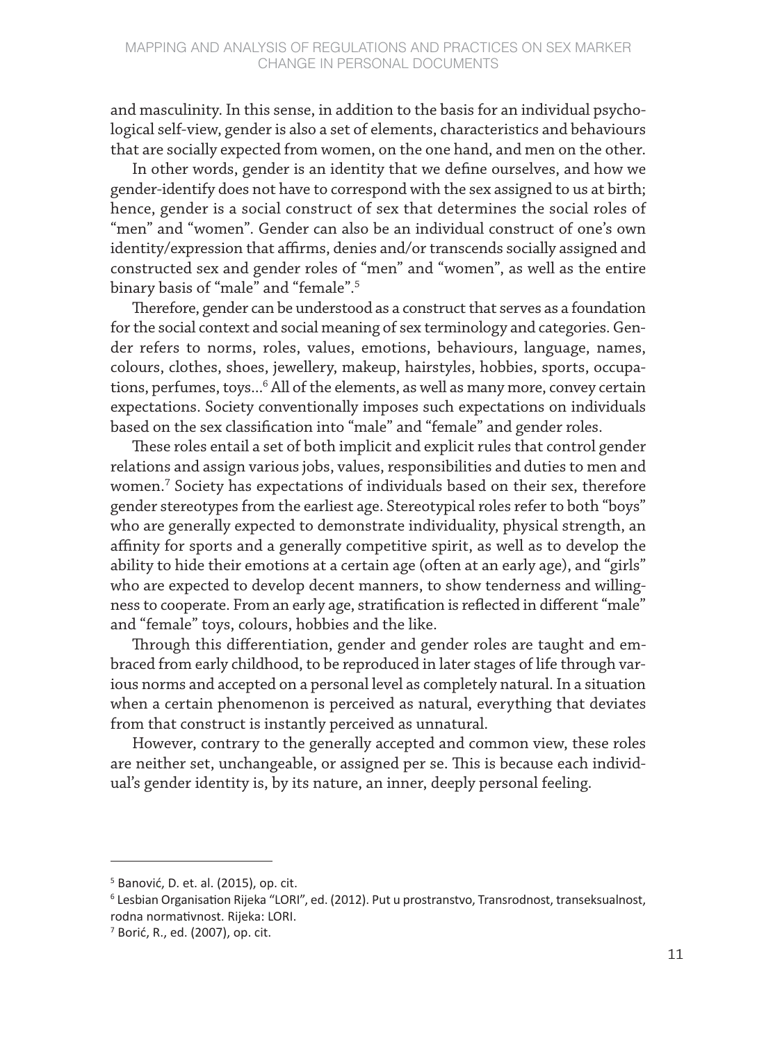and masculinity. In this sense, in addition to the basis for an individual psychological self-view, gender is also a set of elements, characteristics and behaviours that are socially expected from women, on the one hand, and men on the other.

In other words, gender is an identity that we define ourselves, and how we gender-identify does not have to correspond with the sex assigned to us at birth; hence, gender is a social construct of sex that determines the social roles of "men" and "women". Gender can also be an individual construct of one's own identity/expression that affirms, denies and/or transcends socially assigned and constructed sex and gender roles of "men" and "women", as well as the entire binary basis of "male" and "female".[5]

Therefore, gender can be understood as a construct that serves as a foundation for the social context and social meaning of sex terminology and categories. Gender refers to norms, roles, values, emotions, behaviours, language, names, colours, clothes, shoes, jewellery, makeup, hairstyles, hobbies, sports, occupations, perfumes, toys...[6] All of the elements, as well as many more, convey certain expectations. Society conventionally imposes such expectations on individuals based on the sex classification into "male" and "female" and gender roles.

These roles entail a set of both implicit and explicit rules that control gender relations and assign various jobs, values, responsibilities and duties to men and women.[7] Society has expectations of individuals based on their sex, therefore gender stereotypes from the earliest age. Stereotypical roles refer to both "boys" who are generally expected to demonstrate individuality, physical strength, an affinity for sports and a generally competitive spirit, as well as to develop the ability to hide their emotions at a certain age (often at an early age), and "girls" who are expected to develop decent manners, to show tenderness and willingness to cooperate. From an early age, stratification is reflected in different "male" and "female" toys, colours, hobbies and the like.

Through this differentiation, gender and gender roles are taught and embraced from early childhood, to be reproduced in later stages of life through various norms and accepted on a personal level as completely natural. In a situation when a certain phenomenon is perceived as natural, everything that deviates from that construct is instantly perceived as unnatural.

However, contrary to the generally accepted and common view, these roles are neither set, unchangeable, or assigned per se. This is because each individual's gender identity is, by its nature, an inner, deeply personal feeling.

---

[5] Banović, D. et. al. (2015), op. cit.

[6] Lesbian Organisation Rijeka "LORI", ed. (2012). Put u prostranstvo, Transrodnost, transeksualnost, rodna normativnost. Rijeka: LORI.

[7] Borić, R., ed. (2007), op. cit.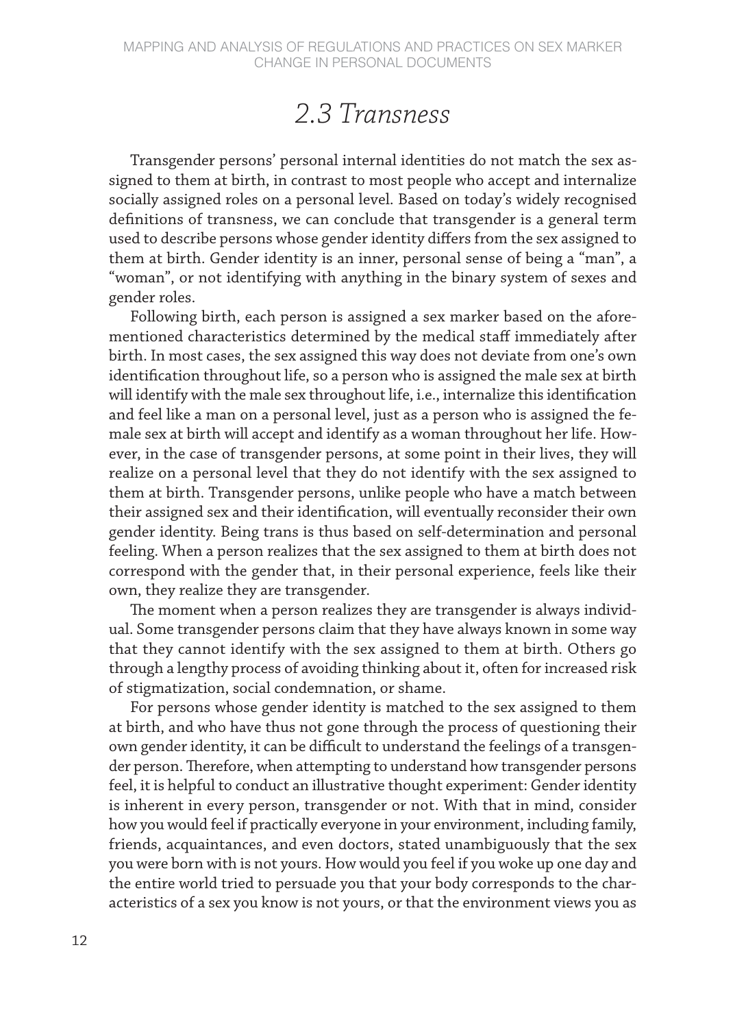## *2.3 Transness*

Transgender persons' personal internal identities do not match the sex assigned to them at birth, in contrast to most people who accept and internalize socially assigned roles on a personal level. Based on today's widely recognised definitions of transness, we can conclude that transgender is a general term used to describe persons whose gender identity differs from the sex assigned to them at birth. Gender identity is an inner, personal sense of being a "man", a "woman", or not identifying with anything in the binary system of sexes and gender roles.

Following birth, each person is assigned a sex marker based on the aforementioned characteristics determined by the medical staff immediately after birth. In most cases, the sex assigned this way does not deviate from one's own identification throughout life, so a person who is assigned the male sex at birth will identify with the male sex throughout life, i.e., internalize this identification and feel like a man on a personal level, just as a person who is assigned the female sex at birth will accept and identify as a woman throughout her life. However, in the case of transgender persons, at some point in their lives, they will realize on a personal level that they do not identify with the sex assigned to them at birth. Transgender persons, unlike people who have a match between their assigned sex and their identification, will eventually reconsider their own gender identity. Being trans is thus based on self-determination and personal feeling. When a person realizes that the sex assigned to them at birth does not correspond with the gender that, in their personal experience, feels like their own, they realize they are transgender.

The moment when a person realizes they are transgender is always individual. Some transgender persons claim that they have always known in some way that they cannot identify with the sex assigned to them at birth. Others go through a lengthy process of avoiding thinking about it, often for increased risk of stigmatization, social condemnation, or shame.

For persons whose gender identity is matched to the sex assigned to them at birth, and who have thus not gone through the process of questioning their own gender identity, it can be difficult to understand the feelings of a transgender person. Therefore, when attempting to understand how transgender persons feel, it is helpful to conduct an illustrative thought experiment: Gender identity is inherent in every person, transgender or not. With that in mind, consider how you would feel if practically everyone in your environment, including family, friends, acquaintances, and even doctors, stated unambiguously that the sex you were born with is not yours. How would you feel if you woke up one day and the entire world tried to persuade you that your body corresponds to the characteristics of a sex you know is not yours, or that the environment views you as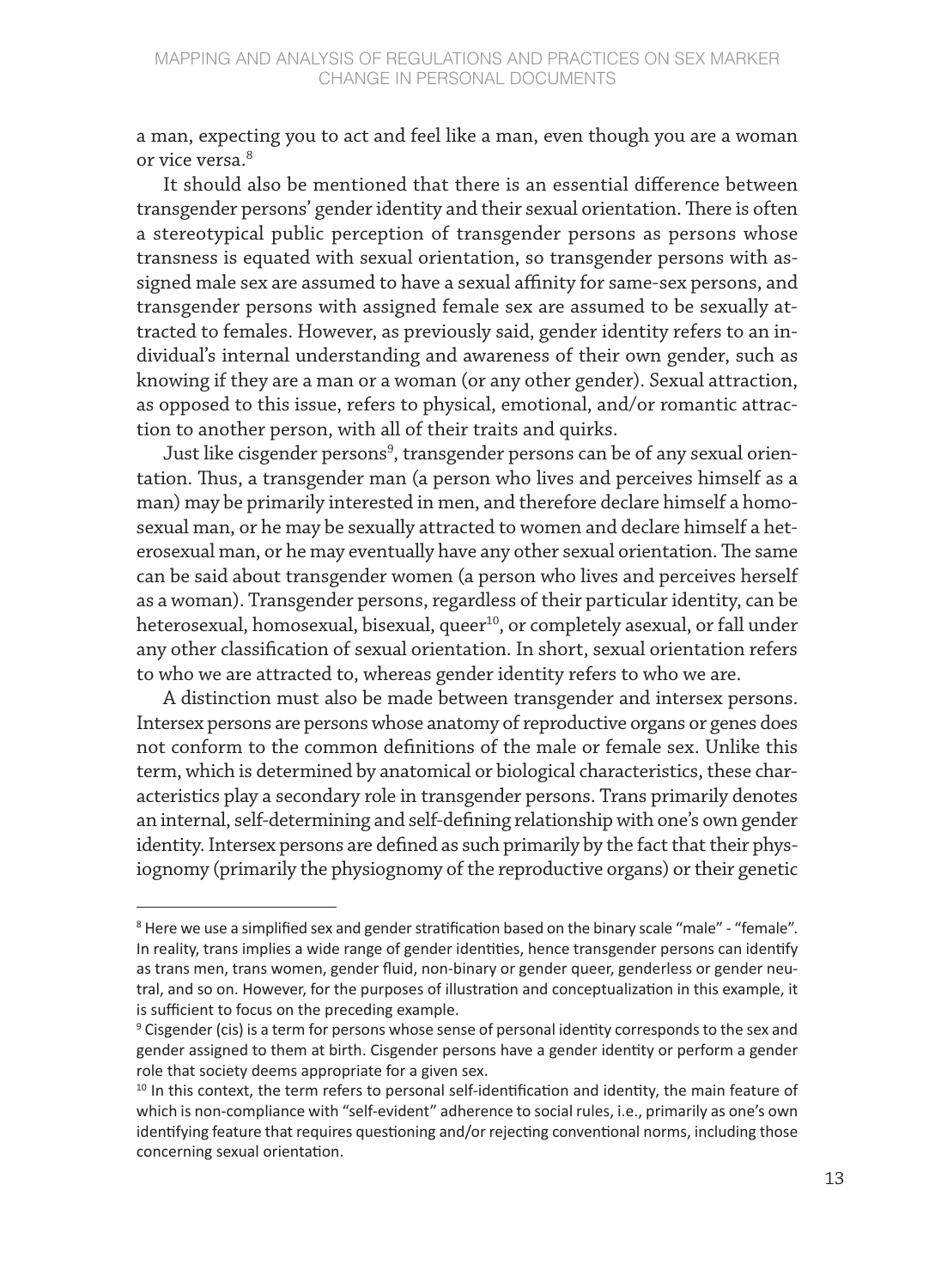a man, expecting you to act and feel like a man, even though you are a woman or vice versa.[8]

It should also be mentioned that there is an essential difference between transgender persons' gender identity and their sexual orientation. There is often a stereotypical public perception of transgender persons as persons whose transness is equated with sexual orientation, so transgender persons with assigned male sex are assumed to have a sexual affinity for same-sex persons, and transgender persons with assigned female sex are assumed to be sexually attracted to females. However, as previously said, gender identity refers to an individual's internal understanding and awareness of their own gender, such as knowing if they are a man or a woman (or any other gender). Sexual attraction, as opposed to this issue, refers to physical, emotional, and/or romantic attraction to another person, with all of their traits and quirks.

Just like cisgender persons[9], transgender persons can be of any sexual orientation. Thus, a transgender man (a person who lives and perceives himself as a man) may be primarily interested in men, and therefore declare himself a homosexual man, or he may be sexually attracted to women and declare himself a heterosexual man, or he may eventually have any other sexual orientation. The same can be said about transgender women (a person who lives and perceives herself as a woman). Transgender persons, regardless of their particular identity, can be heterosexual, homosexual, bisexual, queer[10], or completely asexual, or fall under any other classification of sexual orientation. In short, sexual orientation refers to who we are attracted to, whereas gender identity refers to who we are.

A distinction must also be made between transgender and intersex persons. Intersex persons are persons whose anatomy of reproductive organs or genes does not conform to the common definitions of the male or female sex. Unlike this term, which is determined by anatomical or biological characteristics, these characteristics play a secondary role in transgender persons. Trans primarily denotes an internal, self-determining and self-defining relationship with one's own gender identity. Intersex persons are defined as such primarily by the fact that their physiognomy (primarily the physiognomy of the reproductive organs) or their genetic

---

[8] Here we use a simplified sex and gender stratification based on the binary scale "male" - "female". In reality, trans implies a wide range of gender identities, hence transgender persons can identify as trans men, trans women, gender fluid, non-binary or gender queer, genderless or gender neutral, and so on. However, for the purposes of illustration and conceptualization in this example, it is sufficient to focus on the preceding example.

[9] Cisgender (cis) is a term for persons whose sense of personal identity corresponds to the sex and gender assigned to them at birth. Cisgender persons have a gender identity or perform a gender role that society deems appropriate for a given sex.

[10] In this context, the term refers to personal self-identification and identity, the main feature of which is non-compliance with "self-evident" adherence to social rules, i.e., primarily as one's own identifying feature that requires questioning and/or rejecting conventional norms, including those concerning sexual orientation.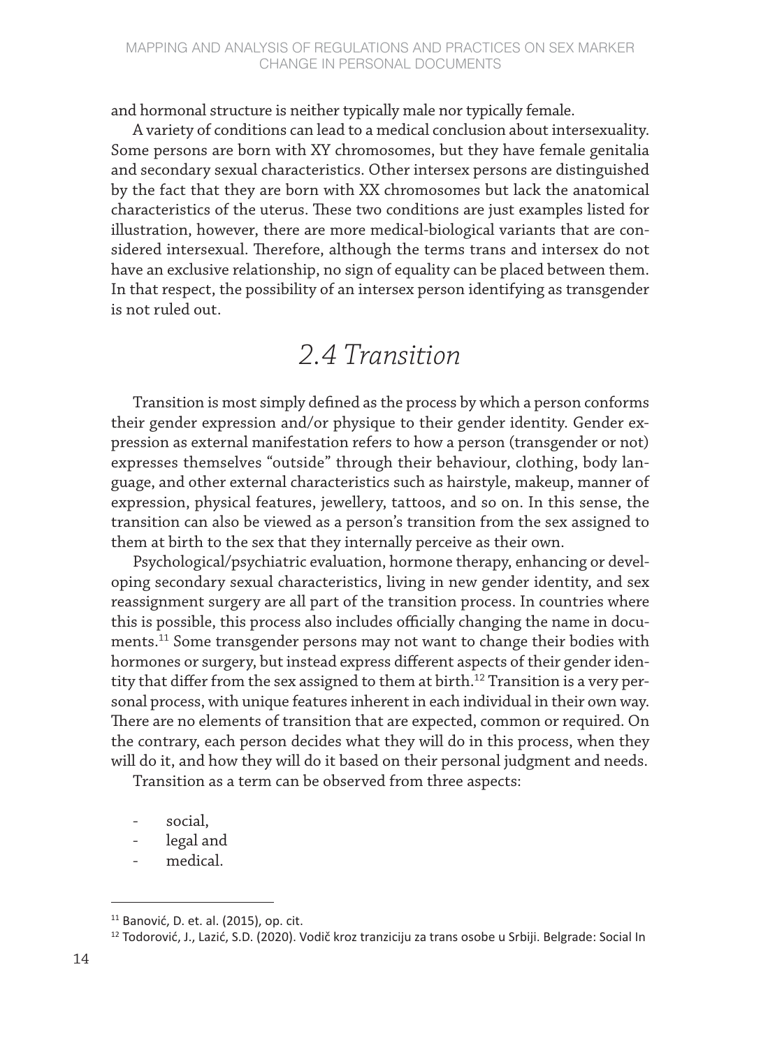and hormonal structure is neither typically male nor typically female.

A variety of conditions can lead to a medical conclusion about intersexuality. Some persons are born with XY chromosomes, but they have female genitalia and secondary sexual characteristics. Other intersex persons are distinguished by the fact that they are born with XX chromosomes but lack the anatomical characteristics of the uterus. These two conditions are just examples listed for illustration, however, there are more medical-biological variants that are considered intersexual. Therefore, although the terms trans and intersex do not have an exclusive relationship, no sign of equality can be placed between them. In that respect, the possibility of an intersex person identifying as transgender is not ruled out.

## *2.4 Transition*

Transition is most simply defined as the process by which a person conforms their gender expression and/or physique to their gender identity. Gender expression as external manifestation refers to how a person (transgender or not) expresses themselves "outside" through their behaviour, clothing, body language, and other external characteristics such as hairstyle, makeup, manner of expression, physical features, jewellery, tattoos, and so on. In this sense, the transition can also be viewed as a person's transition from the sex assigned to them at birth to the sex that they internally perceive as their own.

Psychological/psychiatric evaluation, hormone therapy, enhancing or developing secondary sexual characteristics, living in new gender identity, and sex reassignment surgery are all part of the transition process. In countries where this is possible, this process also includes officially changing the name in documents.[11] Some transgender persons may not want to change their bodies with hormones or surgery, but instead express different aspects of their gender identity that differ from the sex assigned to them at birth.[12] Transition is a very personal process, with unique features inherent in each individual in their own way. There are no elements of transition that are expected, common or required. On the contrary, each person decides what they will do in this process, when they will do it, and how they will do it based on their personal judgment and needs.

Transition as a term can be observed from three aspects:

- social,
- legal and
- medical.

---

[11] Banović, D. et. al. (2015), op. cit.

[12] Todorović, J., Lazić, S.D. (2020). Vodič kroz tranziciju za trans osobe u Srbiji. Belgrade: Social In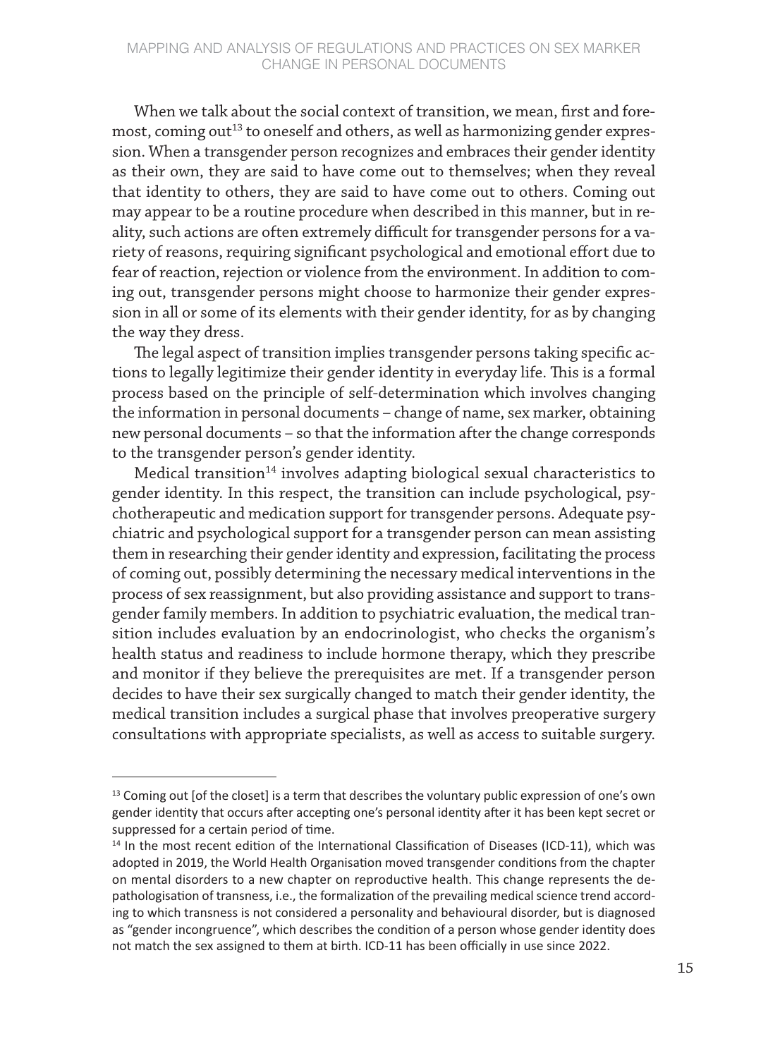When we talk about the social context of transition, we mean, first and foremost, coming out[13] to oneself and others, as well as harmonizing gender expression. When a transgender person recognizes and embraces their gender identity as their own, they are said to have come out to themselves; when they reveal that identity to others, they are said to have come out to others. Coming out may appear to be a routine procedure when described in this manner, but in reality, such actions are often extremely difficult for transgender persons for a variety of reasons, requiring significant psychological and emotional effort due to fear of reaction, rejection or violence from the environment. In addition to coming out, transgender persons might choose to harmonize their gender expression in all or some of its elements with their gender identity, for as by changing the way they dress.

The legal aspect of transition implies transgender persons taking specific actions to legally legitimize their gender identity in everyday life. This is a formal process based on the principle of self-determination which involves changing the information in personal documents – change of name, sex marker, obtaining new personal documents – so that the information after the change corresponds to the transgender person's gender identity.

Medical transition[14] involves adapting biological sexual characteristics to gender identity. In this respect, the transition can include psychological, psychotherapeutic and medication support for transgender persons. Adequate psychiatric and psychological support for a transgender person can mean assisting them in researching their gender identity and expression, facilitating the process of coming out, possibly determining the necessary medical interventions in the process of sex reassignment, but also providing assistance and support to transgender family members. In addition to psychiatric evaluation, the medical transition includes evaluation by an endocrinologist, who checks the organism's health status and readiness to include hormone therapy, which they prescribe and monitor if they believe the prerequisites are met. If a transgender person decides to have their sex surgically changed to match their gender identity, the medical transition includes a surgical phase that involves preoperative surgery consultations with appropriate specialists, as well as access to suitable surgery.

---

[13] Coming out [of the closet] is a term that describes the voluntary public expression of one's own gender identity that occurs after accepting one's personal identity after it has been kept secret or suppressed for a certain period of time.

[14] In the most recent edition of the International Classification of Diseases (ICD-11), which was adopted in 2019, the World Health Organisation moved transgender conditions from the chapter on mental disorders to a new chapter on reproductive health. This change represents the depathologisation of transness, i.e., the formalization of the prevailing medical science trend according to which transness is not considered a personality and behavioural disorder, but is diagnosed as "gender incongruence", which describes the condition of a person whose gender identity does not match the sex assigned to them at birth. ICD-11 has been officially in use since 2022.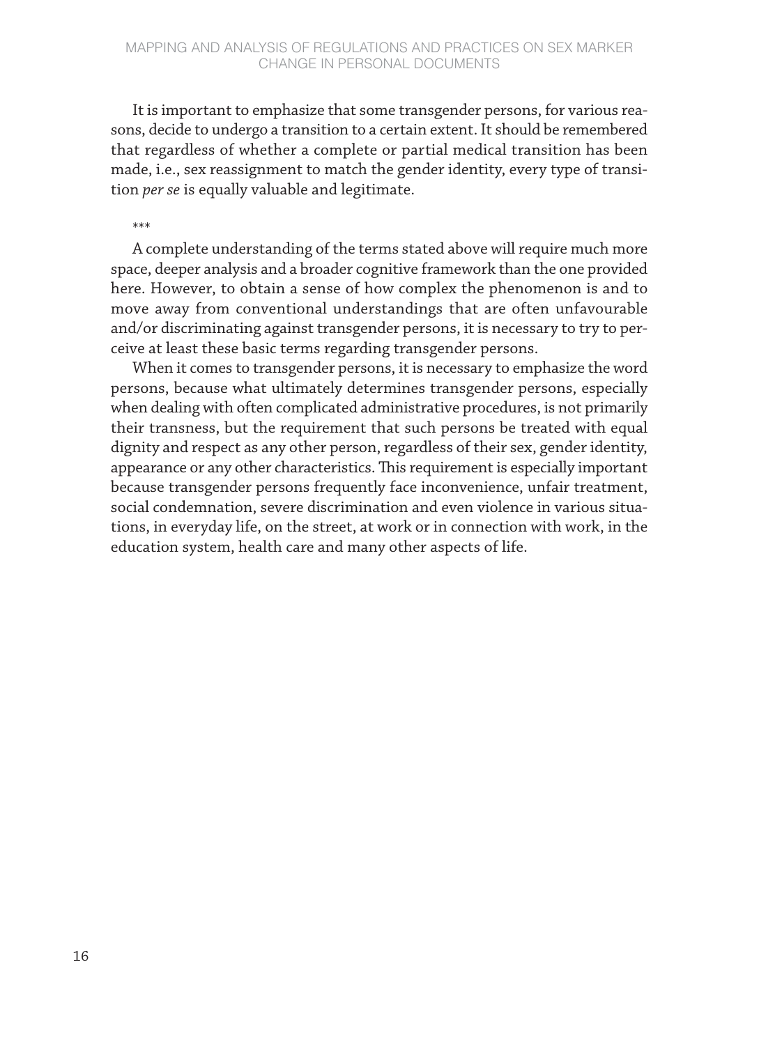It is important to emphasize that some transgender persons, for various reasons, decide to undergo a transition to a certain extent. It should be remembered that regardless of whether a complete or partial medical transition has been made, i.e., sex reassignment to match the gender identity, every type of transition *per se* is equally valuable and legitimate.

***

A complete understanding of the terms stated above will require much more space, deeper analysis and a broader cognitive framework than the one provided here. However, to obtain a sense of how complex the phenomenon is and to move away from conventional understandings that are often unfavourable and/or discriminating against transgender persons, it is necessary to try to perceive at least these basic terms regarding transgender persons.

When it comes to transgender persons, it is necessary to emphasize the word persons, because what ultimately determines transgender persons, especially when dealing with often complicated administrative procedures, is not primarily their transness, but the requirement that such persons be treated with equal dignity and respect as any other person, regardless of their sex, gender identity, appearance or any other characteristics. This requirement is especially important because transgender persons frequently face inconvenience, unfair treatment, social condemnation, severe discrimination and even violence in various situations, in everyday life, on the street, at work or in connection with work, in the education system, health care and many other aspects of life.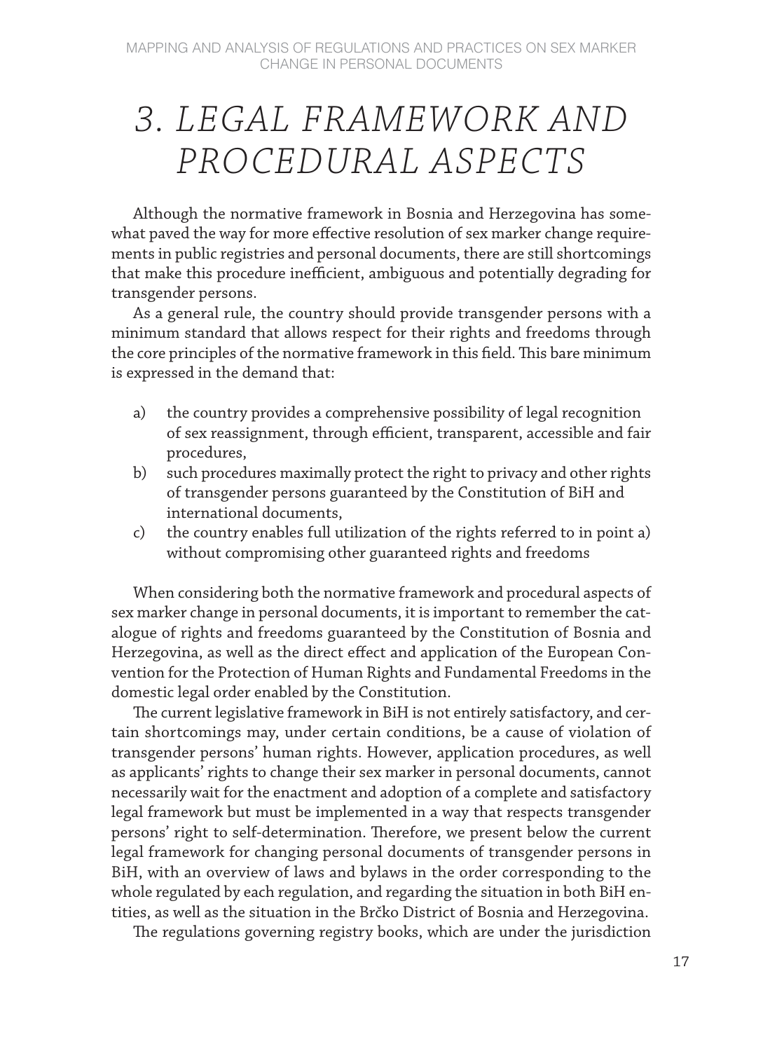# 3. LEGAL FRAMEWORK AND PROCEDURAL ASPECTS

Although the normative framework in Bosnia and Herzegovina has somewhat paved the way for more effective resolution of sex marker change requirements in public registries and personal documents, there are still shortcomings that make this procedure inefficient, ambiguous and potentially degrading for transgender persons.

As a general rule, the country should provide transgender persons with a minimum standard that allows respect for their rights and freedoms through the core principles of the normative framework in this field. This bare minimum is expressed in the demand that:

a) the country provides a comprehensive possibility of legal recognition of sex reassignment, through efficient, transparent, accessible and fair procedures,
b) such procedures maximally protect the right to privacy and other rights of transgender persons guaranteed by the Constitution of BiH and international documents,
c) the country enables full utilization of the rights referred to in point a) without compromising other guaranteed rights and freedoms

When considering both the normative framework and procedural aspects of sex marker change in personal documents, it is important to remember the catalogue of rights and freedoms guaranteed by the Constitution of Bosnia and Herzegovina, as well as the direct effect and application of the European Convention for the Protection of Human Rights and Fundamental Freedoms in the domestic legal order enabled by the Constitution.

The current legislative framework in BiH is not entirely satisfactory, and certain shortcomings may, under certain conditions, be a cause of violation of transgender persons' human rights. However, application procedures, as well as applicants' rights to change their sex marker in personal documents, cannot necessarily wait for the enactment and adoption of a complete and satisfactory legal framework but must be implemented in a way that respects transgender persons' right to self-determination. Therefore, we present below the current legal framework for changing personal documents of transgender persons in BiH, with an overview of laws and bylaws in the order corresponding to the whole regulated by each regulation, and regarding the situation in both BiH entities, as well as the situation in the Brčko District of Bosnia and Herzegovina.

The regulations governing registry books, which are under the jurisdiction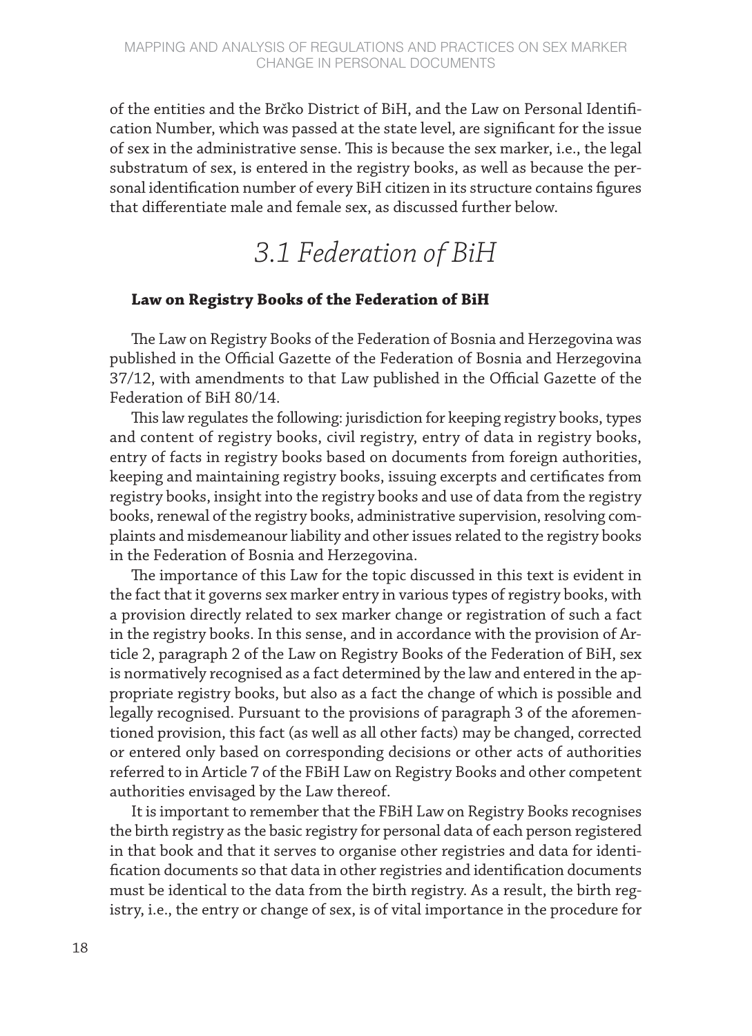of the entities and the Brčko District of BiH, and the Law on Personal Identification Number, which was passed at the state level, are significant for the issue of sex in the administrative sense. This is because the sex marker, i.e., the legal substratum of sex, is entered in the registry books, as well as because the personal identification number of every BiH citizen in its structure contains figures that differentiate male and female sex, as discussed further below.

## *3.1 Federation of BiH*

### **Law on Registry Books of the Federation of BiH**

The Law on Registry Books of the Federation of Bosnia and Herzegovina was published in the Official Gazette of the Federation of Bosnia and Herzegovina 37/12, with amendments to that Law published in the Official Gazette of the Federation of BiH 80/14.

This law regulates the following: jurisdiction for keeping registry books, types and content of registry books, civil registry, entry of data in registry books, entry of facts in registry books based on documents from foreign authorities, keeping and maintaining registry books, issuing excerpts and certificates from registry books, insight into the registry books and use of data from the registry books, renewal of the registry books, administrative supervision, resolving complaints and misdemeanour liability and other issues related to the registry books in the Federation of Bosnia and Herzegovina.

The importance of this Law for the topic discussed in this text is evident in the fact that it governs sex marker entry in various types of registry books, with a provision directly related to sex marker change or registration of such a fact in the registry books. In this sense, and in accordance with the provision of Article 2, paragraph 2 of the Law on Registry Books of the Federation of BiH, sex is normatively recognised as a fact determined by the law and entered in the appropriate registry books, but also as a fact the change of which is possible and legally recognised. Pursuant to the provisions of paragraph 3 of the aforementioned provision, this fact (as well as all other facts) may be changed, corrected or entered only based on corresponding decisions or other acts of authorities referred to in Article 7 of the FBiH Law on Registry Books and other competent authorities envisaged by the Law thereof.

It is important to remember that the FBiH Law on Registry Books recognises the birth registry as the basic registry for personal data of each person registered in that book and that it serves to organise other registries and data for identification documents so that data in other registries and identification documents must be identical to the data from the birth registry. As a result, the birth registry, i.e., the entry or change of sex, is of vital importance in the procedure for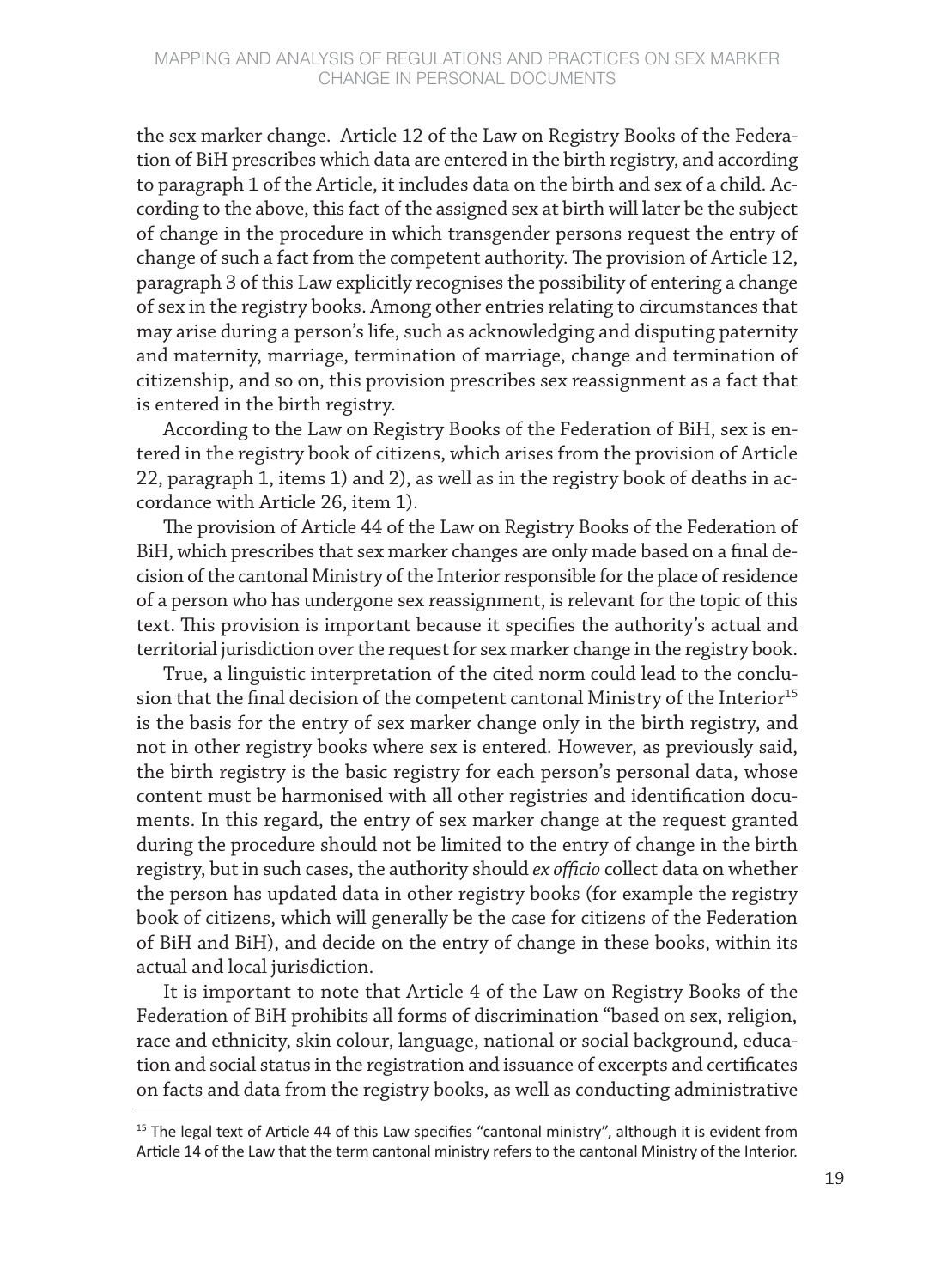the sex marker change. Article 12 of the Law on Registry Books of the Federation of BiH prescribes which data are entered in the birth registry, and according to paragraph 1 of the Article, it includes data on the birth and sex of a child. According to the above, this fact of the assigned sex at birth will later be the subject of change in the procedure in which transgender persons request the entry of change of such a fact from the competent authority. The provision of Article 12, paragraph 3 of this Law explicitly recognises the possibility of entering a change of sex in the registry books. Among other entries relating to circumstances that may arise during a person's life, such as acknowledging and disputing paternity and maternity, marriage, termination of marriage, change and termination of citizenship, and so on, this provision prescribes sex reassignment as a fact that is entered in the birth registry.

According to the Law on Registry Books of the Federation of BiH, sex is entered in the registry book of citizens, which arises from the provision of Article 22, paragraph 1, items 1) and 2), as well as in the registry book of deaths in accordance with Article 26, item 1).

The provision of Article 44 of the Law on Registry Books of the Federation of BiH, which prescribes that sex marker changes are only made based on a final decision of the cantonal Ministry of the Interior responsible for the place of residence of a person who has undergone sex reassignment, is relevant for the topic of this text. This provision is important because it specifies the authority's actual and territorial jurisdiction over the request for sex marker change in the registry book.

True, a linguistic interpretation of the cited norm could lead to the conclusion that the final decision of the competent cantonal Ministry of the Interior[15] is the basis for the entry of sex marker change only in the birth registry, and not in other registry books where sex is entered. However, as previously said, the birth registry is the basic registry for each person's personal data, whose content must be harmonised with all other registries and identification documents. In this regard, the entry of sex marker change at the request granted during the procedure should not be limited to the entry of change in the birth registry, but in such cases, the authority should *ex officio* collect data on whether the person has updated data in other registry books (for example the registry book of citizens, which will generally be the case for citizens of the Federation of BiH and BiH), and decide on the entry of change in these books, within its actual and local jurisdiction.

It is important to note that Article 4 of the Law on Registry Books of the Federation of BiH prohibits all forms of discrimination "based on sex, religion, race and ethnicity, skin colour, language, national or social background, education and social status in the registration and issuance of excerpts and certificates on facts and data from the registry books, as well as conducting administrative

[15] The legal text of Article 44 of this Law specifies "cantonal ministry", although it is evident from Article 14 of the Law that the term cantonal ministry refers to the cantonal Ministry of the Interior.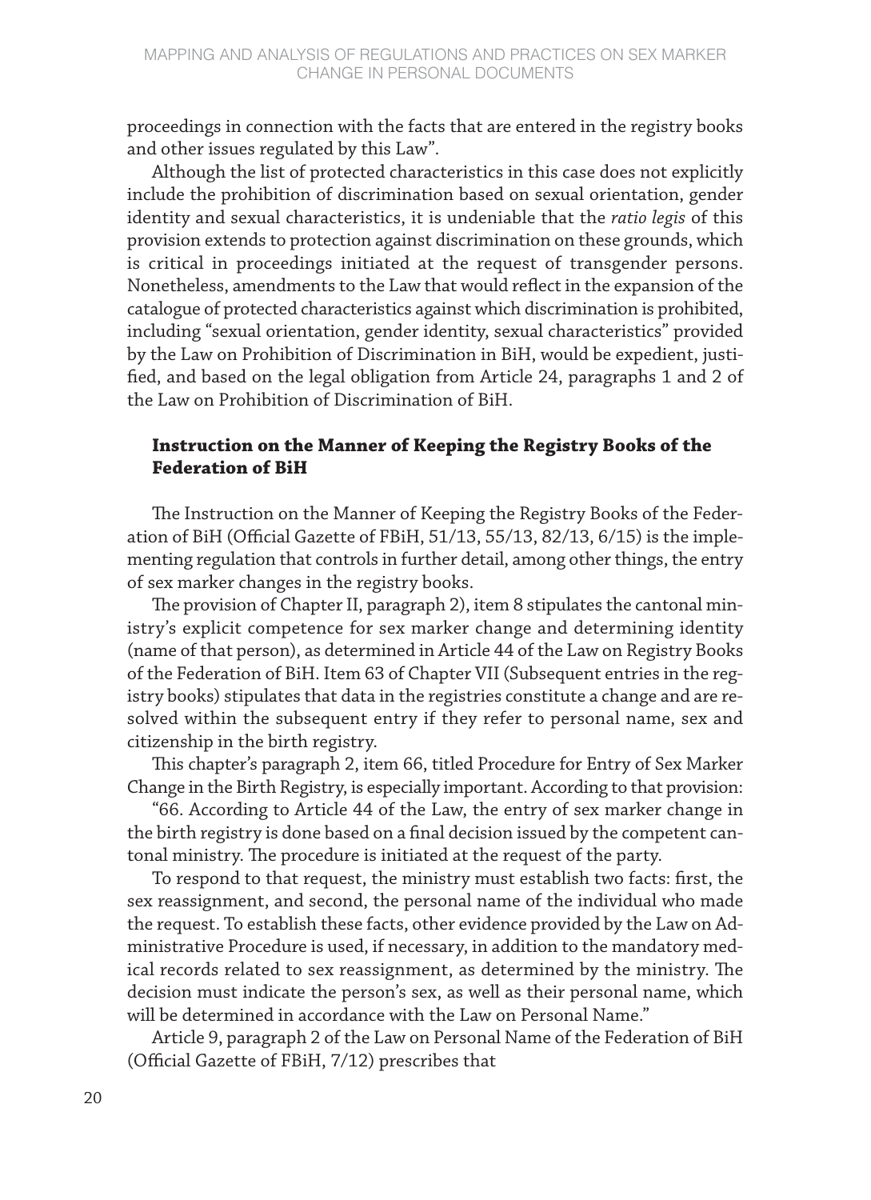proceedings in connection with the facts that are entered in the registry books and other issues regulated by this Law".

Although the list of protected characteristics in this case does not explicitly include the prohibition of discrimination based on sexual orientation, gender identity and sexual characteristics, it is undeniable that the *ratio legis* of this provision extends to protection against discrimination on these grounds, which is critical in proceedings initiated at the request of transgender persons. Nonetheless, amendments to the Law that would reflect in the expansion of the catalogue of protected characteristics against which discrimination is prohibited, including "sexual orientation, gender identity, sexual characteristics" provided by the Law on Prohibition of Discrimination in BiH, would be expedient, justified, and based on the legal obligation from Article 24, paragraphs 1 and 2 of the Law on Prohibition of Discrimination of BiH.

### Instruction on the Manner of Keeping the Registry Books of the Federation of BiH

The Instruction on the Manner of Keeping the Registry Books of the Federation of BiH (Official Gazette of FBiH, 51/13, 55/13, 82/13, 6/15) is the implementing regulation that controls in further detail, among other things, the entry of sex marker changes in the registry books.

The provision of Chapter II, paragraph 2), item 8 stipulates the cantonal ministry's explicit competence for sex marker change and determining identity (name of that person), as determined in Article 44 of the Law on Registry Books of the Federation of BiH. Item 63 of Chapter VII (Subsequent entries in the registry books) stipulates that data in the registries constitute a change and are resolved within the subsequent entry if they refer to personal name, sex and citizenship in the birth registry.

This chapter's paragraph 2, item 66, titled Procedure for Entry of Sex Marker Change in the Birth Registry, is especially important. According to that provision:

"66. According to Article 44 of the Law, the entry of sex marker change in the birth registry is done based on a final decision issued by the competent cantonal ministry. The procedure is initiated at the request of the party.

To respond to that request, the ministry must establish two facts: first, the sex reassignment, and second, the personal name of the individual who made the request. To establish these facts, other evidence provided by the Law on Administrative Procedure is used, if necessary, in addition to the mandatory medical records related to sex reassignment, as determined by the ministry. The decision must indicate the person's sex, as well as their personal name, which will be determined in accordance with the Law on Personal Name."

Article 9, paragraph 2 of the Law on Personal Name of the Federation of BiH (Official Gazette of FBiH, 7/12) prescribes that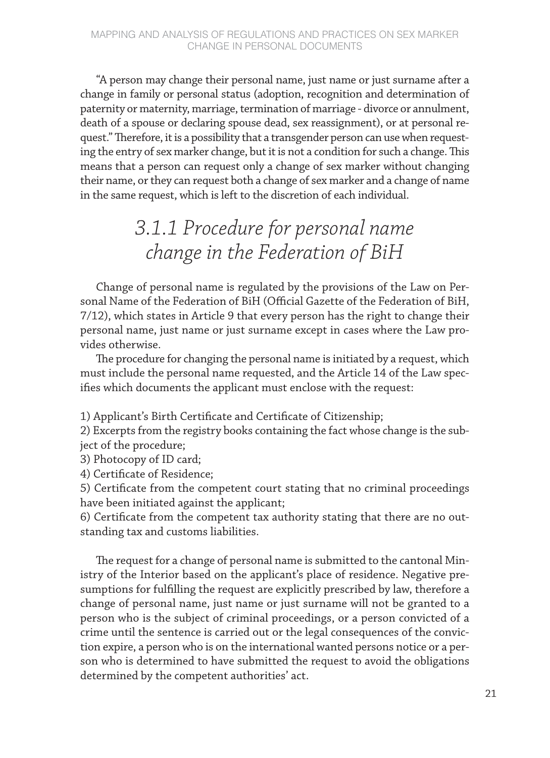"A person may change their personal name, just name or just surname after a change in family or personal status (adoption, recognition and determination of paternity or maternity, marriage, termination of marriage - divorce or annulment, death of a spouse or declaring spouse dead, sex reassignment), or at personal request." Therefore, it is a possibility that a transgender person can use when requesting the entry of sex marker change, but it is not a condition for such a change. This means that a person can request only a change of sex marker without changing their name, or they can request both a change of sex marker and a change of name in the same request, which is left to the discretion of each individual.

### *3.1.1 Procedure for personal name change in the Federation of BiH*

Change of personal name is regulated by the provisions of the Law on Personal Name of the Federation of BiH (Official Gazette of the Federation of BiH, 7/12), which states in Article 9 that every person has the right to change their personal name, just name or just surname except in cases where the Law provides otherwise.

The procedure for changing the personal name is initiated by a request, which must include the personal name requested, and the Article 14 of the Law specifies which documents the applicant must enclose with the request:

1) Applicant's Birth Certificate and Certificate of Citizenship;
2) Excerpts from the registry books containing the fact whose change is the subject of the procedure;
3) Photocopy of ID card;
4) Certificate of Residence;
5) Certificate from the competent court stating that no criminal proceedings have been initiated against the applicant;
6) Certificate from the competent tax authority stating that there are no outstanding tax and customs liabilities.

The request for a change of personal name is submitted to the cantonal Ministry of the Interior based on the applicant's place of residence. Negative presumptions for fulfilling the request are explicitly prescribed by law, therefore a change of personal name, just name or just surname will not be granted to a person who is the subject of criminal proceedings, or a person convicted of a crime until the sentence is carried out or the legal consequences of the conviction expire, a person who is on the international wanted persons notice or a person who is determined to have submitted the request to avoid the obligations determined by the competent authorities' act.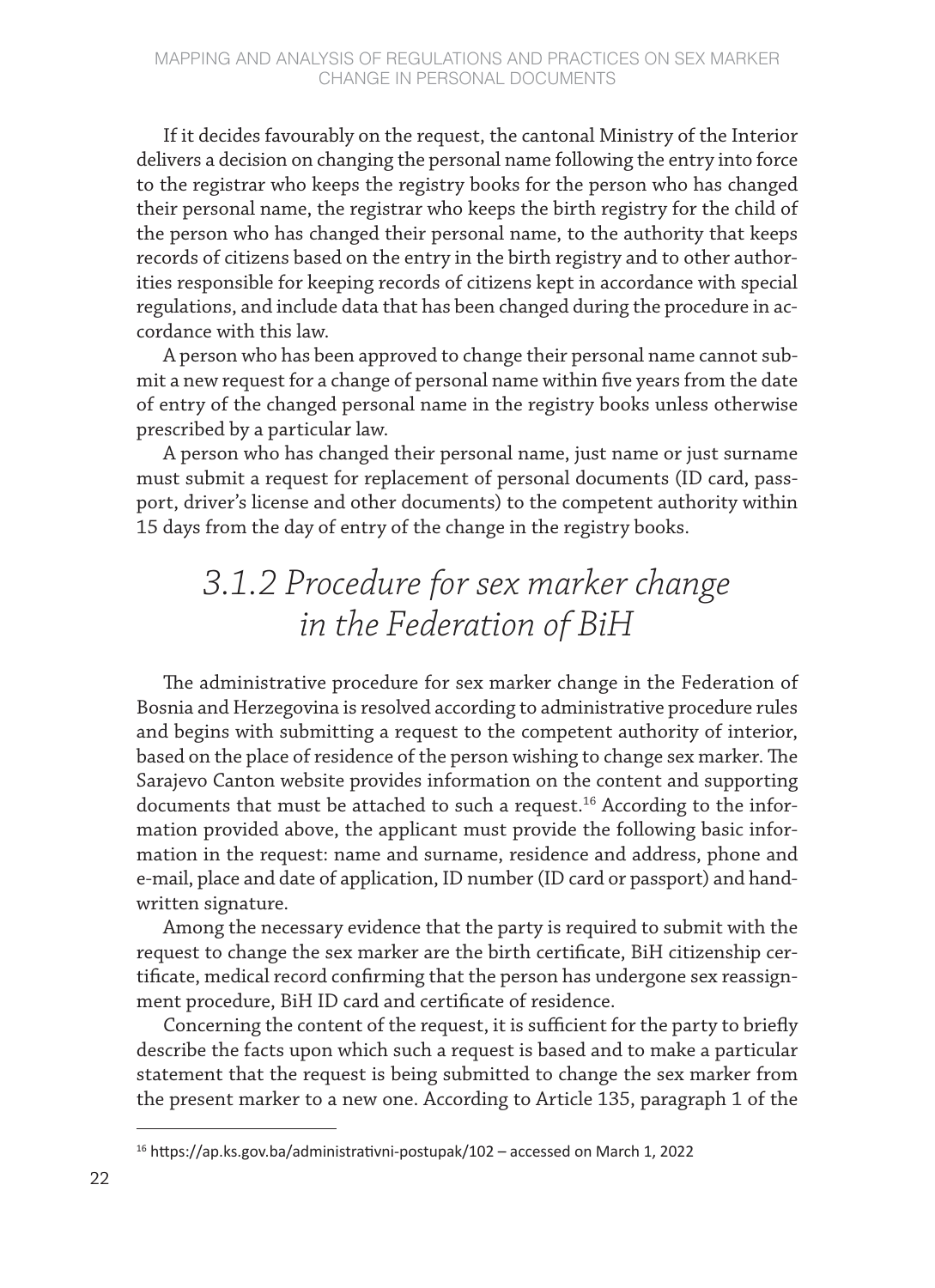If it decides favourably on the request, the cantonal Ministry of the Interior delivers a decision on changing the personal name following the entry into force to the registrar who keeps the registry books for the person who has changed their personal name, the registrar who keeps the birth registry for the child of the person who has changed their personal name, to the authority that keeps records of citizens based on the entry in the birth registry and to other authorities responsible for keeping records of citizens kept in accordance with special regulations, and include data that has been changed during the procedure in accordance with this law.

A person who has been approved to change their personal name cannot submit a new request for a change of personal name within five years from the date of entry of the changed personal name in the registry books unless otherwise prescribed by a particular law.

A person who has changed their personal name, just name or just surname must submit a request for replacement of personal documents (ID card, passport, driver's license and other documents) to the competent authority within 15 days from the day of entry of the change in the registry books.

### *3.1.2 Procedure for sex marker change in the Federation of BiH*

The administrative procedure for sex marker change in the Federation of Bosnia and Herzegovina is resolved according to administrative procedure rules and begins with submitting a request to the competent authority of interior, based on the place of residence of the person wishing to change sex marker. The Sarajevo Canton website provides information on the content and supporting documents that must be attached to such a request.[16] According to the information provided above, the applicant must provide the following basic information in the request: name and surname, residence and address, phone and e-mail, place and date of application, ID number (ID card or passport) and handwritten signature.

Among the necessary evidence that the party is required to submit with the request to change the sex marker are the birth certificate, BiH citizenship certificate, medical record confirming that the person has undergone sex reassignment procedure, BiH ID card and certificate of residence.

Concerning the content of the request, it is sufficient for the party to briefly describe the facts upon which such a request is based and to make a particular statement that the request is being submitted to change the sex marker from the present marker to a new one. According to Article 135, paragraph 1 of the

[16] https://ap.ks.gov.ba/administrativni-postupak/102 – accessed on March 1, 2022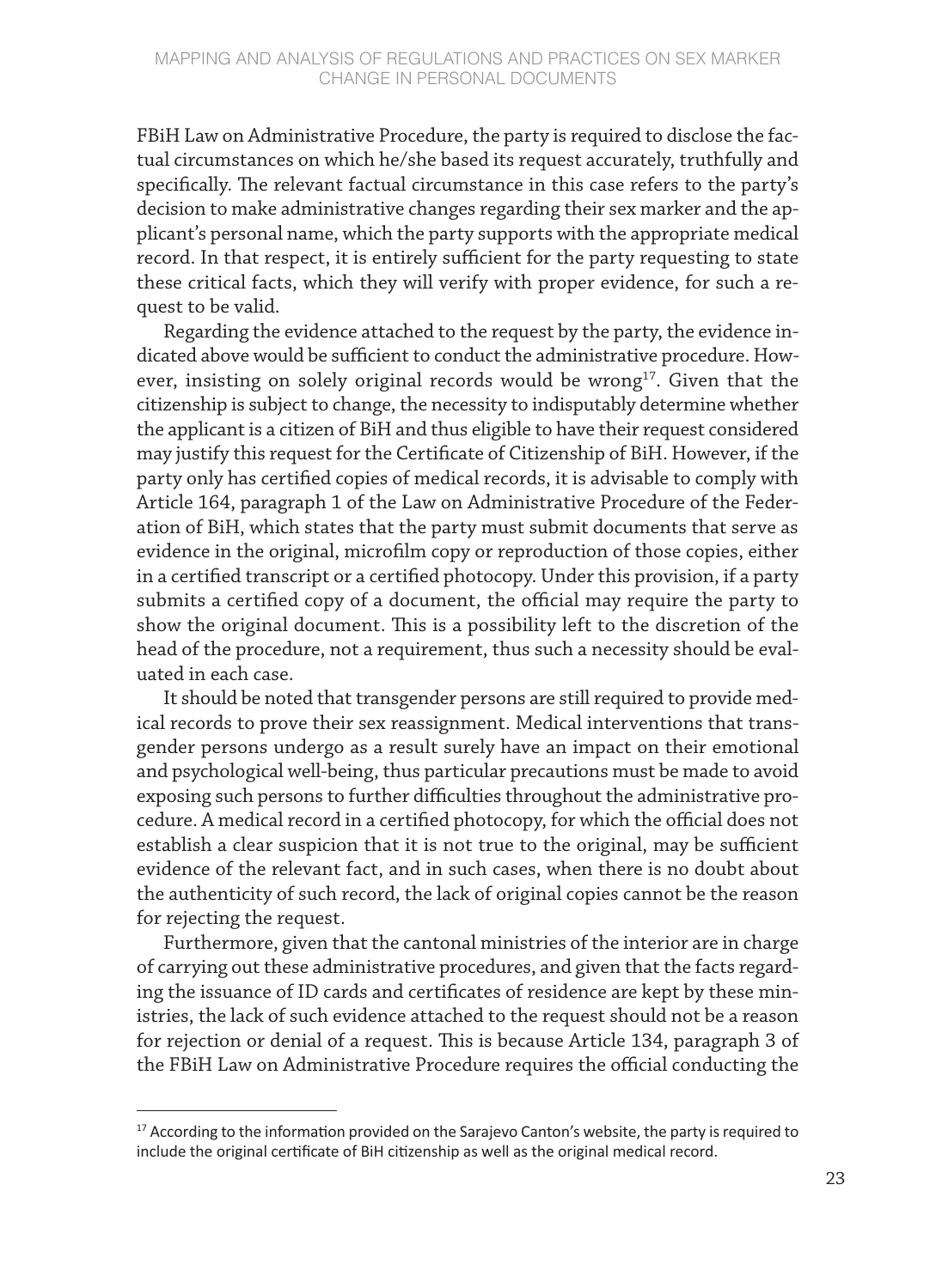FBiH Law on Administrative Procedure, the party is required to disclose the factual circumstances on which he/she based its request accurately, truthfully and specifically. The relevant factual circumstance in this case refers to the party's decision to make administrative changes regarding their sex marker and the applicant's personal name, which the party supports with the appropriate medical record. In that respect, it is entirely sufficient for the party requesting to state these critical facts, which they will verify with proper evidence, for such a request to be valid.

Regarding the evidence attached to the request by the party, the evidence indicated above would be sufficient to conduct the administrative procedure. However, insisting on solely original records would be wrong[17]. Given that the citizenship is subject to change, the necessity to indisputably determine whether the applicant is a citizen of BiH and thus eligible to have their request considered may justify this request for the Certificate of Citizenship of BiH. However, if the party only has certified copies of medical records, it is advisable to comply with Article 164, paragraph 1 of the Law on Administrative Procedure of the Federation of BiH, which states that the party must submit documents that serve as evidence in the original, microfilm copy or reproduction of those copies, either in a certified transcript or a certified photocopy. Under this provision, if a party submits a certified copy of a document, the official may require the party to show the original document. This is a possibility left to the discretion of the head of the procedure, not a requirement, thus such a necessity should be evaluated in each case.

It should be noted that transgender persons are still required to provide medical records to prove their sex reassignment. Medical interventions that transgender persons undergo as a result surely have an impact on their emotional and psychological well-being, thus particular precautions must be made to avoid exposing such persons to further difficulties throughout the administrative procedure. A medical record in a certified photocopy, for which the official does not establish a clear suspicion that it is not true to the original, may be sufficient evidence of the relevant fact, and in such cases, when there is no doubt about the authenticity of such record, the lack of original copies cannot be the reason for rejecting the request.

Furthermore, given that the cantonal ministries of the interior are in charge of carrying out these administrative procedures, and given that the facts regarding the issuance of ID cards and certificates of residence are kept by these ministries, the lack of such evidence attached to the request should not be a reason for rejection or denial of a request. This is because Article 134, paragraph 3 of the FBiH Law on Administrative Procedure requires the official conducting the

---

[17] According to the information provided on the Sarajevo Canton's website, the party is required to include the original certificate of BiH citizenship as well as the original medical record.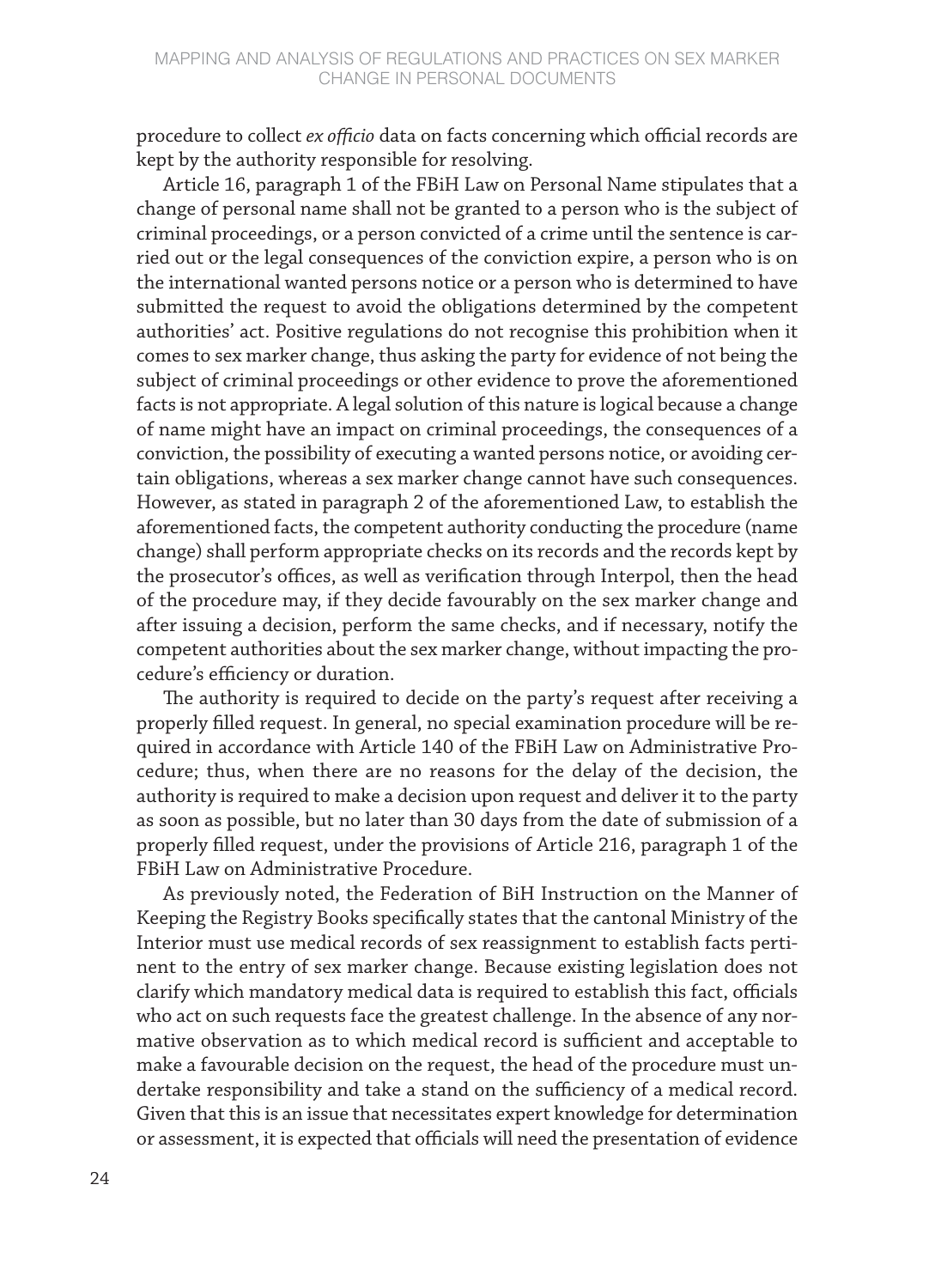procedure to collect *ex officio* data on facts concerning which official records are kept by the authority responsible for resolving.

Article 16, paragraph 1 of the FBiH Law on Personal Name stipulates that a change of personal name shall not be granted to a person who is the subject of criminal proceedings, or a person convicted of a crime until the sentence is carried out or the legal consequences of the conviction expire, a person who is on the international wanted persons notice or a person who is determined to have submitted the request to avoid the obligations determined by the competent authorities' act. Positive regulations do not recognise this prohibition when it comes to sex marker change, thus asking the party for evidence of not being the subject of criminal proceedings or other evidence to prove the aforementioned facts is not appropriate. A legal solution of this nature is logical because a change of name might have an impact on criminal proceedings, the consequences of a conviction, the possibility of executing a wanted persons notice, or avoiding certain obligations, whereas a sex marker change cannot have such consequences. However, as stated in paragraph 2 of the aforementioned Law, to establish the aforementioned facts, the competent authority conducting the procedure (name change) shall perform appropriate checks on its records and the records kept by the prosecutor's offices, as well as verification through Interpol, then the head of the procedure may, if they decide favourably on the sex marker change and after issuing a decision, perform the same checks, and if necessary, notify the competent authorities about the sex marker change, without impacting the procedure's efficiency or duration.

The authority is required to decide on the party's request after receiving a properly filled request. In general, no special examination procedure will be required in accordance with Article 140 of the FBiH Law on Administrative Procedure; thus, when there are no reasons for the delay of the decision, the authority is required to make a decision upon request and deliver it to the party as soon as possible, but no later than 30 days from the date of submission of a properly filled request, under the provisions of Article 216, paragraph 1 of the FBiH Law on Administrative Procedure.

As previously noted, the Federation of BiH Instruction on the Manner of Keeping the Registry Books specifically states that the cantonal Ministry of the Interior must use medical records of sex reassignment to establish facts pertinent to the entry of sex marker change. Because existing legislation does not clarify which mandatory medical data is required to establish this fact, officials who act on such requests face the greatest challenge. In the absence of any normative observation as to which medical record is sufficient and acceptable to make a favourable decision on the request, the head of the procedure must undertake responsibility and take a stand on the sufficiency of a medical record. Given that this is an issue that necessitates expert knowledge for determination or assessment, it is expected that officials will need the presentation of evidence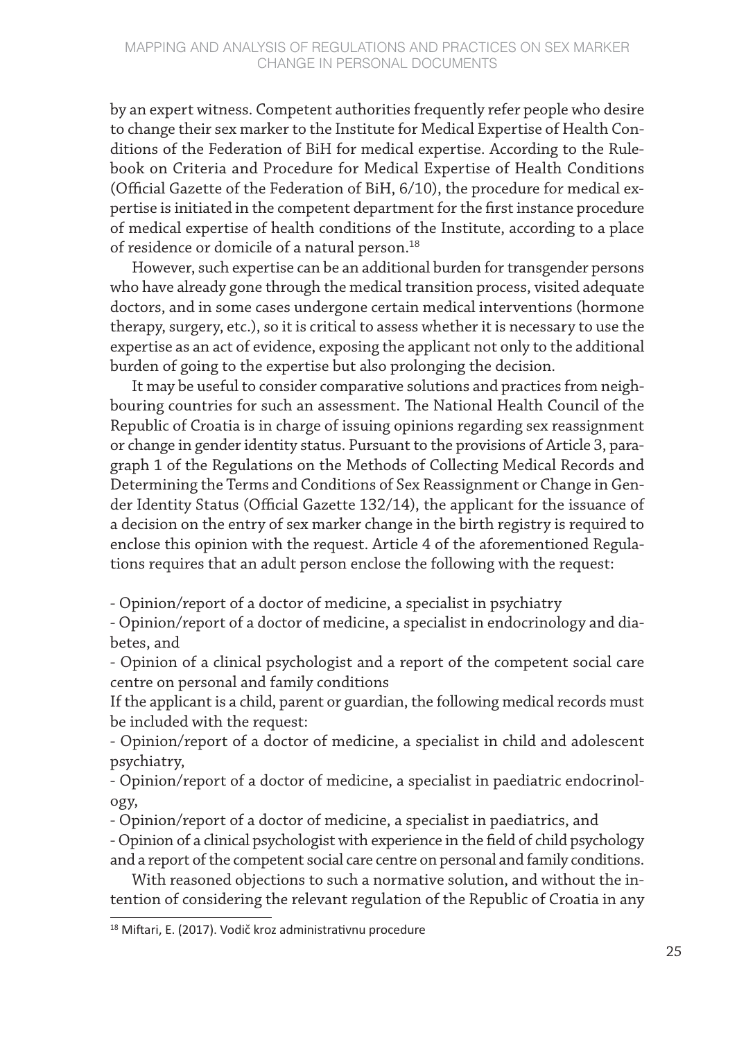by an expert witness. Competent authorities frequently refer people who desire to change their sex marker to the Institute for Medical Expertise of Health Conditions of the Federation of BiH for medical expertise. According to the Rulebook on Criteria and Procedure for Medical Expertise of Health Conditions (Official Gazette of the Federation of BiH, 6/10), the procedure for medical expertise is initiated in the competent department for the first instance procedure of medical expertise of health conditions of the Institute, according to a place of residence or domicile of a natural person.[18]

However, such expertise can be an additional burden for transgender persons who have already gone through the medical transition process, visited adequate doctors, and in some cases undergone certain medical interventions (hormone therapy, surgery, etc.), so it is critical to assess whether it is necessary to use the expertise as an act of evidence, exposing the applicant not only to the additional burden of going to the expertise but also prolonging the decision.

It may be useful to consider comparative solutions and practices from neighbouring countries for such an assessment. The National Health Council of the Republic of Croatia is in charge of issuing opinions regarding sex reassignment or change in gender identity status. Pursuant to the provisions of Article 3, paragraph 1 of the Regulations on the Methods of Collecting Medical Records and Determining the Terms and Conditions of Sex Reassignment or Change in Gender Identity Status (Official Gazette 132/14), the applicant for the issuance of a decision on the entry of sex marker change in the birth registry is required to enclose this opinion with the request. Article 4 of the aforementioned Regulations requires that an adult person enclose the following with the request:

- Opinion/report of a doctor of medicine, a specialist in psychiatry
- Opinion/report of a doctor of medicine, a specialist in endocrinology and diabetes, and
- Opinion of a clinical psychologist and a report of the competent social care centre on personal and family conditions

If the applicant is a child, parent or guardian, the following medical records must be included with the request:

- Opinion/report of a doctor of medicine, a specialist in child and adolescent psychiatry,
- Opinion/report of a doctor of medicine, a specialist in paediatric endocrinology,
- Opinion/report of a doctor of medicine, a specialist in paediatrics, and
- Opinion of a clinical psychologist with experience in the field of child psychology and a report of the competent social care centre on personal and family conditions.

With reasoned objections to such a normative solution, and without the intention of considering the relevant regulation of the Republic of Croatia in any

[18] Miftari, E. (2017). Vodič kroz administrativnu procedure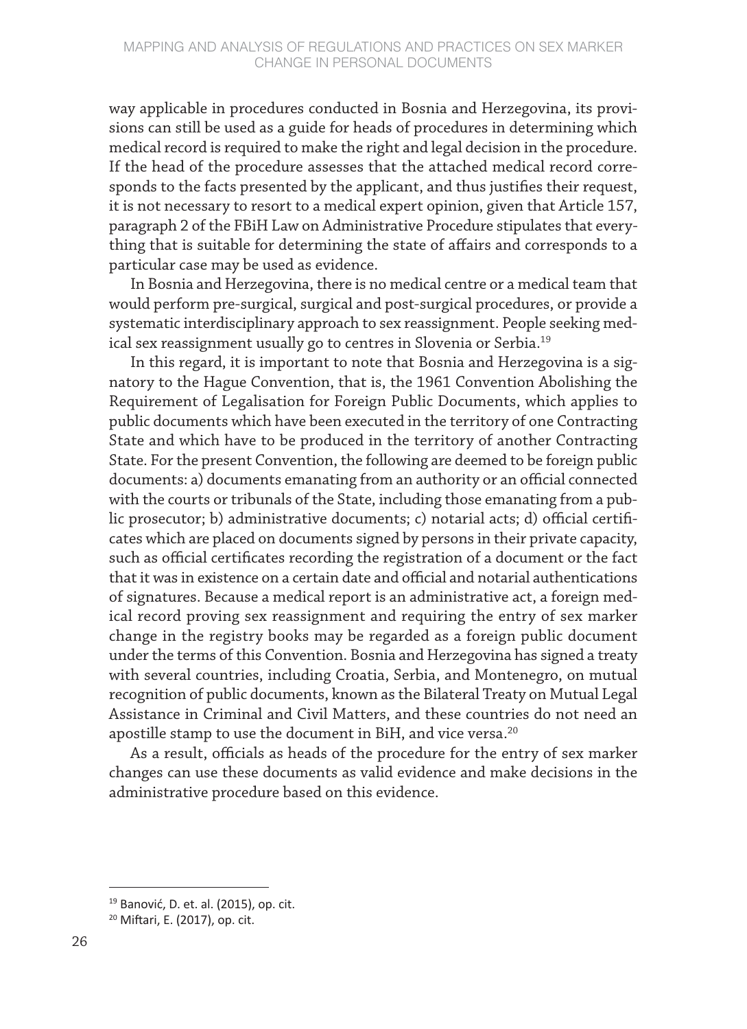way applicable in procedures conducted in Bosnia and Herzegovina, its provisions can still be used as a guide for heads of procedures in determining which medical record is required to make the right and legal decision in the procedure. If the head of the procedure assesses that the attached medical record corresponds to the facts presented by the applicant, and thus justifies their request, it is not necessary to resort to a medical expert opinion, given that Article 157, paragraph 2 of the FBiH Law on Administrative Procedure stipulates that everything that is suitable for determining the state of affairs and corresponds to a particular case may be used as evidence.

In Bosnia and Herzegovina, there is no medical centre or a medical team that would perform pre-surgical, surgical and post-surgical procedures, or provide a systematic interdisciplinary approach to sex reassignment. People seeking medical sex reassignment usually go to centres in Slovenia or Serbia.[19]

In this regard, it is important to note that Bosnia and Herzegovina is a signatory to the Hague Convention, that is, the 1961 Convention Abolishing the Requirement of Legalisation for Foreign Public Documents, which applies to public documents which have been executed in the territory of one Contracting State and which have to be produced in the territory of another Contracting State. For the present Convention, the following are deemed to be foreign public documents: a) documents emanating from an authority or an official connected with the courts or tribunals of the State, including those emanating from a public prosecutor; b) administrative documents; c) notarial acts; d) official certificates which are placed on documents signed by persons in their private capacity, such as official certificates recording the registration of a document or the fact that it was in existence on a certain date and official and notarial authentications of signatures. Because a medical report is an administrative act, a foreign medical record proving sex reassignment and requiring the entry of sex marker change in the registry books may be regarded as a foreign public document under the terms of this Convention. Bosnia and Herzegovina has signed a treaty with several countries, including Croatia, Serbia, and Montenegro, on mutual recognition of public documents, known as the Bilateral Treaty on Mutual Legal Assistance in Criminal and Civil Matters, and these countries do not need an apostille stamp to use the document in BiH, and vice versa.[20]

As a result, officials as heads of the procedure for the entry of sex marker changes can use these documents as valid evidence and make decisions in the administrative procedure based on this evidence.

---

[19] Banović, D. et. al. (2015), op. cit.

[20] Miftari, E. (2017), op. cit.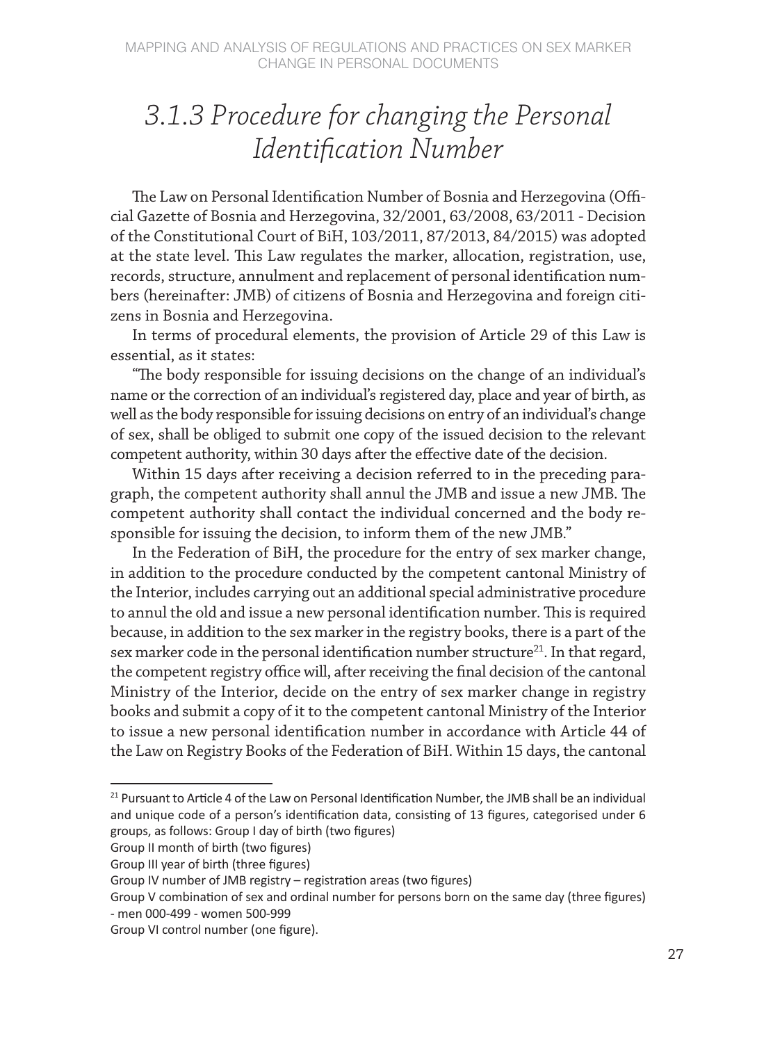## *3.1.3 Procedure for changing the Personal Identification Number*

The Law on Personal Identification Number of Bosnia and Herzegovina (Official Gazette of Bosnia and Herzegovina, 32/2001, 63/2008, 63/2011 - Decision of the Constitutional Court of BiH, 103/2011, 87/2013, 84/2015) was adopted at the state level. This Law regulates the marker, allocation, registration, use, records, structure, annulment and replacement of personal identification numbers (hereinafter: JMB) of citizens of Bosnia and Herzegovina and foreign citizens in Bosnia and Herzegovina.

In terms of procedural elements, the provision of Article 29 of this Law is essential, as it states:

"The body responsible for issuing decisions on the change of an individual's name or the correction of an individual's registered day, place and year of birth, as well as the body responsible for issuing decisions on entry of an individual's change of sex, shall be obliged to submit one copy of the issued decision to the relevant competent authority, within 30 days after the effective date of the decision.

Within 15 days after receiving a decision referred to in the preceding paragraph, the competent authority shall annul the JMB and issue a new JMB. The competent authority shall contact the individual concerned and the body responsible for issuing the decision, to inform them of the new JMB."

In the Federation of BiH, the procedure for the entry of sex marker change, in addition to the procedure conducted by the competent cantonal Ministry of the Interior, includes carrying out an additional special administrative procedure to annul the old and issue a new personal identification number. This is required because, in addition to the sex marker in the registry books, there is a part of the sex marker code in the personal identification number structure[21]. In that regard, the competent registry office will, after receiving the final decision of the cantonal Ministry of the Interior, decide on the entry of sex marker change in registry books and submit a copy of it to the competent cantonal Ministry of the Interior to issue a new personal identification number in accordance with Article 44 of the Law on Registry Books of the Federation of BiH. Within 15 days, the cantonal

---

[21] Pursuant to Article 4 of the Law on Personal Identification Number, the JMB shall be an individual and unique code of a person's identification data, consisting of 13 figures, categorised under 6 groups, as follows: Group I day of birth (two figures)
Group II month of birth (two figures)
Group III year of birth (three figures)
Group IV number of JMB registry – registration areas (two figures)
Group V combination of sex and ordinal number for persons born on the same day (three figures) - men 000-499 - women 500-999
Group VI control number (one figure).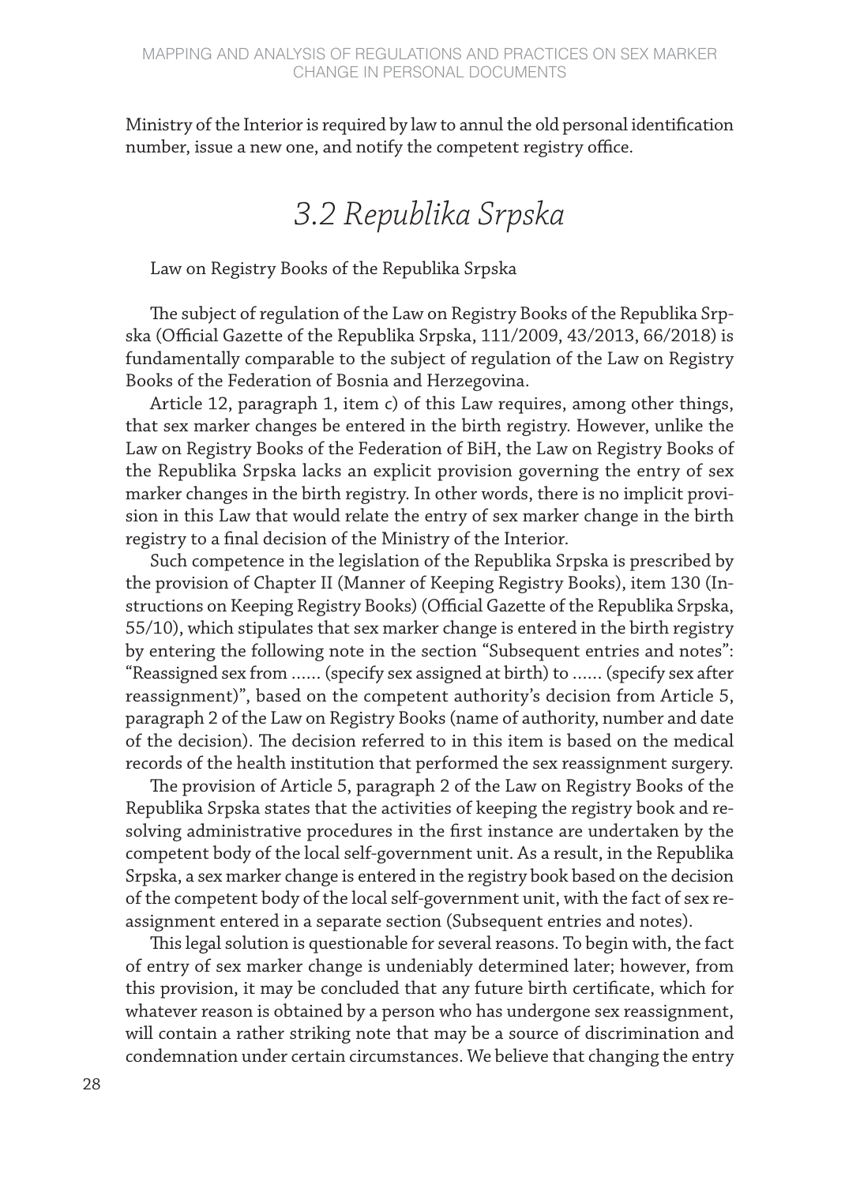Ministry of the Interior is required by law to annul the old personal identification number, issue a new one, and notify the competent registry office.

## *3.2 Republika Srpska*

Law on Registry Books of the Republika Srpska

The subject of regulation of the Law on Registry Books of the Republika Srpska (Official Gazette of the Republika Srpska, 111/2009, 43/2013, 66/2018) is fundamentally comparable to the subject of regulation of the Law on Registry Books of the Federation of Bosnia and Herzegovina.

Article 12, paragraph 1, item c) of this Law requires, among other things, that sex marker changes be entered in the birth registry. However, unlike the Law on Registry Books of the Federation of BiH, the Law on Registry Books of the Republika Srpska lacks an explicit provision governing the entry of sex marker changes in the birth registry. In other words, there is no implicit provision in this Law that would relate the entry of sex marker change in the birth registry to a final decision of the Ministry of the Interior.

Such competence in the legislation of the Republika Srpska is prescribed by the provision of Chapter II (Manner of Keeping Registry Books), item 130 (Instructions on Keeping Registry Books) (Official Gazette of the Republika Srpska, 55/10), which stipulates that sex marker change is entered in the birth registry by entering the following note in the section "Subsequent entries and notes": "Reassigned sex from ...... (specify sex assigned at birth) to ...... (specify sex after reassignment)", based on the competent authority's decision from Article 5, paragraph 2 of the Law on Registry Books (name of authority, number and date of the decision). The decision referred to in this item is based on the medical records of the health institution that performed the sex reassignment surgery.

The provision of Article 5, paragraph 2 of the Law on Registry Books of the Republika Srpska states that the activities of keeping the registry book and resolving administrative procedures in the first instance are undertaken by the competent body of the local self-government unit. As a result, in the Republika Srpska, a sex marker change is entered in the registry book based on the decision of the competent body of the local self-government unit, with the fact of sex reassignment entered in a separate section (Subsequent entries and notes).

This legal solution is questionable for several reasons. To begin with, the fact of entry of sex marker change is undeniably determined later; however, from this provision, it may be concluded that any future birth certificate, which for whatever reason is obtained by a person who has undergone sex reassignment, will contain a rather striking note that may be a source of discrimination and condemnation under certain circumstances. We believe that changing the entry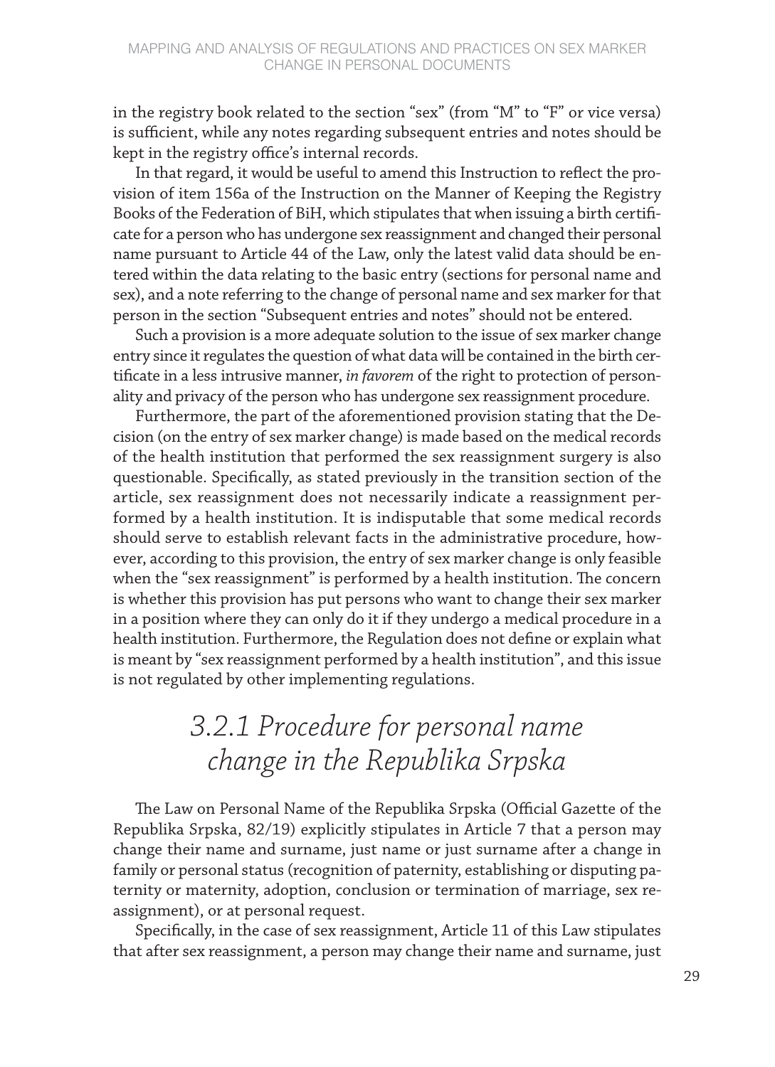in the registry book related to the section "sex" (from "M" to "F" or vice versa) is sufficient, while any notes regarding subsequent entries and notes should be kept in the registry office's internal records.

In that regard, it would be useful to amend this Instruction to reflect the provision of item 156a of the Instruction on the Manner of Keeping the Registry Books of the Federation of BiH, which stipulates that when issuing a birth certificate for a person who has undergone sex reassignment and changed their personal name pursuant to Article 44 of the Law, only the latest valid data should be entered within the data relating to the basic entry (sections for personal name and sex), and a note referring to the change of personal name and sex marker for that person in the section "Subsequent entries and notes" should not be entered.

Such a provision is a more adequate solution to the issue of sex marker change entry since it regulates the question of what data will be contained in the birth certificate in a less intrusive manner, *in favorem* of the right to protection of personality and privacy of the person who has undergone sex reassignment procedure.

Furthermore, the part of the aforementioned provision stating that the Decision (on the entry of sex marker change) is made based on the medical records of the health institution that performed the sex reassignment surgery is also questionable. Specifically, as stated previously in the transition section of the article, sex reassignment does not necessarily indicate a reassignment performed by a health institution. It is indisputable that some medical records should serve to establish relevant facts in the administrative procedure, however, according to this provision, the entry of sex marker change is only feasible when the "sex reassignment" is performed by a health institution. The concern is whether this provision has put persons who want to change their sex marker in a position where they can only do it if they undergo a medical procedure in a health institution. Furthermore, the Regulation does not define or explain what is meant by "sex reassignment performed by a health institution", and this issue is not regulated by other implementing regulations.

### *3.2.1 Procedure for personal name change in the Republika Srpska*

The Law on Personal Name of the Republika Srpska (Official Gazette of the Republika Srpska, 82/19) explicitly stipulates in Article 7 that a person may change their name and surname, just name or just surname after a change in family or personal status (recognition of paternity, establishing or disputing paternity or maternity, adoption, conclusion or termination of marriage, sex reassignment), or at personal request.

Specifically, in the case of sex reassignment, Article 11 of this Law stipulates that after sex reassignment, a person may change their name and surname, just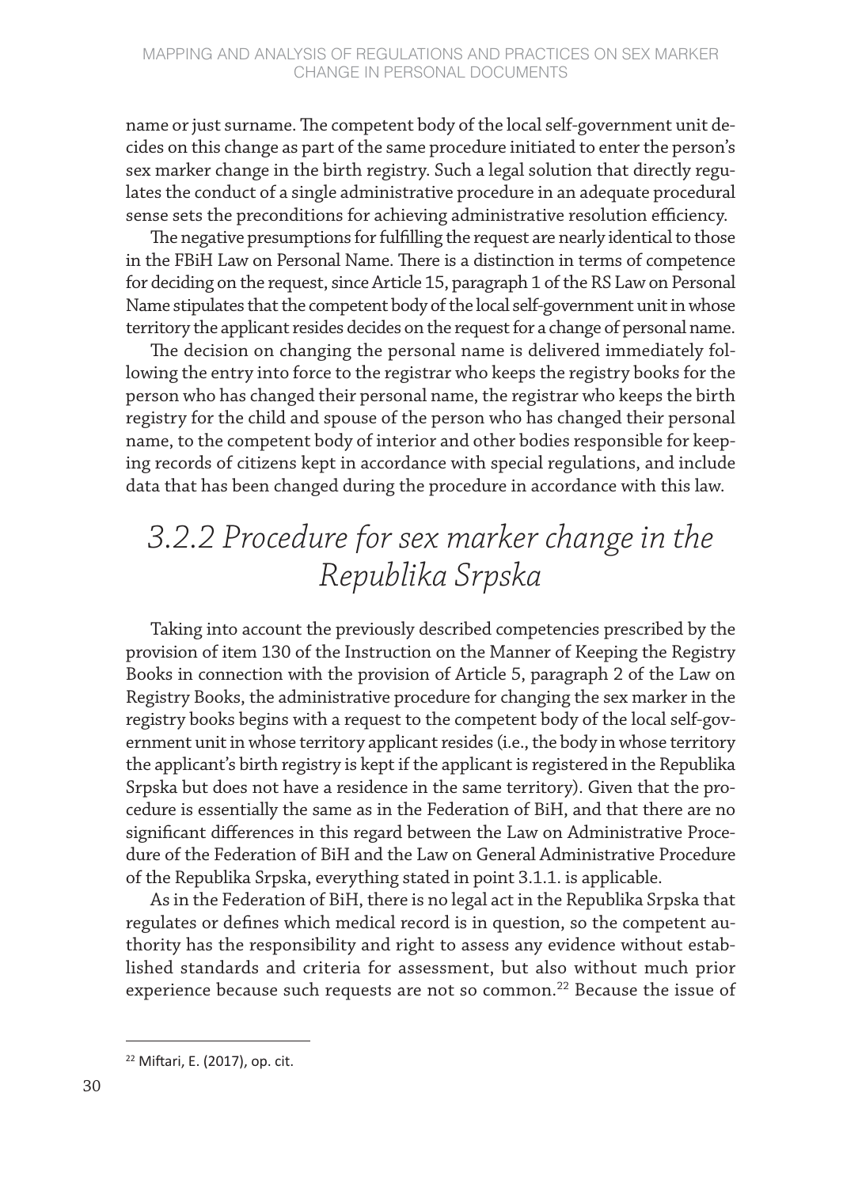name or just surname. The competent body of the local self-government unit decides on this change as part of the same procedure initiated to enter the person's sex marker change in the birth registry. Such a legal solution that directly regulates the conduct of a single administrative procedure in an adequate procedural sense sets the preconditions for achieving administrative resolution efficiency.

The negative presumptions for fulfilling the request are nearly identical to those in the FBiH Law on Personal Name. There is a distinction in terms of competence for deciding on the request, since Article 15, paragraph 1 of the RS Law on Personal Name stipulates that the competent body of the local self-government unit in whose territory the applicant resides decides on the request for a change of personal name.

The decision on changing the personal name is delivered immediately following the entry into force to the registrar who keeps the registry books for the person who has changed their personal name, the registrar who keeps the birth registry for the child and spouse of the person who has changed their personal name, to the competent body of interior and other bodies responsible for keeping records of citizens kept in accordance with special regulations, and include data that has been changed during the procedure in accordance with this law.

## *3.2.2 Procedure for sex marker change in the Republika Srpska*

Taking into account the previously described competencies prescribed by the provision of item 130 of the Instruction on the Manner of Keeping the Registry Books in connection with the provision of Article 5, paragraph 2 of the Law on Registry Books, the administrative procedure for changing the sex marker in the registry books begins with a request to the competent body of the local self-government unit in whose territory applicant resides (i.e., the body in whose territory the applicant's birth registry is kept if the applicant is registered in the Republika Srpska but does not have a residence in the same territory). Given that the procedure is essentially the same as in the Federation of BiH, and that there are no significant differences in this regard between the Law on Administrative Procedure of the Federation of BiH and the Law on General Administrative Procedure of the Republika Srpska, everything stated in point 3.1.1. is applicable.

As in the Federation of BiH, there is no legal act in the Republika Srpska that regulates or defines which medical record is in question, so the competent authority has the responsibility and right to assess any evidence without established standards and criteria for assessment, but also without much prior experience because such requests are not so common.[22] Because the issue of

[22] Miftari, E. (2017), op. cit.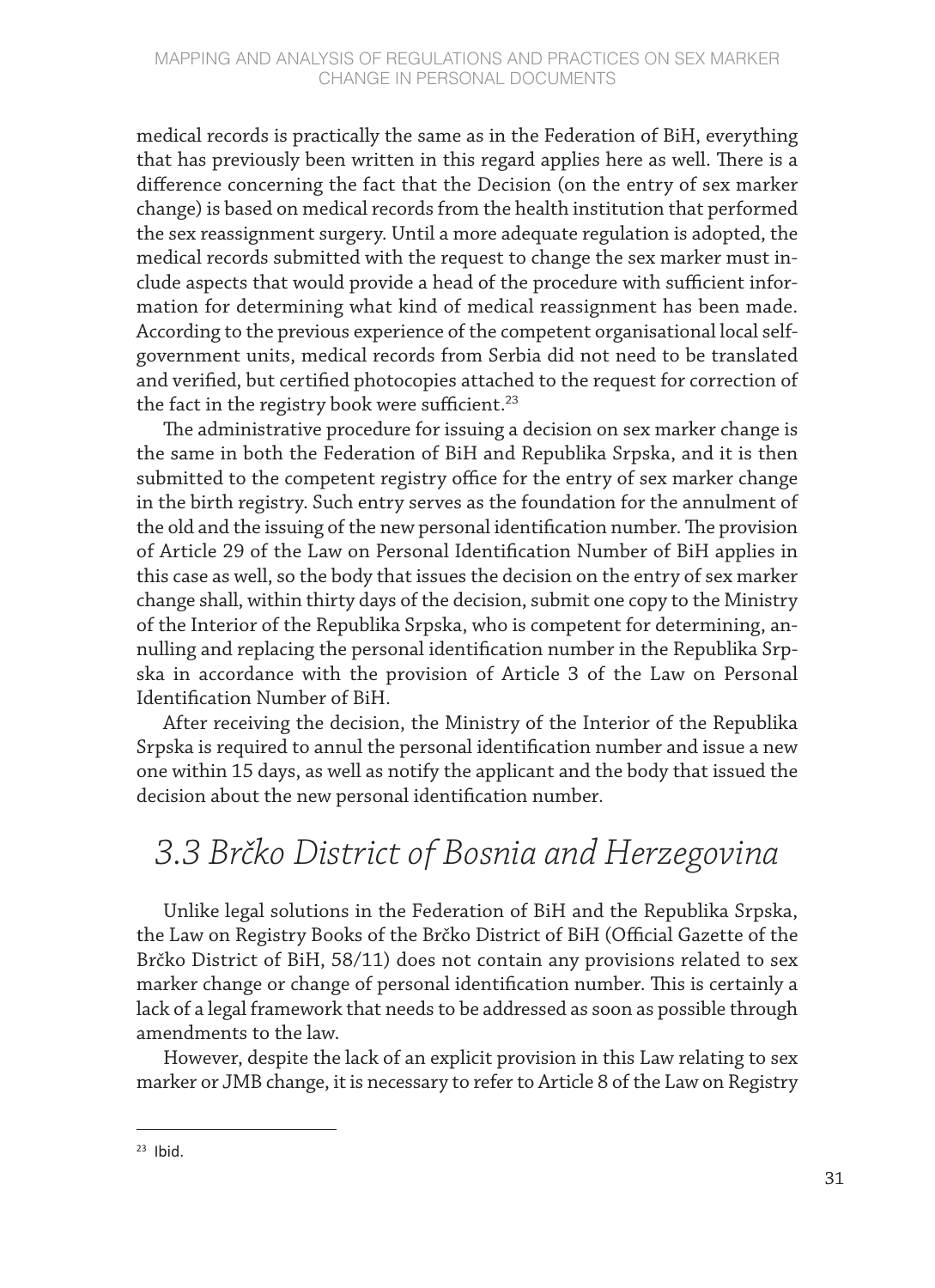medical records is practically the same as in the Federation of BiH, everything that has previously been written in this regard applies here as well. There is a difference concerning the fact that the Decision (on the entry of sex marker change) is based on medical records from the health institution that performed the sex reassignment surgery. Until a more adequate regulation is adopted, the medical records submitted with the request to change the sex marker must include aspects that would provide a head of the procedure with sufficient information for determining what kind of medical reassignment has been made. According to the previous experience of the competent organisational local self-government units, medical records from Serbia did not need to be translated and verified, but certified photocopies attached to the request for correction of the fact in the registry book were sufficient.[23]

The administrative procedure for issuing a decision on sex marker change is the same in both the Federation of BiH and Republika Srpska, and it is then submitted to the competent registry office for the entry of sex marker change in the birth registry. Such entry serves as the foundation for the annulment of the old and the issuing of the new personal identification number. The provision of Article 29 of the Law on Personal Identification Number of BiH applies in this case as well, so the body that issues the decision on the entry of sex marker change shall, within thirty days of the decision, submit one copy to the Ministry of the Interior of the Republika Srpska, who is competent for determining, annulling and replacing the personal identification number in the Republika Srpska in accordance with the provision of Article 3 of the Law on Personal Identification Number of BiH.

After receiving the decision, the Ministry of the Interior of the Republika Srpska is required to annul the personal identification number and issue a new one within 15 days, as well as notify the applicant and the body that issued the decision about the new personal identification number.

## *3.3 Brčko District of Bosnia and Herzegovina*

Unlike legal solutions in the Federation of BiH and the Republika Srpska, the Law on Registry Books of the Brčko District of BiH (Official Gazette of the Brčko District of BiH, 58/11) does not contain any provisions related to sex marker change or change of personal identification number. This is certainly a lack of a legal framework that needs to be addressed as soon as possible through amendments to the law.

However, despite the lack of an explicit provision in this Law relating to sex marker or JMB change, it is necessary to refer to Article 8 of the Law on Registry

[23] Ibid.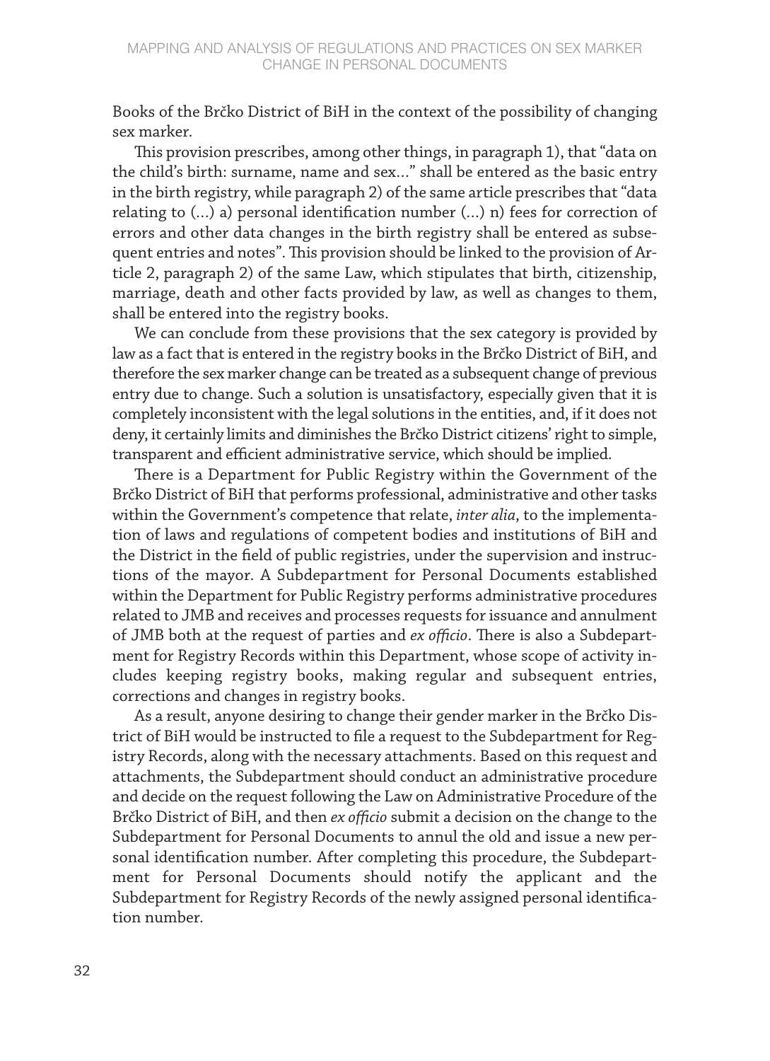Books of the Brčko District of BiH in the context of the possibility of changing sex marker.

This provision prescribes, among other things, in paragraph 1), that "data on the child's birth: surname, name and sex..." shall be entered as the basic entry in the birth registry, while paragraph 2) of the same article prescribes that "data relating to (...) a) personal identification number (...) n) fees for correction of errors and other data changes in the birth registry shall be entered as subsequent entries and notes". This provision should be linked to the provision of Article 2, paragraph 2) of the same Law, which stipulates that birth, citizenship, marriage, death and other facts provided by law, as well as changes to them, shall be entered into the registry books.

We can conclude from these provisions that the sex category is provided by law as a fact that is entered in the registry books in the Brčko District of BiH, and therefore the sex marker change can be treated as a subsequent change of previous entry due to change. Such a solution is unsatisfactory, especially given that it is completely inconsistent with the legal solutions in the entities, and, if it does not deny, it certainly limits and diminishes the Brčko District citizens' right to simple, transparent and efficient administrative service, which should be implied.

There is a Department for Public Registry within the Government of the Brčko District of BiH that performs professional, administrative and other tasks within the Government's competence that relate, *inter alia*, to the implementation of laws and regulations of competent bodies and institutions of BiH and the District in the field of public registries, under the supervision and instructions of the mayor. A Subdepartment for Personal Documents established within the Department for Public Registry performs administrative procedures related to JMB and receives and processes requests for issuance and annulment of JMB both at the request of parties and *ex officio*. There is also a Subdepartment for Registry Records within this Department, whose scope of activity includes keeping registry books, making regular and subsequent entries, corrections and changes in registry books.

As a result, anyone desiring to change their gender marker in the Brčko District of BiH would be instructed to file a request to the Subdepartment for Registry Records, along with the necessary attachments. Based on this request and attachments, the Subdepartment should conduct an administrative procedure and decide on the request following the Law on Administrative Procedure of the Brčko District of BiH, and then *ex officio* submit a decision on the change to the Subdepartment for Personal Documents to annul the old and issue a new personal identification number. After completing this procedure, the Subdepartment for Personal Documents should notify the applicant and the Subdepartment for Registry Records of the newly assigned personal identification number.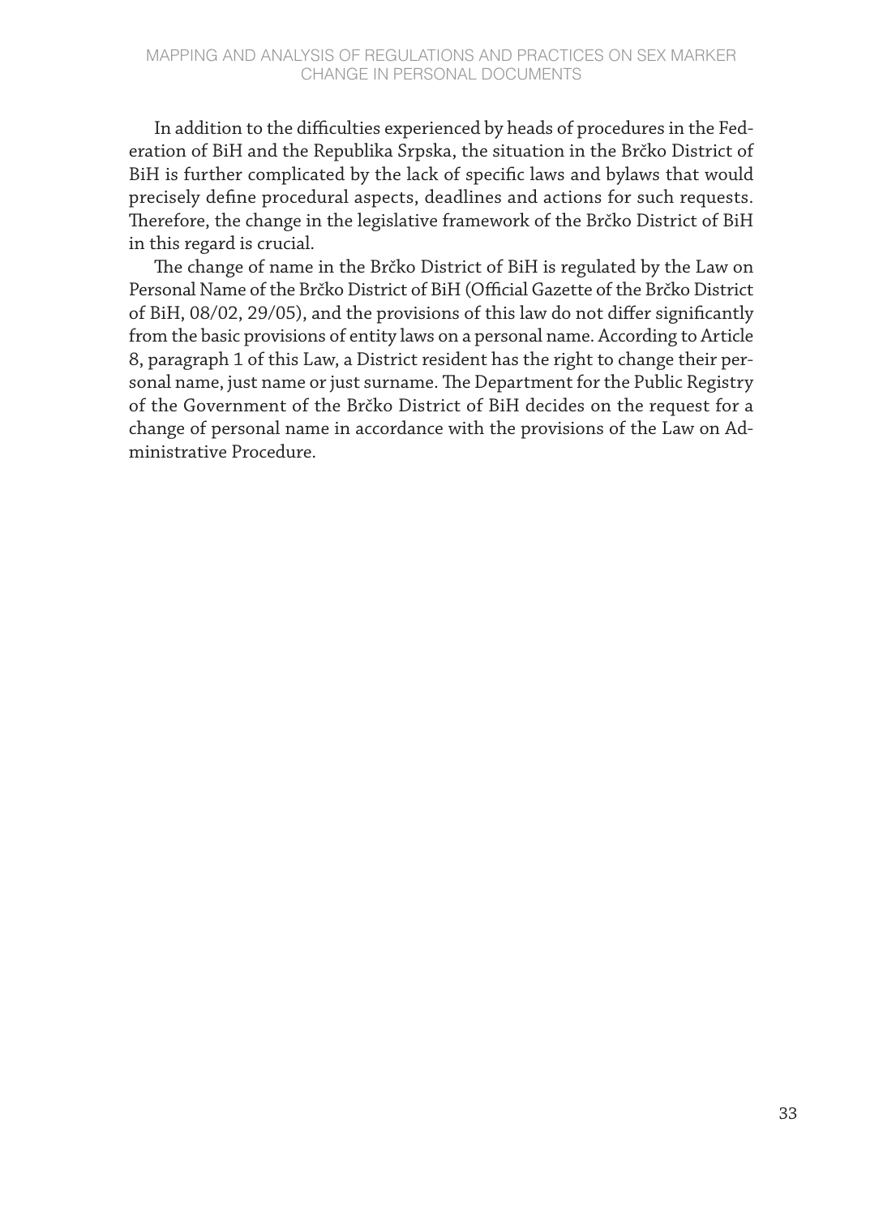In addition to the difficulties experienced by heads of procedures in the Federation of BiH and the Republika Srpska, the situation in the Brčko District of BiH is further complicated by the lack of specific laws and bylaws that would precisely define procedural aspects, deadlines and actions for such requests. Therefore, the change in the legislative framework of the Brčko District of BiH in this regard is crucial.

The change of name in the Brčko District of BiH is regulated by the Law on Personal Name of the Brčko District of BiH (Official Gazette of the Brčko District of BiH, 08/02, 29/05), and the provisions of this law do not differ significantly from the basic provisions of entity laws on a personal name. According to Article 8, paragraph 1 of this Law, a District resident has the right to change their personal name, just name or just surname. The Department for the Public Registry of the Government of the Brčko District of BiH decides on the request for a change of personal name in accordance with the provisions of the Law on Administrative Procedure.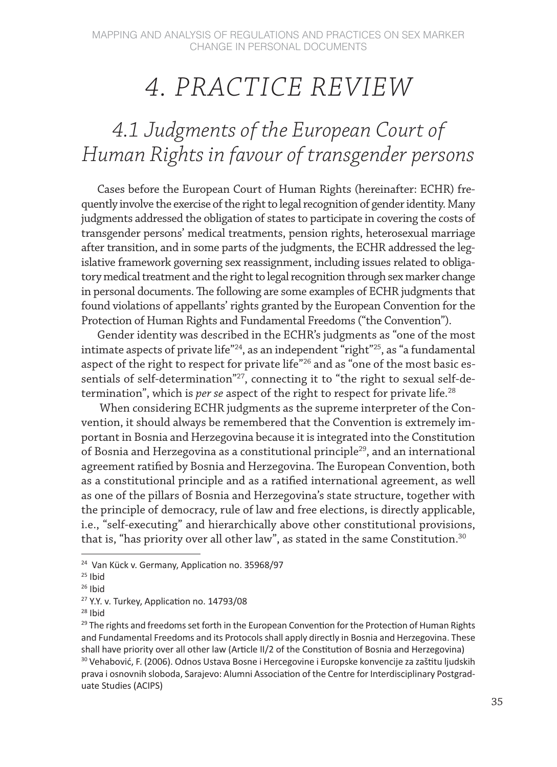# 4. PRACTICE REVIEW

## 4.1 Judgments of the European Court of Human Rights in favour of transgender persons

Cases before the European Court of Human Rights (hereinafter: ECHR) frequently involve the exercise of the right to legal recognition of gender identity. Many judgments addressed the obligation of states to participate in covering the costs of transgender persons' medical treatments, pension rights, heterosexual marriage after transition, and in some parts of the judgments, the ECHR addressed the legislative framework governing sex reassignment, including issues related to obligatory medical treatment and the right to legal recognition through sex marker change in personal documents. The following are some examples of ECHR judgments that found violations of appellants' rights granted by the European Convention for the Protection of Human Rights and Fundamental Freedoms ("the Convention").

Gender identity was described in the ECHR's judgments as "one of the most intimate aspects of private life"[24], as an independent "right"[25], as "a fundamental aspect of the right to respect for private life"[26] and as "one of the most basic essentials of self-determination"[27], connecting it to "the right to sexual self-determination", which is *per se* aspect of the right to respect for private life.[28]

When considering ECHR judgments as the supreme interpreter of the Convention, it should always be remembered that the Convention is extremely important in Bosnia and Herzegovina because it is integrated into the Constitution of Bosnia and Herzegovina as a constitutional principle[29], and an international agreement ratified by Bosnia and Herzegovina. The European Convention, both as a constitutional principle and as a ratified international agreement, as well as one of the pillars of Bosnia and Herzegovina's state structure, together with the principle of democracy, rule of law and free elections, is directly applicable, i.e., "self-executing" and hierarchically above other constitutional provisions, that is, "has priority over all other law", as stated in the same Constitution.[30]

---

[24] Van Kück v. Germany, Application no. 35968/97

[25] Ibid

[26] Ibid

[27] Y.Y. v. Turkey, Application no. 14793/08

[28] Ibid

[29] The rights and freedoms set forth in the European Convention for the Protection of Human Rights and Fundamental Freedoms and its Protocols shall apply directly in Bosnia and Herzegovina. These shall have priority over all other law (Article II/2 of the Constitution of Bosnia and Herzegovina)

[30] Vehabović, F. (2006). Odnos Ustava Bosne i Hercegovine i Europske konvencije za zaštitu ljudskih prava i osnovnih sloboda, Sarajevo: Alumni Association of the Centre for Interdisciplinary Postgraduate Studies (ACIPS)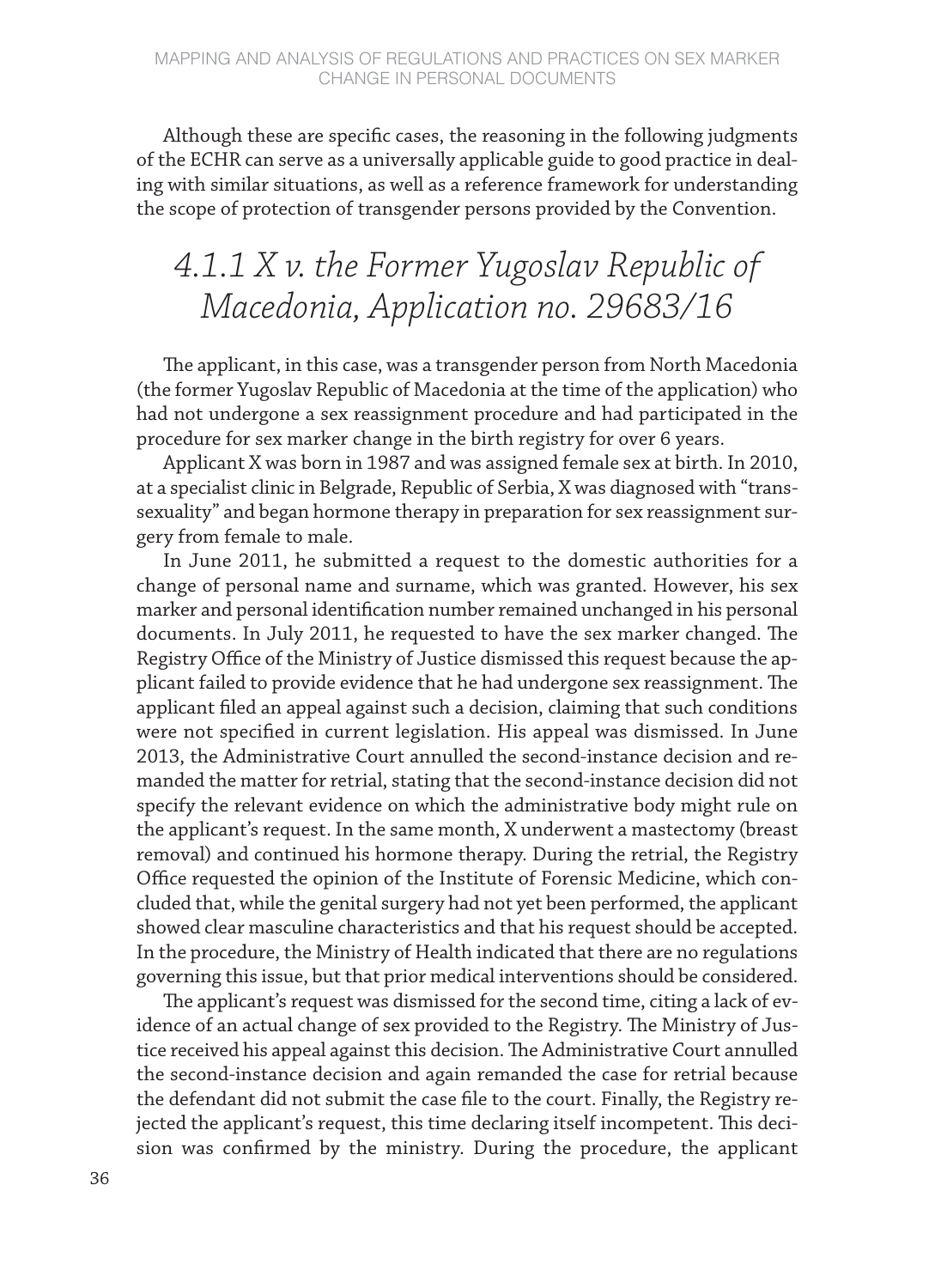Although these are specific cases, the reasoning in the following judgments of the ECHR can serve as a universally applicable guide to good practice in dealing with similar situations, as well as a reference framework for understanding the scope of protection of transgender persons provided by the Convention.

### *4.1.1 X v. the Former Yugoslav Republic of Macedonia, Application no. 29683/16*

The applicant, in this case, was a transgender person from North Macedonia (the former Yugoslav Republic of Macedonia at the time of the application) who had not undergone a sex reassignment procedure and had participated in the procedure for sex marker change in the birth registry for over 6 years.

Applicant X was born in 1987 and was assigned female sex at birth. In 2010, at a specialist clinic in Belgrade, Republic of Serbia, X was diagnosed with "transsexuality" and began hormone therapy in preparation for sex reassignment surgery from female to male.

In June 2011, he submitted a request to the domestic authorities for a change of personal name and surname, which was granted. However, his sex marker and personal identification number remained unchanged in his personal documents. In July 2011, he requested to have the sex marker changed. The Registry Office of the Ministry of Justice dismissed this request because the applicant failed to provide evidence that he had undergone sex reassignment. The applicant filed an appeal against such a decision, claiming that such conditions were not specified in current legislation. His appeal was dismissed. In June 2013, the Administrative Court annulled the second-instance decision and remanded the matter for retrial, stating that the second-instance decision did not specify the relevant evidence on which the administrative body might rule on the applicant's request. In the same month, X underwent a mastectomy (breast removal) and continued his hormone therapy. During the retrial, the Registry Office requested the opinion of the Institute of Forensic Medicine, which concluded that, while the genital surgery had not yet been performed, the applicant showed clear masculine characteristics and that his request should be accepted. In the procedure, the Ministry of Health indicated that there are no regulations governing this issue, but that prior medical interventions should be considered.

The applicant's request was dismissed for the second time, citing a lack of evidence of an actual change of sex provided to the Registry. The Ministry of Justice received his appeal against this decision. The Administrative Court annulled the second-instance decision and again remanded the case for retrial because the defendant did not submit the case file to the court. Finally, the Registry rejected the applicant's request, this time declaring itself incompetent. This decision was confirmed by the ministry. During the procedure, the applicant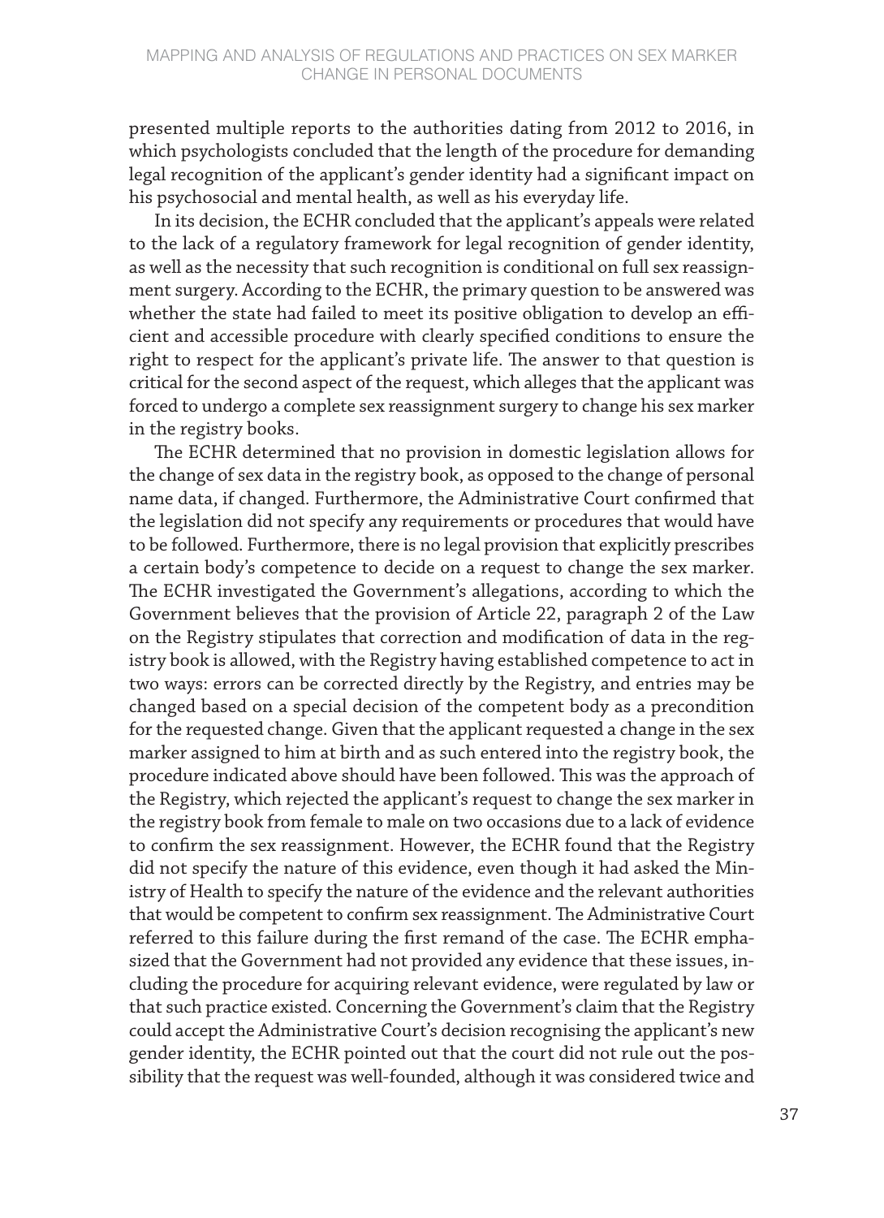presented multiple reports to the authorities dating from 2012 to 2016, in which psychologists concluded that the length of the procedure for demanding legal recognition of the applicant's gender identity had a significant impact on his psychosocial and mental health, as well as his everyday life.

In its decision, the ECHR concluded that the applicant's appeals were related to the lack of a regulatory framework for legal recognition of gender identity, as well as the necessity that such recognition is conditional on full sex reassignment surgery. According to the ECHR, the primary question to be answered was whether the state had failed to meet its positive obligation to develop an efficient and accessible procedure with clearly specified conditions to ensure the right to respect for the applicant's private life. The answer to that question is critical for the second aspect of the request, which alleges that the applicant was forced to undergo a complete sex reassignment surgery to change his sex marker in the registry books.

The ECHR determined that no provision in domestic legislation allows for the change of sex data in the registry book, as opposed to the change of personal name data, if changed. Furthermore, the Administrative Court confirmed that the legislation did not specify any requirements or procedures that would have to be followed. Furthermore, there is no legal provision that explicitly prescribes a certain body's competence to decide on a request to change the sex marker. The ECHR investigated the Government's allegations, according to which the Government believes that the provision of Article 22, paragraph 2 of the Law on the Registry stipulates that correction and modification of data in the registry book is allowed, with the Registry having established competence to act in two ways: errors can be corrected directly by the Registry, and entries may be changed based on a special decision of the competent body as a precondition for the requested change. Given that the applicant requested a change in the sex marker assigned to him at birth and as such entered into the registry book, the procedure indicated above should have been followed. This was the approach of the Registry, which rejected the applicant's request to change the sex marker in the registry book from female to male on two occasions due to a lack of evidence to confirm the sex reassignment. However, the ECHR found that the Registry did not specify the nature of this evidence, even though it had asked the Ministry of Health to specify the nature of the evidence and the relevant authorities that would be competent to confirm sex reassignment. The Administrative Court referred to this failure during the first remand of the case. The ECHR emphasized that the Government had not provided any evidence that these issues, including the procedure for acquiring relevant evidence, were regulated by law or that such practice existed. Concerning the Government's claim that the Registry could accept the Administrative Court's decision recognising the applicant's new gender identity, the ECHR pointed out that the court did not rule out the possibility that the request was well-founded, although it was considered twice and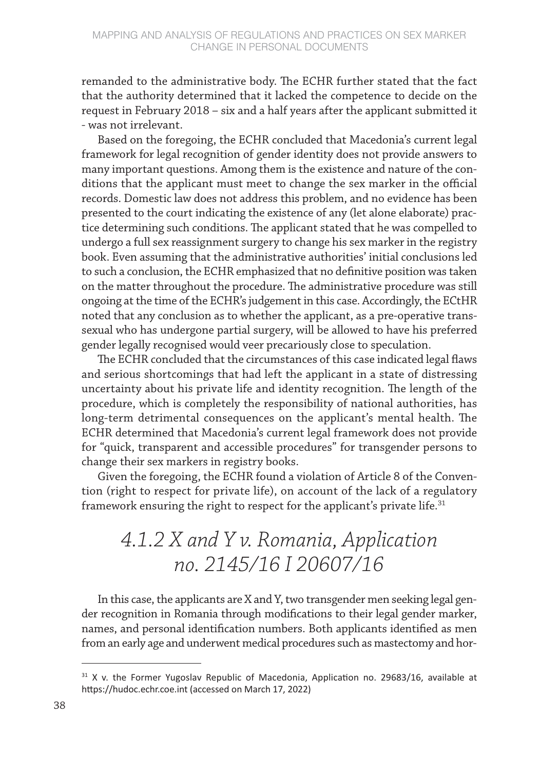remanded to the administrative body. The ECHR further stated that the fact that the authority determined that it lacked the competence to decide on the request in February 2018 – six and a half years after the applicant submitted it - was not irrelevant.

Based on the foregoing, the ECHR concluded that Macedonia's current legal framework for legal recognition of gender identity does not provide answers to many important questions. Among them is the existence and nature of the conditions that the applicant must meet to change the sex marker in the official records. Domestic law does not address this problem, and no evidence has been presented to the court indicating the existence of any (let alone elaborate) practice determining such conditions. The applicant stated that he was compelled to undergo a full sex reassignment surgery to change his sex marker in the registry book. Even assuming that the administrative authorities' initial conclusions led to such a conclusion, the ECHR emphasized that no definitive position was taken on the matter throughout the procedure. The administrative procedure was still ongoing at the time of the ECHR's judgement in this case. Accordingly, the ECtHR noted that any conclusion as to whether the applicant, as a pre-operative transsexual who has undergone partial surgery, will be allowed to have his preferred gender legally recognised would veer precariously close to speculation.

The ECHR concluded that the circumstances of this case indicated legal flaws and serious shortcomings that had left the applicant in a state of distressing uncertainty about his private life and identity recognition. The length of the procedure, which is completely the responsibility of national authorities, has long-term detrimental consequences on the applicant's mental health. The ECHR determined that Macedonia's current legal framework does not provide for "quick, transparent and accessible procedures" for transgender persons to change their sex markers in registry books.

Given the foregoing, the ECHR found a violation of Article 8 of the Convention (right to respect for private life), on account of the lack of a regulatory framework ensuring the right to respect for the applicant's private life.[31]

### *4.1.2 X and Y v. Romania, Application no. 2145/16 I 20607/16*

In this case, the applicants are X and Y, two transgender men seeking legal gender recognition in Romania through modifications to their legal gender marker, names, and personal identification numbers. Both applicants identified as men from an early age and underwent medical procedures such as mastectomy and hor-

[31] X v. the Former Yugoslav Republic of Macedonia, Application no. 29683/16, available at https://hudoc.echr.coe.int (accessed on March 17, 2022)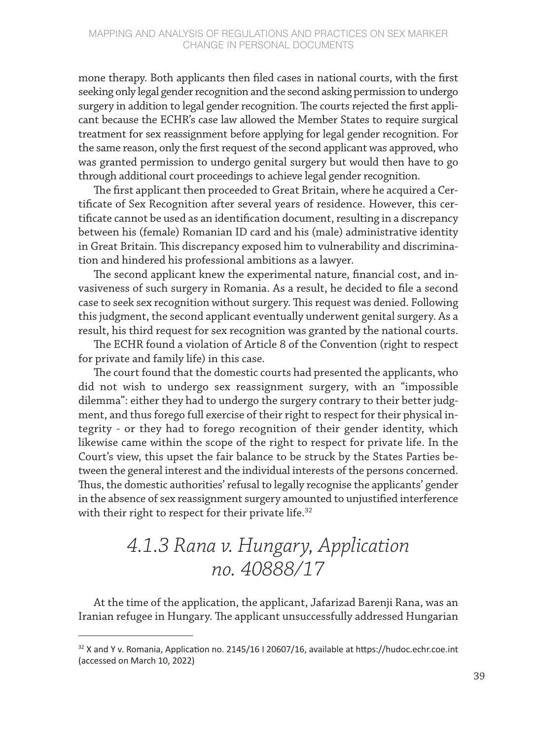mone therapy. Both applicants then filed cases in national courts, with the first seeking only legal gender recognition and the second asking permission to undergo surgery in addition to legal gender recognition. The courts rejected the first applicant because the ECHR's case law allowed the Member States to require surgical treatment for sex reassignment before applying for legal gender recognition. For the same reason, only the first request of the second applicant was approved, who was granted permission to undergo genital surgery but would then have to go through additional court proceedings to achieve legal gender recognition.

The first applicant then proceeded to Great Britain, where he acquired a Certificate of Sex Recognition after several years of residence. However, this certificate cannot be used as an identification document, resulting in a discrepancy between his (female) Romanian ID card and his (male) administrative identity in Great Britain. This discrepancy exposed him to vulnerability and discrimination and hindered his professional ambitions as a lawyer.

The second applicant knew the experimental nature, financial cost, and invasiveness of such surgery in Romania. As a result, he decided to file a second case to seek sex recognition without surgery. This request was denied. Following this judgment, the second applicant eventually underwent genital surgery. As a result, his third request for sex recognition was granted by the national courts.

The ECHR found a violation of Article 8 of the Convention (right to respect for private and family life) in this case.

The court found that the domestic courts had presented the applicants, who did not wish to undergo sex reassignment surgery, with an "impossible dilemma": either they had to undergo the surgery contrary to their better judgment, and thus forego full exercise of their right to respect for their physical integrity - or they had to forego recognition of their gender identity, which likewise came within the scope of the right to respect for private life. In the Court's view, this upset the fair balance to be struck by the States Parties between the general interest and the individual interests of the persons concerned. Thus, the domestic authorities' refusal to legally recognise the applicants' gender in the absence of sex reassignment surgery amounted to unjustified interference with their right to respect for their private life.[32]

### *4.1.3 Rana v. Hungary, Application no. 40888/17*

At the time of the application, the applicant, Jafarizad Barenji Rana, was an Iranian refugee in Hungary. The applicant unsuccessfully addressed Hungarian

---

[32] X and Y v. Romania, Application no. 2145/16 I 20607/16, available at https://hudoc.echr.coe.int (accessed on March 10, 2022)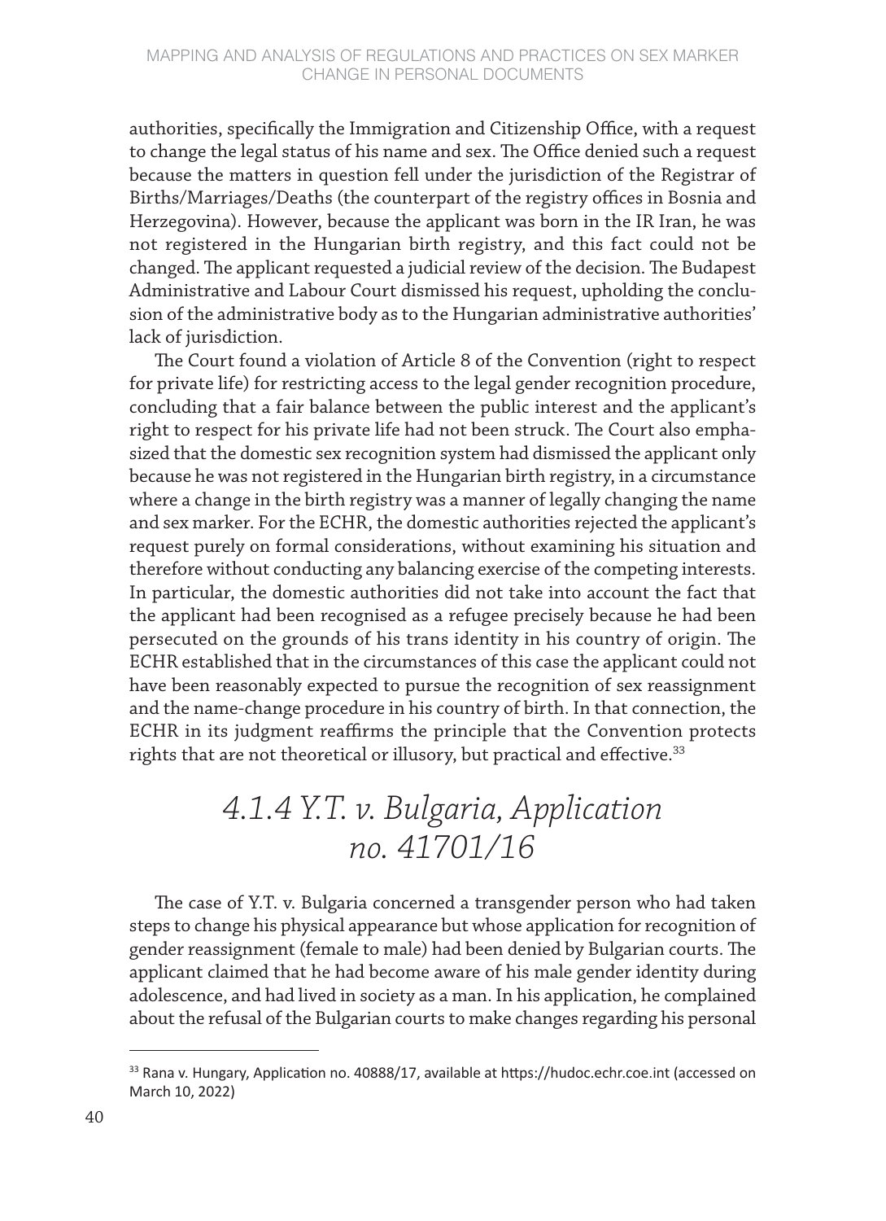authorities, specifically the Immigration and Citizenship Office, with a request to change the legal status of his name and sex. The Office denied such a request because the matters in question fell under the jurisdiction of the Registrar of Births/Marriages/Deaths (the counterpart of the registry offices in Bosnia and Herzegovina). However, because the applicant was born in the IR Iran, he was not registered in the Hungarian birth registry, and this fact could not be changed. The applicant requested a judicial review of the decision. The Budapest Administrative and Labour Court dismissed his request, upholding the conclusion of the administrative body as to the Hungarian administrative authorities' lack of jurisdiction.

The Court found a violation of Article 8 of the Convention (right to respect for private life) for restricting access to the legal gender recognition procedure, concluding that a fair balance between the public interest and the applicant's right to respect for his private life had not been struck. The Court also emphasized that the domestic sex recognition system had dismissed the applicant only because he was not registered in the Hungarian birth registry, in a circumstance where a change in the birth registry was a manner of legally changing the name and sex marker. For the ECHR, the domestic authorities rejected the applicant's request purely on formal considerations, without examining his situation and therefore without conducting any balancing exercise of the competing interests. In particular, the domestic authorities did not take into account the fact that the applicant had been recognised as a refugee precisely because he had been persecuted on the grounds of his trans identity in his country of origin. The ECHR established that in the circumstances of this case the applicant could not have been reasonably expected to pursue the recognition of sex reassignment and the name-change procedure in his country of birth. In that connection, the ECHR in its judgment reaffirms the principle that the Convention protects rights that are not theoretical or illusory, but practical and effective.[33]

### *4.1.4 Y.T. v. Bulgaria, Application no. 41701/16*

The case of Y.T. v. Bulgaria concerned a transgender person who had taken steps to change his physical appearance but whose application for recognition of gender reassignment (female to male) had been denied by Bulgarian courts. The applicant claimed that he had become aware of his male gender identity during adolescence, and had lived in society as a man. In his application, he complained about the refusal of the Bulgarian courts to make changes regarding his personal

---

[33] Rana v. Hungary, Application no. 40888/17, available at https://hudoc.echr.coe.int (accessed on March 10, 2022)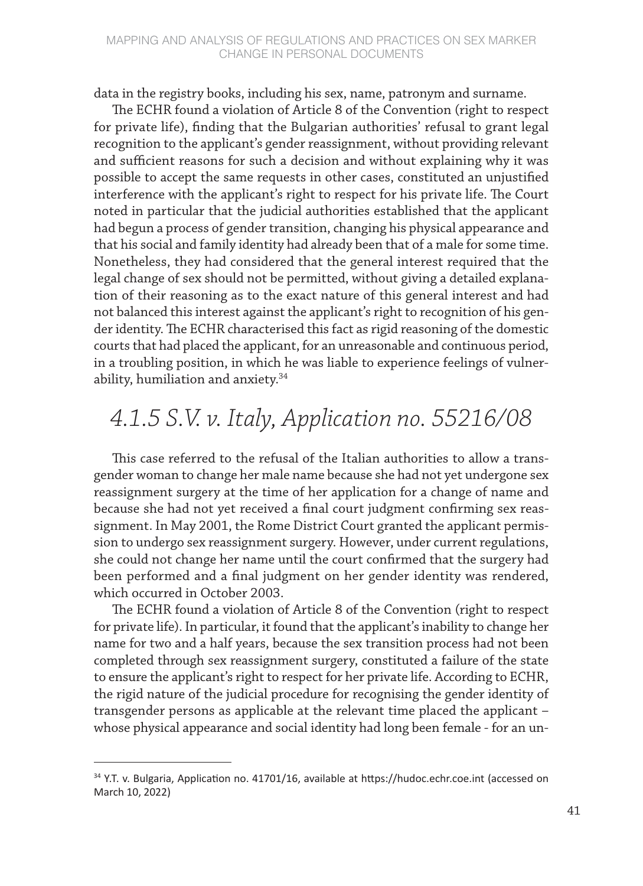data in the registry books, including his sex, name, patronym and surname.

The ECHR found a violation of Article 8 of the Convention (right to respect for private life), finding that the Bulgarian authorities' refusal to grant legal recognition to the applicant's gender reassignment, without providing relevant and sufficient reasons for such a decision and without explaining why it was possible to accept the same requests in other cases, constituted an unjustified interference with the applicant's right to respect for his private life. The Court noted in particular that the judicial authorities established that the applicant had begun a process of gender transition, changing his physical appearance and that his social and family identity had already been that of a male for some time. Nonetheless, they had considered that the general interest required that the legal change of sex should not be permitted, without giving a detailed explanation of their reasoning as to the exact nature of this general interest and had not balanced this interest against the applicant's right to recognition of his gender identity. The ECHR characterised this fact as rigid reasoning of the domestic courts that had placed the applicant, for an unreasonable and continuous period, in a troubling position, in which he was liable to experience feelings of vulnerability, humiliation and anxiety.[34]

### *4.1.5 S.V. v. Italy, Application no. 55216/08*

This case referred to the refusal of the Italian authorities to allow a transgender woman to change her male name because she had not yet undergone sex reassignment surgery at the time of her application for a change of name and because she had not yet received a final court judgment confirming sex reassignment. In May 2001, the Rome District Court granted the applicant permission to undergo sex reassignment surgery. However, under current regulations, she could not change her name until the court confirmed that the surgery had been performed and a final judgment on her gender identity was rendered, which occurred in October 2003.

The ECHR found a violation of Article 8 of the Convention (right to respect for private life). In particular, it found that the applicant's inability to change her name for two and a half years, because the sex transition process had not been completed through sex reassignment surgery, constituted a failure of the state to ensure the applicant's right to respect for her private life. According to ECHR, the rigid nature of the judicial procedure for recognising the gender identity of transgender persons as applicable at the relevant time placed the applicant – whose physical appearance and social identity had long been female - for an un-

---

[34] Y.T. v. Bulgaria, Application no. 41701/16, available at https://hudoc.echr.coe.int (accessed on March 10, 2022)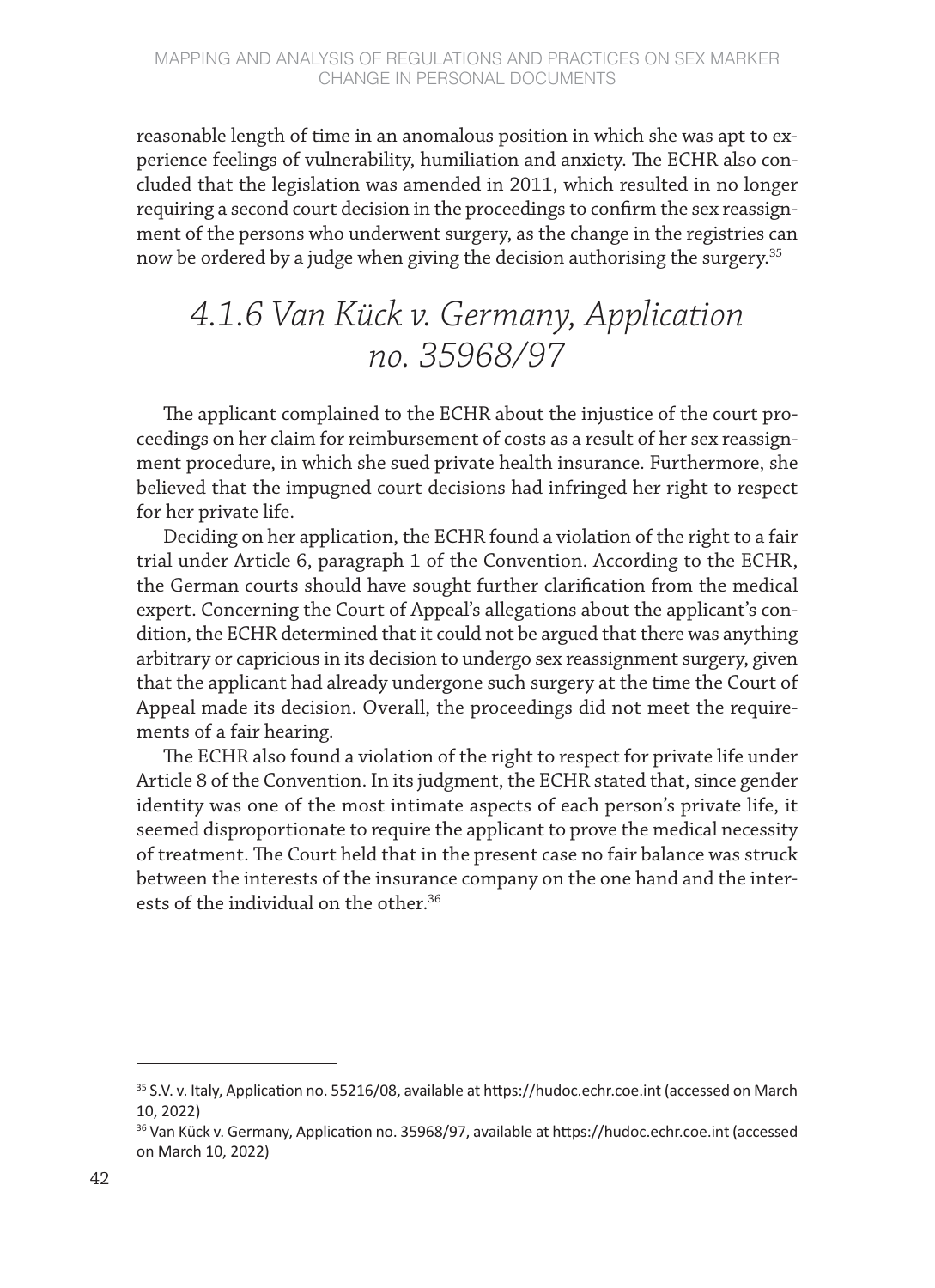reasonable length of time in an anomalous position in which she was apt to experience feelings of vulnerability, humiliation and anxiety. The ECHR also concluded that the legislation was amended in 2011, which resulted in no longer requiring a second court decision in the proceedings to confirm the sex reassignment of the persons who underwent surgery, as the change in the registries can now be ordered by a judge when giving the decision authorising the surgery.[35]

### *4.1.6 Van Kück v. Germany, Application no. 35968/97*

The applicant complained to the ECHR about the injustice of the court proceedings on her claim for reimbursement of costs as a result of her sex reassignment procedure, in which she sued private health insurance. Furthermore, she believed that the impugned court decisions had infringed her right to respect for her private life.

Deciding on her application, the ECHR found a violation of the right to a fair trial under Article 6, paragraph 1 of the Convention. According to the ECHR, the German courts should have sought further clarification from the medical expert. Concerning the Court of Appeal's allegations about the applicant's condition, the ECHR determined that it could not be argued that there was anything arbitrary or capricious in its decision to undergo sex reassignment surgery, given that the applicant had already undergone such surgery at the time the Court of Appeal made its decision. Overall, the proceedings did not meet the requirements of a fair hearing.

The ECHR also found a violation of the right to respect for private life under Article 8 of the Convention. In its judgment, the ECHR stated that, since gender identity was one of the most intimate aspects of each person's private life, it seemed disproportionate to require the applicant to prove the medical necessity of treatment. The Court held that in the present case no fair balance was struck between the interests of the insurance company on the one hand and the interests of the individual on the other.[36]

---

[35] S.V. v. Italy, Application no. 55216/08, available at https://hudoc.echr.coe.int (accessed on March 10, 2022)

[36] Van Kück v. Germany, Application no. 35968/97, available at https://hudoc.echr.coe.int (accessed on March 10, 2022)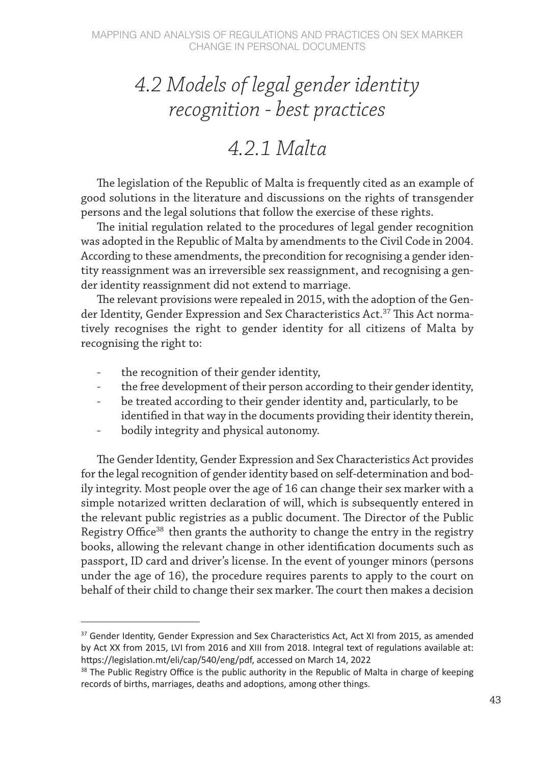## 4.2 Models of legal gender identity recognition - best practices

### 4.2.1 Malta

The legislation of the Republic of Malta is frequently cited as an example of good solutions in the literature and discussions on the rights of transgender persons and the legal solutions that follow the exercise of these rights.

The initial regulation related to the procedures of legal gender recognition was adopted in the Republic of Malta by amendments to the Civil Code in 2004. According to these amendments, the precondition for recognising a gender identity reassignment was an irreversible sex reassignment, and recognising a gender identity reassignment did not extend to marriage.

The relevant provisions were repealed in 2015, with the adoption of the Gender Identity, Gender Expression and Sex Characteristics Act.[37] This Act normatively recognises the right to gender identity for all citizens of Malta by recognising the right to:

- the recognition of their gender identity,
- the free development of their person according to their gender identity,
- be treated according to their gender identity and, particularly, to be identified in that way in the documents providing their identity therein,
- bodily integrity and physical autonomy.

The Gender Identity, Gender Expression and Sex Characteristics Act provides for the legal recognition of gender identity based on self-determination and bodily integrity. Most people over the age of 16 can change their sex marker with a simple notarized written declaration of will, which is subsequently entered in the relevant public registries as a public document. The Director of the Public Registry Office[38] then grants the authority to change the entry in the registry books, allowing the relevant change in other identification documents such as passport, ID card and driver's license. In the event of younger minors (persons under the age of 16), the procedure requires parents to apply to the court on behalf of their child to change their sex marker. The court then makes a decision

---

[37] Gender Identity, Gender Expression and Sex Characteristics Act, Act XI from 2015, as amended by Act XX from 2015, LVI from 2016 and XIII from 2018. Integral text of regulations available at: https://legislation.mt/eli/cap/540/eng/pdf, accessed on March 14, 2022

[38] The Public Registry Office is the public authority in the Republic of Malta in charge of keeping records of births, marriages, deaths and adoptions, among other things.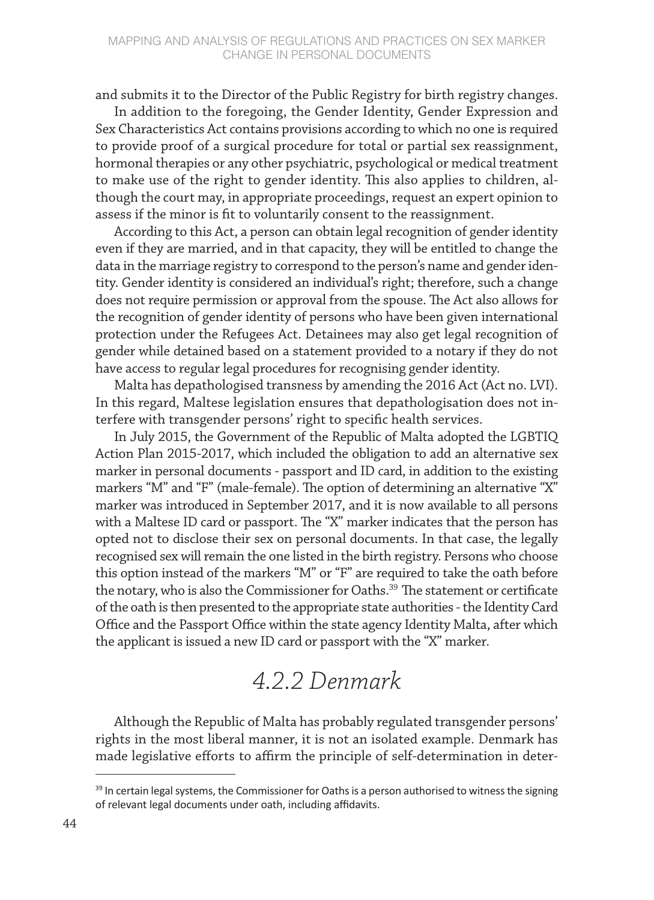and submits it to the Director of the Public Registry for birth registry changes.

In addition to the foregoing, the Gender Identity, Gender Expression and Sex Characteristics Act contains provisions according to which no one is required to provide proof of a surgical procedure for total or partial sex reassignment, hormonal therapies or any other psychiatric, psychological or medical treatment to make use of the right to gender identity. This also applies to children, although the court may, in appropriate proceedings, request an expert opinion to assess if the minor is fit to voluntarily consent to the reassignment.

According to this Act, a person can obtain legal recognition of gender identity even if they are married, and in that capacity, they will be entitled to change the data in the marriage registry to correspond to the person's name and gender identity. Gender identity is considered an individual's right; therefore, such a change does not require permission or approval from the spouse. The Act also allows for the recognition of gender identity of persons who have been given international protection under the Refugees Act. Detainees may also get legal recognition of gender while detained based on a statement provided to a notary if they do not have access to regular legal procedures for recognising gender identity.

Malta has depathologised transness by amending the 2016 Act (Act no. LVI). In this regard, Maltese legislation ensures that depathologisation does not interfere with transgender persons' right to specific health services.

In July 2015, the Government of the Republic of Malta adopted the LGBTIQ Action Plan 2015-2017, which included the obligation to add an alternative sex marker in personal documents - passport and ID card, in addition to the existing markers "M" and "F" (male-female). The option of determining an alternative "X" marker was introduced in September 2017, and it is now available to all persons with a Maltese ID card or passport. The "X" marker indicates that the person has opted not to disclose their sex on personal documents. In that case, the legally recognised sex will remain the one listed in the birth registry. Persons who choose this option instead of the markers "M" or "F" are required to take the oath before the notary, who is also the Commissioner for Oaths.[39] The statement or certificate of the oath is then presented to the appropriate state authorities - the Identity Card Office and the Passport Office within the state agency Identity Malta, after which the applicant is issued a new ID card or passport with the "X" marker.

### *4.2.2 Denmark*

Although the Republic of Malta has probably regulated transgender persons' rights in the most liberal manner, it is not an isolated example. Denmark has made legislative efforts to affirm the principle of self-determination in deter-

[39] In certain legal systems, the Commissioner for Oaths is a person authorised to witness the signing of relevant legal documents under oath, including affidavits.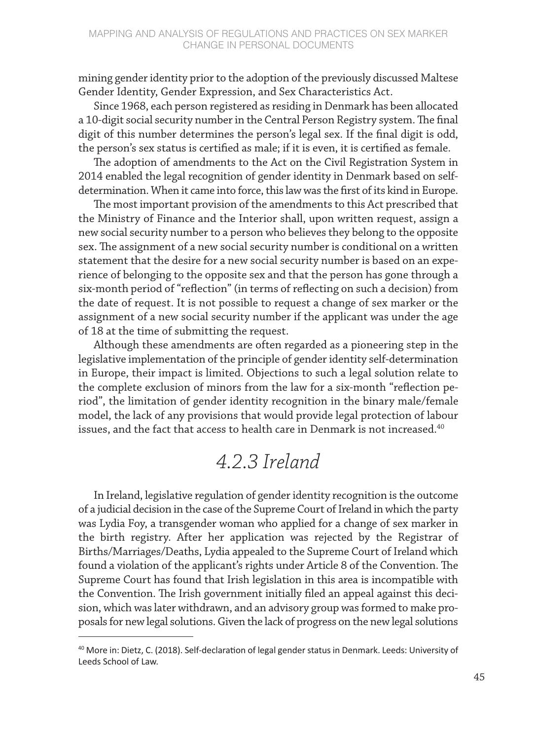mining gender identity prior to the adoption of the previously discussed Maltese Gender Identity, Gender Expression, and Sex Characteristics Act.

Since 1968, each person registered as residing in Denmark has been allocated a 10-digit social security number in the Central Person Registry system. The final digit of this number determines the person's legal sex. If the final digit is odd, the person's sex status is certified as male; if it is even, it is certified as female.

The adoption of amendments to the Act on the Civil Registration System in 2014 enabled the legal recognition of gender identity in Denmark based on self-determination. When it came into force, this law was the first of its kind in Europe.

The most important provision of the amendments to this Act prescribed that the Ministry of Finance and the Interior shall, upon written request, assign a new social security number to a person who believes they belong to the opposite sex. The assignment of a new social security number is conditional on a written statement that the desire for a new social security number is based on an experience of belonging to the opposite sex and that the person has gone through a six-month period of "reflection" (in terms of reflecting on such a decision) from the date of request. It is not possible to request a change of sex marker or the assignment of a new social security number if the applicant was under the age of 18 at the time of submitting the request.

Although these amendments are often regarded as a pioneering step in the legislative implementation of the principle of gender identity self-determination in Europe, their impact is limited. Objections to such a legal solution relate to the complete exclusion of minors from the law for a six-month "reflection period", the limitation of gender identity recognition in the binary male/female model, the lack of any provisions that would provide legal protection of labour issues, and the fact that access to health care in Denmark is not increased.[40]

### *4.2.3 Ireland*

In Ireland, legislative regulation of gender identity recognition is the outcome of a judicial decision in the case of the Supreme Court of Ireland in which the party was Lydia Foy, a transgender woman who applied for a change of sex marker in the birth registry. After her application was rejected by the Registrar of Births/Marriages/Deaths, Lydia appealed to the Supreme Court of Ireland which found a violation of the applicant's rights under Article 8 of the Convention. The Supreme Court has found that Irish legislation in this area is incompatible with the Convention. The Irish government initially filed an appeal against this decision, which was later withdrawn, and an advisory group was formed to make proposals for new legal solutions. Given the lack of progress on the new legal solutions

---

[40] More in: Dietz, C. (2018). Self-declaration of legal gender status in Denmark. Leeds: University of Leeds School of Law.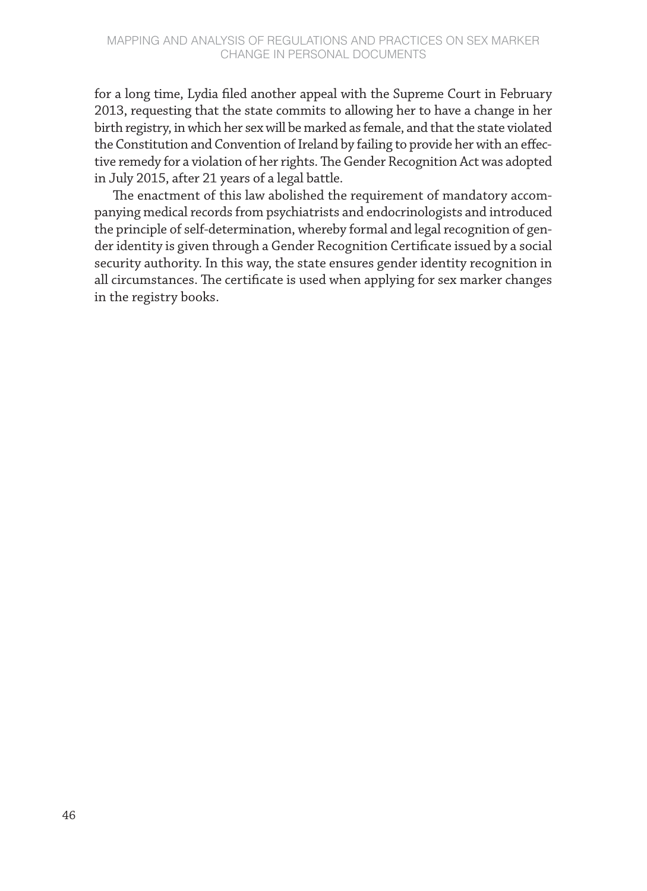for a long time, Lydia filed another appeal with the Supreme Court in February 2013, requesting that the state commits to allowing her to have a change in her birth registry, in which her sex will be marked as female, and that the state violated the Constitution and Convention of Ireland by failing to provide her with an effective remedy for a violation of her rights. The Gender Recognition Act was adopted in July 2015, after 21 years of a legal battle.

The enactment of this law abolished the requirement of mandatory accompanying medical records from psychiatrists and endocrinologists and introduced the principle of self-determination, whereby formal and legal recognition of gender identity is given through a Gender Recognition Certificate issued by a social security authority. In this way, the state ensures gender identity recognition in all circumstances. The certificate is used when applying for sex marker changes in the registry books.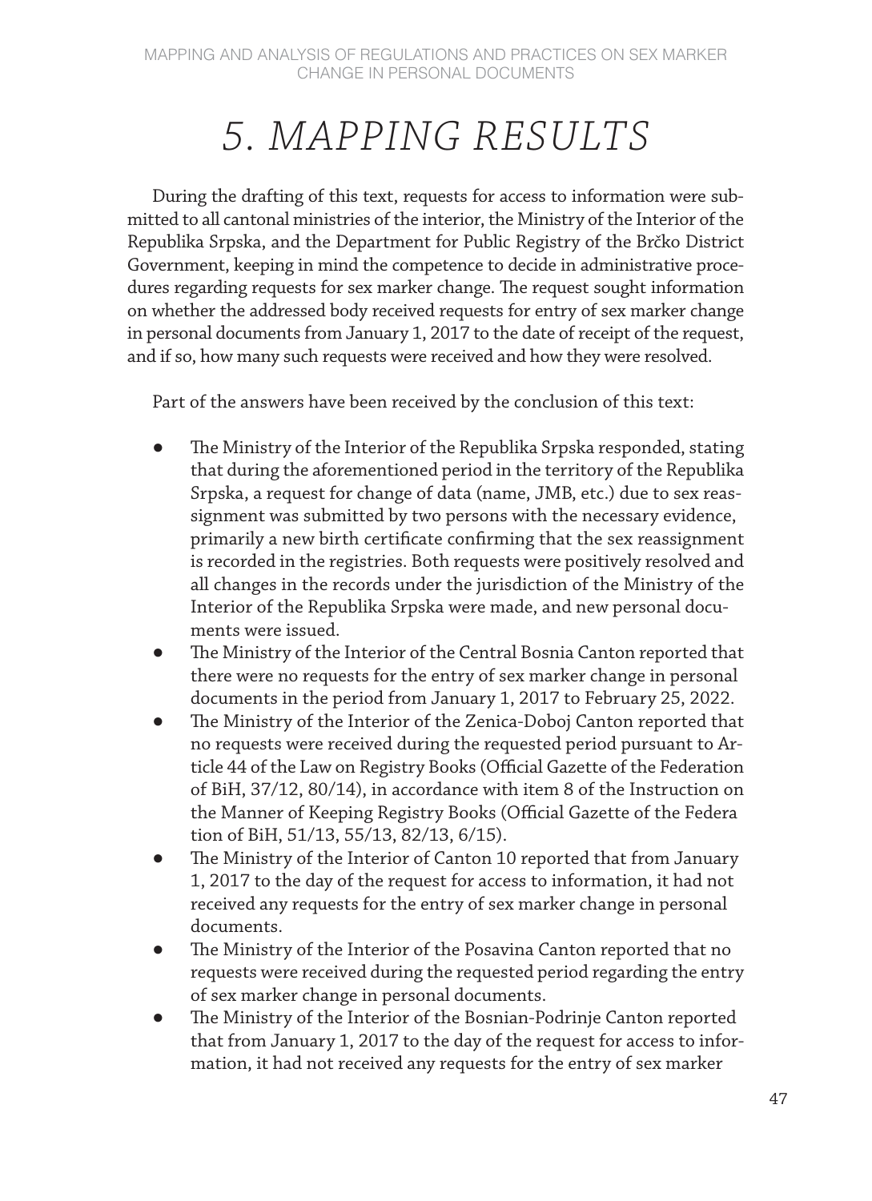# 5. MAPPING RESULTS

During the drafting of this text, requests for access to information were submitted to all cantonal ministries of the interior, the Ministry of the Interior of the Republika Srpska, and the Department for Public Registry of the Brčko District Government, keeping in mind the competence to decide in administrative procedures regarding requests for sex marker change. The request sought information on whether the addressed body received requests for entry of sex marker change in personal documents from January 1, 2017 to the date of receipt of the request, and if so, how many such requests were received and how they were resolved.

Part of the answers have been received by the conclusion of this text:

- The Ministry of the Interior of the Republika Srpska responded, stating that during the aforementioned period in the territory of the Republika Srpska, a request for change of data (name, JMB, etc.) due to sex reassignment was submitted by two persons with the necessary evidence, primarily a new birth certificate confirming that the sex reassignment is recorded in the registries. Both requests were positively resolved and all changes in the records under the jurisdiction of the Ministry of the Interior of the Republika Srpska were made, and new personal documents were issued.
- The Ministry of the Interior of the Central Bosnia Canton reported that there were no requests for the entry of sex marker change in personal documents in the period from January 1, 2017 to February 25, 2022.
- The Ministry of the Interior of the Zenica-Doboj Canton reported that no requests were received during the requested period pursuant to Article 44 of the Law on Registry Books (Official Gazette of the Federation of BiH, 37/12, 80/14), in accordance with item 8 of the Instruction on the Manner of Keeping Registry Books (Official Gazette of the Federation of BiH, 51/13, 55/13, 82/13, 6/15).
- The Ministry of the Interior of Canton 10 reported that from January 1, 2017 to the day of the request for access to information, it had not received any requests for the entry of sex marker change in personal documents.
- The Ministry of the Interior of the Posavina Canton reported that no requests were received during the requested period regarding the entry of sex marker change in personal documents.
- The Ministry of the Interior of the Bosnian-Podrinje Canton reported that from January 1, 2017 to the day of the request for access to information, it had not received any requests for the entry of sex marker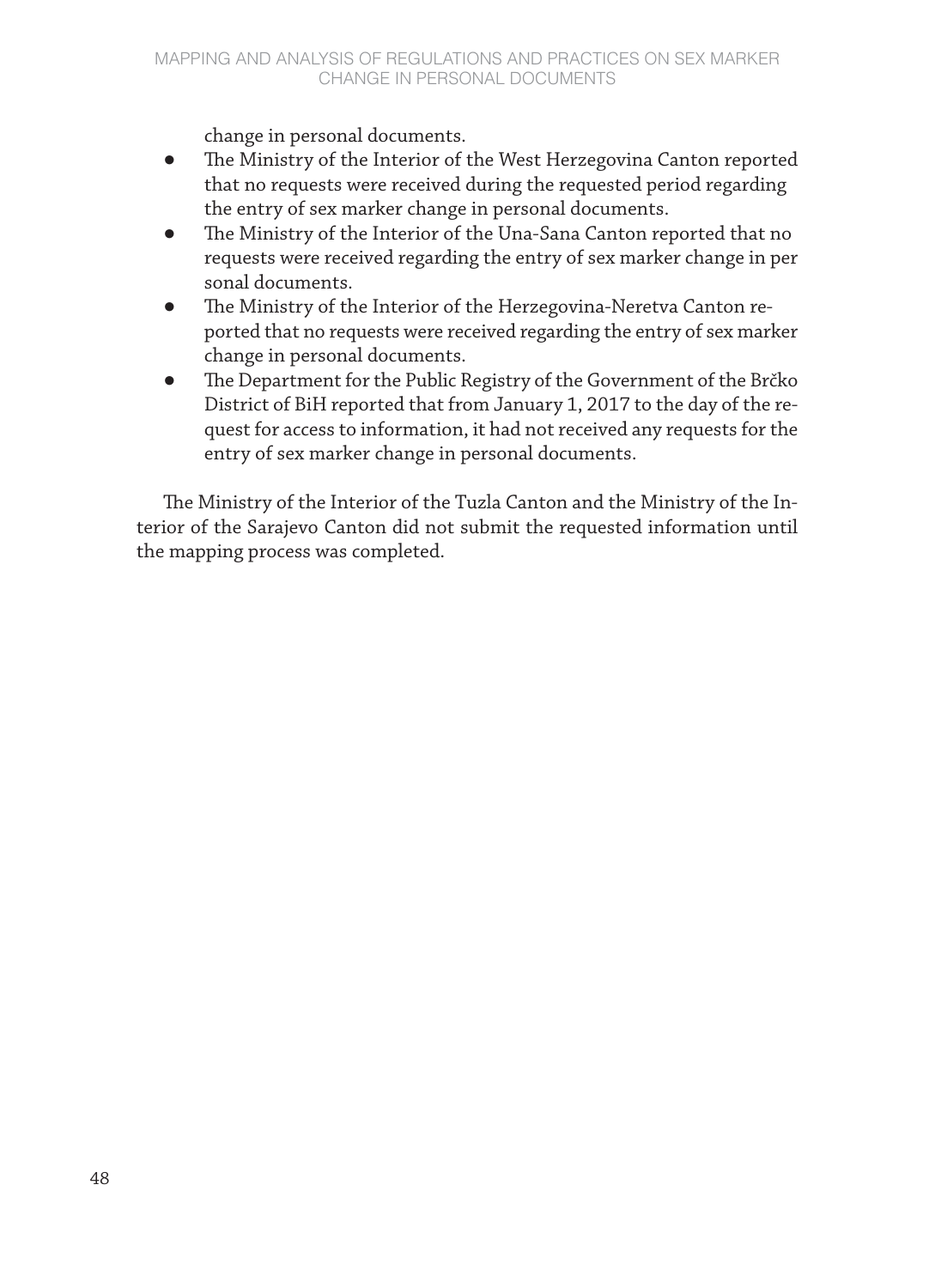change in personal documents.

- The Ministry of the Interior of the West Herzegovina Canton reported that no requests were received during the requested period regarding the entry of sex marker change in personal documents.
- The Ministry of the Interior of the Una-Sana Canton reported that no requests were received regarding the entry of sex marker change in personal documents.
- The Ministry of the Interior of the Herzegovina-Neretva Canton reported that no requests were received regarding the entry of sex marker change in personal documents.
- The Department for the Public Registry of the Government of the Brčko District of BiH reported that from January 1, 2017 to the day of the request for access to information, it had not received any requests for the entry of sex marker change in personal documents.

The Ministry of the Interior of the Tuzla Canton and the Ministry of the Interior of the Sarajevo Canton did not submit the requested information until the mapping process was completed.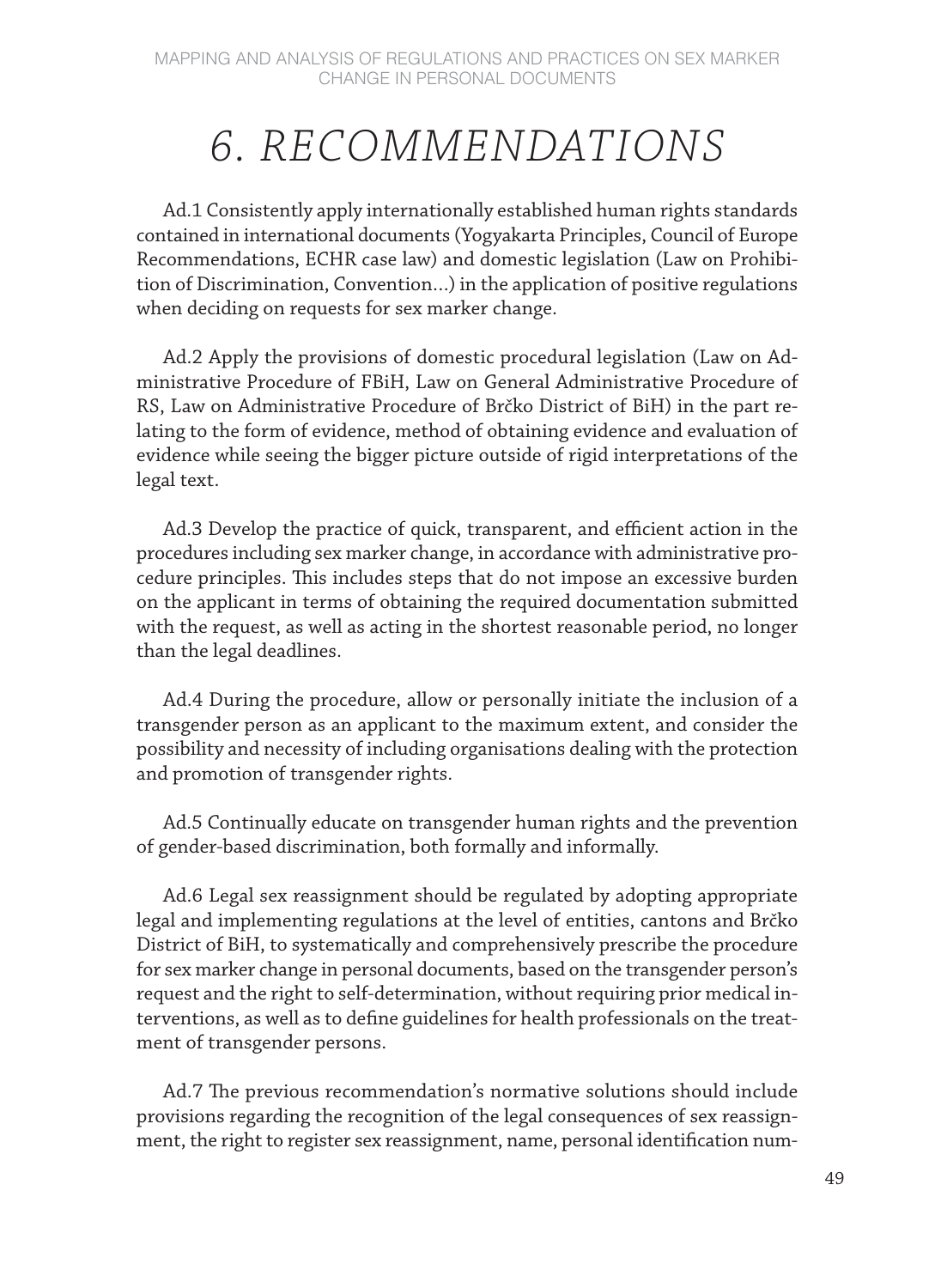# 6. RECOMMENDATIONS

Ad.1 Consistently apply internationally established human rights standards contained in international documents (Yogyakarta Principles, Council of Europe Recommendations, ECHR case law) and domestic legislation (Law on Prohibition of Discrimination, Convention...) in the application of positive regulations when deciding on requests for sex marker change.

Ad.2 Apply the provisions of domestic procedural legislation (Law on Administrative Procedure of FBiH, Law on General Administrative Procedure of RS, Law on Administrative Procedure of Brčko District of BiH) in the part relating to the form of evidence, method of obtaining evidence and evaluation of evidence while seeing the bigger picture outside of rigid interpretations of the legal text.

Ad.3 Develop the practice of quick, transparent, and efficient action in the procedures including sex marker change, in accordance with administrative procedure principles. This includes steps that do not impose an excessive burden on the applicant in terms of obtaining the required documentation submitted with the request, as well as acting in the shortest reasonable period, no longer than the legal deadlines.

Ad.4 During the procedure, allow or personally initiate the inclusion of a transgender person as an applicant to the maximum extent, and consider the possibility and necessity of including organisations dealing with the protection and promotion of transgender rights.

Ad.5 Continually educate on transgender human rights and the prevention of gender-based discrimination, both formally and informally.

Ad.6 Legal sex reassignment should be regulated by adopting appropriate legal and implementing regulations at the level of entities, cantons and Brčko District of BiH, to systematically and comprehensively prescribe the procedure for sex marker change in personal documents, based on the transgender person's request and the right to self-determination, without requiring prior medical interventions, as well as to define guidelines for health professionals on the treatment of transgender persons.

Ad.7 The previous recommendation's normative solutions should include provisions regarding the recognition of the legal consequences of sex reassignment, the right to register sex reassignment, name, personal identification num-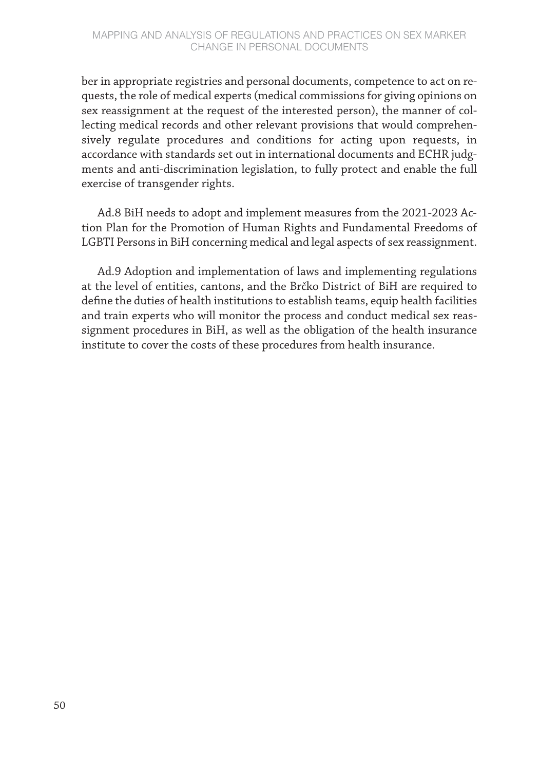ber in appropriate registries and personal documents, competence to act on requests, the role of medical experts (medical commissions for giving opinions on sex reassignment at the request of the interested person), the manner of collecting medical records and other relevant provisions that would comprehensively regulate procedures and conditions for acting upon requests, in accordance with standards set out in international documents and ECHR judgments and anti-discrimination legislation, to fully protect and enable the full exercise of transgender rights.

Ad.8 BiH needs to adopt and implement measures from the 2021-2023 Action Plan for the Promotion of Human Rights and Fundamental Freedoms of LGBTI Persons in BiH concerning medical and legal aspects of sex reassignment.

Ad.9 Adoption and implementation of laws and implementing regulations at the level of entities, cantons, and the Brčko District of BiH are required to define the duties of health institutions to establish teams, equip health facilities and train experts who will monitor the process and conduct medical sex reassignment procedures in BiH, as well as the obligation of the health insurance institute to cover the costs of these procedures from health insurance.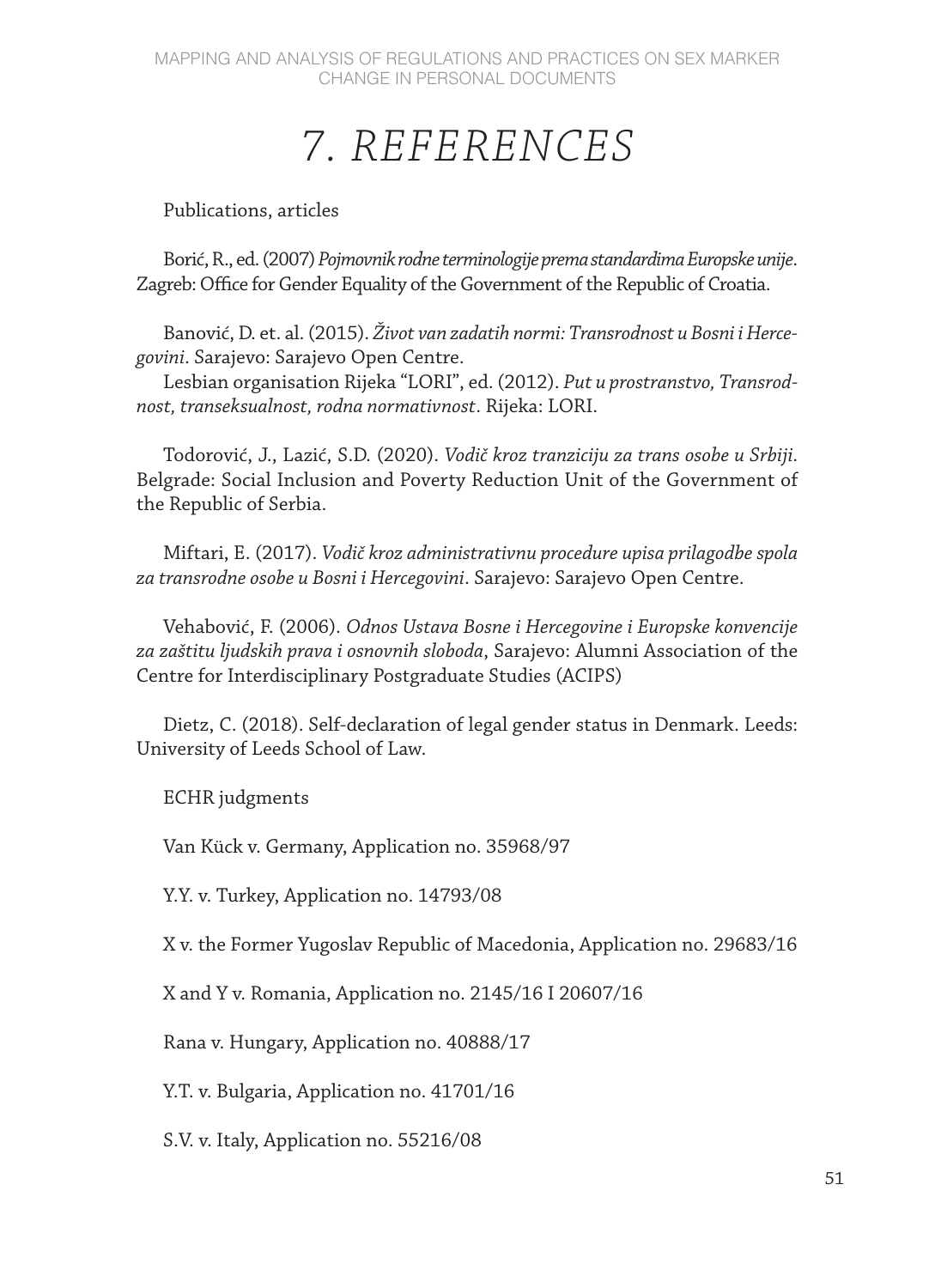# 7. REFERENCES

Publications, articles

Borić, R., ed. (2007) *Pojmovnik rodne terminologije prema standardima Europske unije*. Zagreb: Office for Gender Equality of the Government of the Republic of Croatia.

Banović, D. et. al. (2015). *Život van zadatih normi: Transrodnost u Bosni i Hercegovini*. Sarajevo: Sarajevo Open Centre.

Lesbian organisation Rijeka "LORI", ed. (2012). *Put u prostranstvo, Transrodnost, transeksualnost, rodna normativnost*. Rijeka: LORI.

Todorović, J., Lazić, S.D. (2020). *Vodič kroz tranziciju za trans osobe u Srbiji*. Belgrade: Social Inclusion and Poverty Reduction Unit of the Government of the Republic of Serbia.

Miftari, E. (2017). *Vodič kroz administrativnu procedure upisa prilagodbe spola za transrodne osobe u Bosni i Hercegovini*. Sarajevo: Sarajevo Open Centre.

Vehabović, F. (2006). *Odnos Ustava Bosne i Hercegovine i Europske konvencije za zaštitu ljudskih prava i osnovnih sloboda*, Sarajevo: Alumni Association of the Centre for Interdisciplinary Postgraduate Studies (ACIPS)

Dietz, C. (2018). Self-declaration of legal gender status in Denmark. Leeds: University of Leeds School of Law.

ECHR judgments

Van Kück v. Germany, Application no. 35968/97

Y.Y. v. Turkey, Application no. 14793/08

X v. the Former Yugoslav Republic of Macedonia, Application no. 29683/16

X and Y v. Romania, Application no. 2145/16 I 20607/16

Rana v. Hungary, Application no. 40888/17

Y.T. v. Bulgaria, Application no. 41701/16

S.V. v. Italy, Application no. 55216/08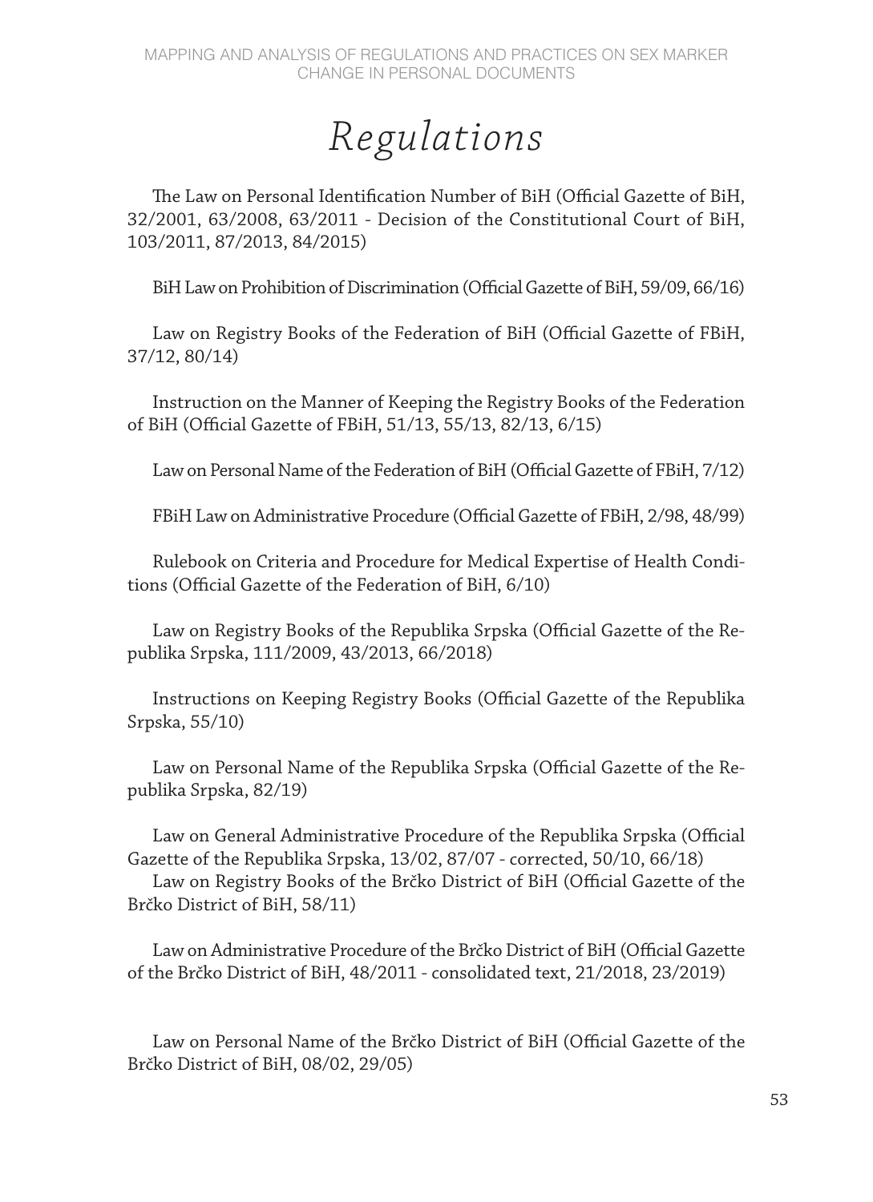# *Regulations*

The Law on Personal Identification Number of BiH (Official Gazette of BiH, 32/2001, 63/2008, 63/2011 - Decision of the Constitutional Court of BiH, 103/2011, 87/2013, 84/2015)

BiH Law on Prohibition of Discrimination (Official Gazette of BiH, 59/09, 66/16)

Law on Registry Books of the Federation of BiH (Official Gazette of FBiH, 37/12, 80/14)

Instruction on the Manner of Keeping the Registry Books of the Federation of BiH (Official Gazette of FBiH, 51/13, 55/13, 82/13, 6/15)

Law on Personal Name of the Federation of BiH (Official Gazette of FBiH, 7/12)

FBiH Law on Administrative Procedure (Official Gazette of FBiH, 2/98, 48/99)

Rulebook on Criteria and Procedure for Medical Expertise of Health Conditions (Official Gazette of the Federation of BiH, 6/10)

Law on Registry Books of the Republika Srpska (Official Gazette of the Republika Srpska, 111/2009, 43/2013, 66/2018)

Instructions on Keeping Registry Books (Official Gazette of the Republika Srpska, 55/10)

Law on Personal Name of the Republika Srpska (Official Gazette of the Republika Srpska, 82/19)

Law on General Administrative Procedure of the Republika Srpska (Official Gazette of the Republika Srpska, 13/02, 87/07 - corrected, 50/10, 66/18)

Law on Registry Books of the Brčko District of BiH (Official Gazette of the Brčko District of BiH, 58/11)

Law on Administrative Procedure of the Brčko District of BiH (Official Gazette of the Brčko District of BiH, 48/2011 - consolidated text, 21/2018, 23/2019)

Law on Personal Name of the Brčko District of BiH (Official Gazette of the Brčko District of BiH, 08/02, 29/05)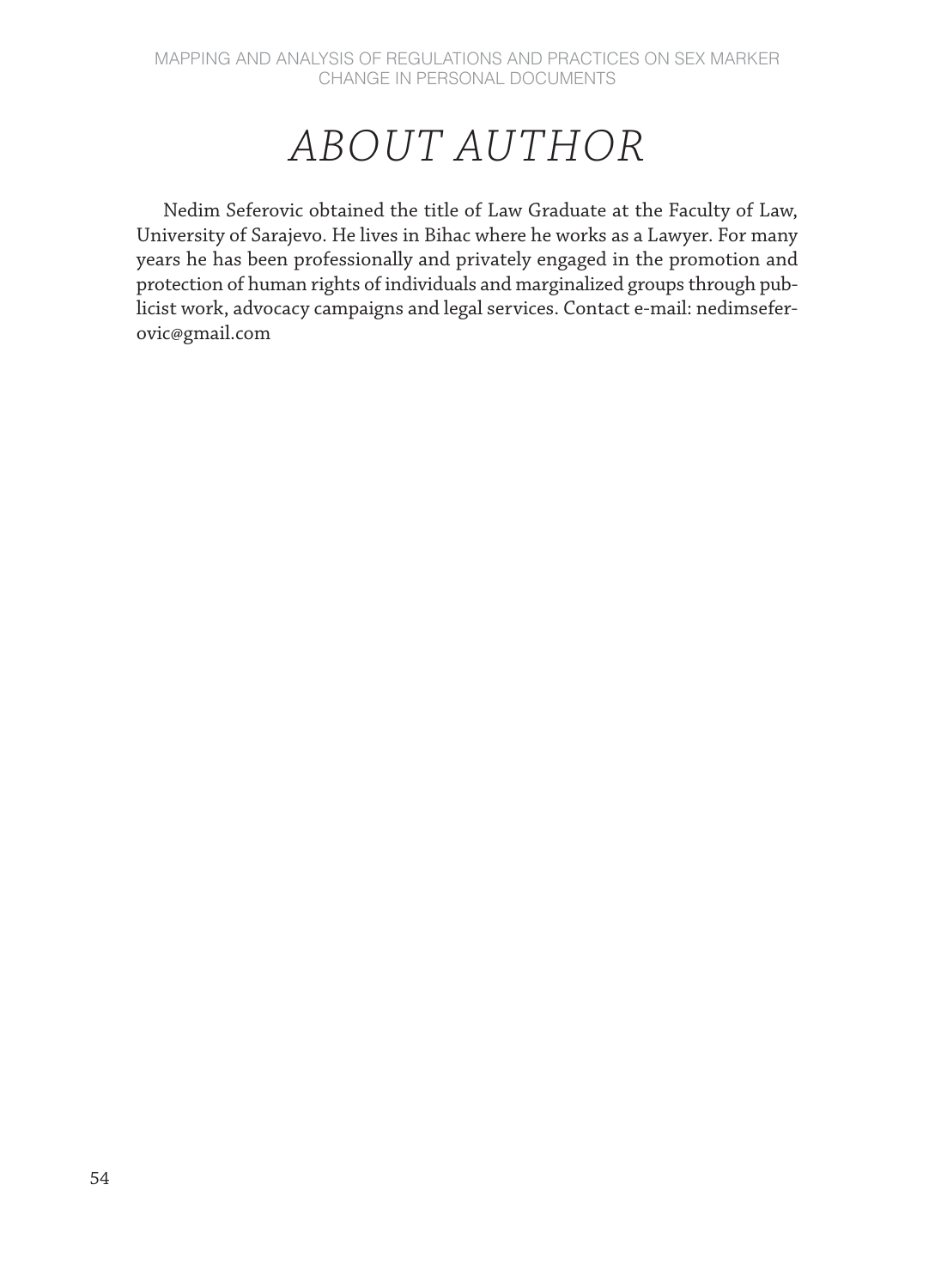# *ABOUT AUTHOR*

Nedim Seferovic obtained the title of Law Graduate at the Faculty of Law, University of Sarajevo. He lives in Bihac where he works as a Lawyer. For many years he has been professionally and privately engaged in the promotion and protection of human rights of individuals and marginalized groups through publicist work, advocacy campaigns and legal services. Contact e-mail: nedimseferovic@gmail.com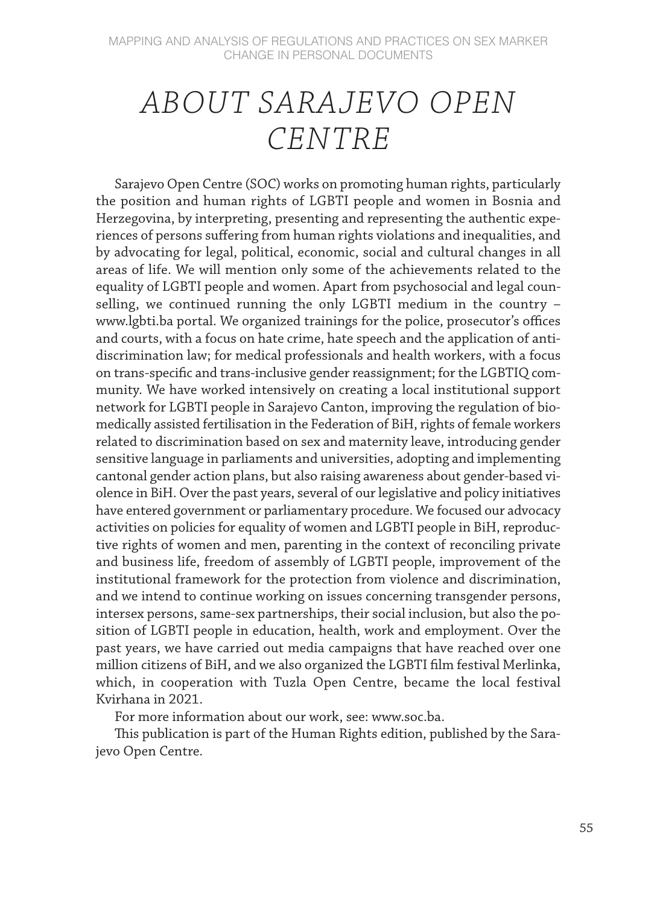# *ABOUT SARAJEVO OPEN CENTRE*

Sarajevo Open Centre (SOC) works on promoting human rights, particularly the position and human rights of LGBTI people and women in Bosnia and Herzegovina, by interpreting, presenting and representing the authentic experiences of persons suffering from human rights violations and inequalities, and by advocating for legal, political, economic, social and cultural changes in all areas of life. We will mention only some of the achievements related to the equality of LGBTI people and women. Apart from psychosocial and legal counselling, we continued running the only LGBTI medium in the country – www.lgbti.ba portal. We organized trainings for the police, prosecutor's offices and courts, with a focus on hate crime, hate speech and the application of anti-discrimination law; for medical professionals and health workers, with a focus on trans-specific and trans-inclusive gender reassignment; for the LGBTIQ community. We have worked intensively on creating a local institutional support network for LGBTI people in Sarajevo Canton, improving the regulation of biomedically assisted fertilisation in the Federation of BiH, rights of female workers related to discrimination based on sex and maternity leave, introducing gender sensitive language in parliaments and universities, adopting and implementing cantonal gender action plans, but also raising awareness about gender-based violence in BiH. Over the past years, several of our legislative and policy initiatives have entered government or parliamentary procedure. We focused our advocacy activities on policies for equality of women and LGBTI people in BiH, reproductive rights of women and men, parenting in the context of reconciling private and business life, freedom of assembly of LGBTI people, improvement of the institutional framework for the protection from violence and discrimination, and we intend to continue working on issues concerning transgender persons, intersex persons, same-sex partnerships, their social inclusion, but also the position of LGBTI people in education, health, work and employment. Over the past years, we have carried out media campaigns that have reached over one million citizens of BiH, and we also organized the LGBTI film festival Merlinka, which, in cooperation with Tuzla Open Centre, became the local festival Kvirhana in 2021.

For more information about our work, see: www.soc.ba.

This publication is part of the Human Rights edition, published by the Sarajevo Open Centre.